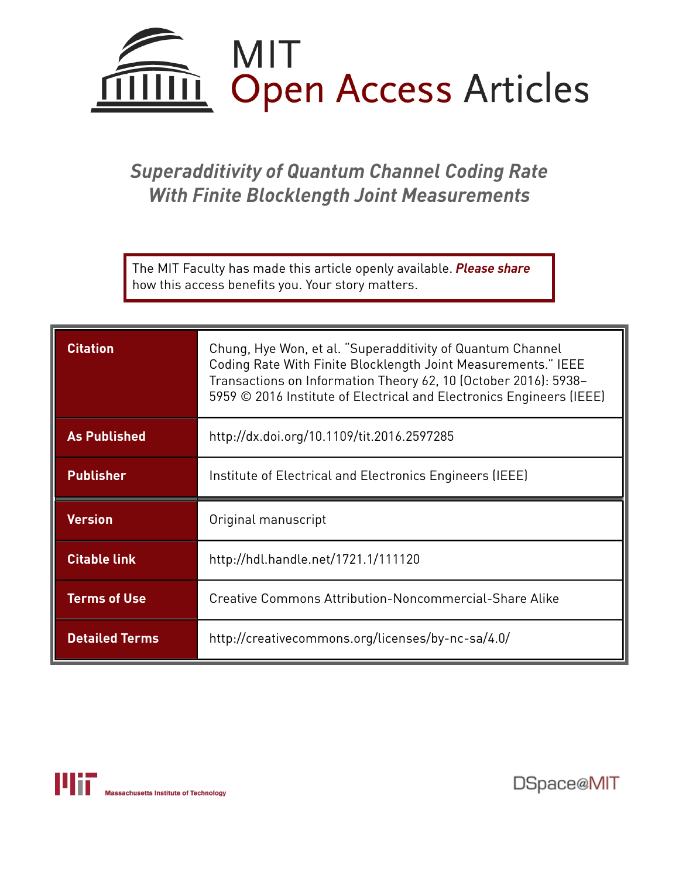MIT Open Access Articles

# *Superadditivity of Quantum Channel Coding Rate With Finite Blocklength Joint Measurements*

The MIT Faculty has made this article openly available. ***Please share*** how this access benefits you. Your story matters.

| | |
|---|---|
| **Citation** | Chung, Hye Won, et al. "Superadditivity of Quantum Channel Coding Rate With Finite Blocklength Joint Measurements." IEEE Transactions on Information Theory 62, 10 (October 2016): 5938–5959 © 2016 Institute of Electrical and Electronics Engineers (IEEE) |
| **As Published** | http://dx.doi.org/10.1109/tit.2016.2597285 |
| **Publisher** | Institute of Electrical and Electronics Engineers (IEEE) |
| **Version** | Original manuscript |
| **Citable link** | http://hdl.handle.net/1721.1/111120 |
| **Terms of Use** | Creative Commons Attribution-Noncommercial-Share Alike |
| **Detailed Terms** | http://creativecommons.org/licenses/by-nc-sa/4.0/ |

Massachusetts Institute of Technology

DSpace@MIT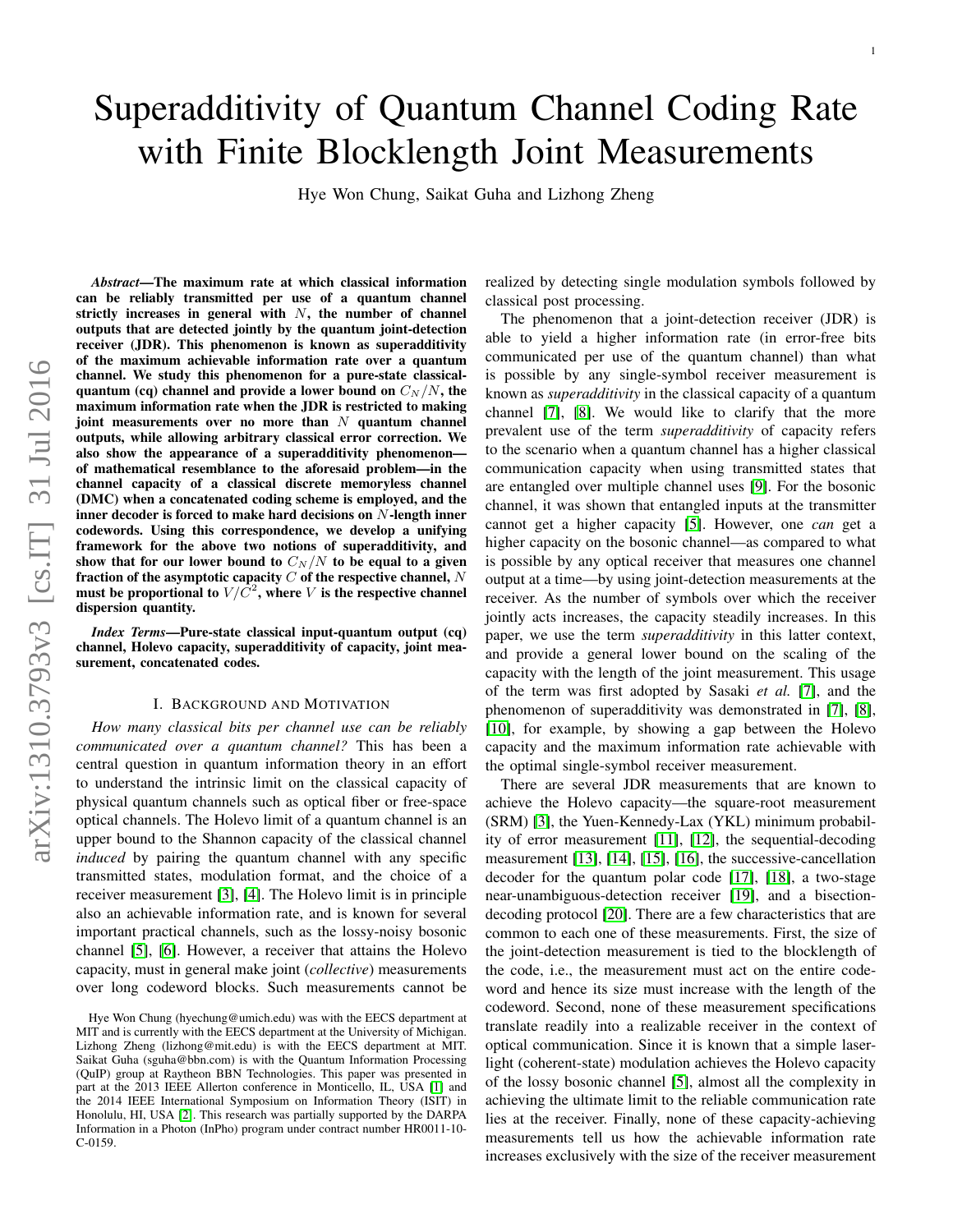# Superadditivity of Quantum Channel Coding Rate with Finite Blocklength Joint Measurements

Hye Won Chung, Saikat Guha and Lizhong Zheng

***Abstract*—The maximum rate at which classical information can be reliably transmitted per use of a quantum channel strictly increases in general with $N$, the number of channel outputs that are detected jointly by the quantum joint-detection receiver (JDR). This phenomenon is known as superadditivity of the maximum achievable information rate over a quantum channel. We study this phenomenon for a pure-state classical-quantum (cq) channel and provide a lower bound on $C_N/N$, the maximum information rate when the JDR is restricted to making joint measurements over no more than $N$ quantum channel outputs, while allowing arbitrary classical error correction. We also show the appearance of a superadditivity phenomenon—of mathematical resemblance to the aforesaid problem—in the channel capacity of a classical discrete memoryless channel (DMC) when a concatenated coding scheme is employed, and the inner decoder is forced to make hard decisions on $N$-length inner codewords. Using this correspondence, we develop a unifying framework for the above two notions of superadditivity, and show that for our lower bound to $C_N/N$ to be equal to a given fraction of the asymptotic capacity $C$ of the respective channel, $N$ must be proportional to $V/C^2$, where $V$ is the respective channel dispersion quantity.**

***Index Terms*—Pure-state classical input-quantum output (cq) channel, Holevo capacity, superadditivity of capacity, joint measurement, concatenated codes.**

## I. Background and Motivation

*How many classical bits per channel use can be reliably communicated over a quantum channel?* This has been a central question in quantum information theory in an effort to understand the intrinsic limit on the classical capacity of physical quantum channels such as optical fiber or free-space optical channels. The Holevo limit of a quantum channel is an upper bound to the Shannon capacity of the classical channel *induced* by pairing the quantum channel with any specific transmitted states, modulation format, and the choice of a receiver measurement [3], [4]. The Holevo limit is in principle also an achievable information rate, and is known for several important practical channels, such as the lossy-noisy bosonic channel [5], [6]. However, a receiver that attains the Holevo capacity, must in general make joint (*collective*) measurements over long codeword blocks. Such measurements cannot be realized by detecting single modulation symbols followed by classical post processing.

Hye Won Chung (hyechung@umich.edu) was with the EECS department at MIT and is currently with the EECS department at the University of Michigan. Lizhong Zheng (lizhong@mit.edu) is with the EECS department at MIT. Saikat Guha (sguha@bbn.com) is with the Quantum Information Processing (QuIP) group at Raytheon BBN Technologies. This paper was presented in part at the 2013 IEEE Allerton conference in Monticello, IL, USA [1] and the 2014 IEEE International Symposium on Information Theory (ISIT) in Honolulu, HI, USA [2]. This research was partially supported by the DARPA Information in a Photon (InPho) program under contract number HR0011-10-C-0159.

The phenomenon that a joint-detection receiver (JDR) is able to yield a higher information rate (in error-free bits communicated per use of the quantum channel) than what is possible by any single-symbol receiver measurement is known as *superadditivity* in the classical capacity of a quantum channel [7], [8]. We would like to clarify that the more prevalent use of the term *superadditivity* of capacity refers to the scenario when a quantum channel has a higher classical communication capacity when using transmitted states that are entangled over multiple channel uses [9]. For the bosonic channel, it was shown that entangled inputs at the transmitter cannot get a higher capacity [5]. However, one *can* get a higher capacity on the bosonic channel—as compared to what is possible by any optical receiver that measures one channel output at a time—by using joint-detection measurements at the receiver. As the number of symbols over which the receiver jointly acts increases, the capacity steadily increases. In this paper, we use the term *superadditivity* in this latter context, and provide a general lower bound on the scaling of the capacity with the length of the joint measurement. This usage of the term was first adopted by Sasaki *et al.* [7], and the phenomenon of superadditivity was demonstrated in [7], [8], [10], for example, by showing a gap between the Holevo capacity and the maximum information rate achievable with the optimal single-symbol receiver measurement.

There are several JDR measurements that are known to achieve the Holevo capacity—the square-root measurement (SRM) [3], the Yuen-Kennedy-Lax (YKL) minimum probability of error measurement [11], [12], the sequential-decoding measurement [13], [14], [15], [16], the successive-cancellation decoder for the quantum polar code [17], [18], a two-stage near-unambiguous-detection receiver [19], and a bisection-decoding protocol [20]. There are a few characteristics that are common to each one of these measurements. First, the size of the joint-detection measurement is tied to the blocklength of the code, i.e., the measurement must act on the entire codeword and hence its size must increase with the length of the codeword. Second, none of these measurement specifications translate readily into a realizable receiver in the context of optical communication. Since it is known that a simple laser-light (coherent-state) modulation achieves the Holevo capacity of the lossy bosonic channel [5], almost all the complexity in achieving the ultimate limit to the reliable communication rate lies at the receiver. Finally, none of these capacity-achieving measurements tell us how the achievable information rate increases exclusively with the size of the receiver measurement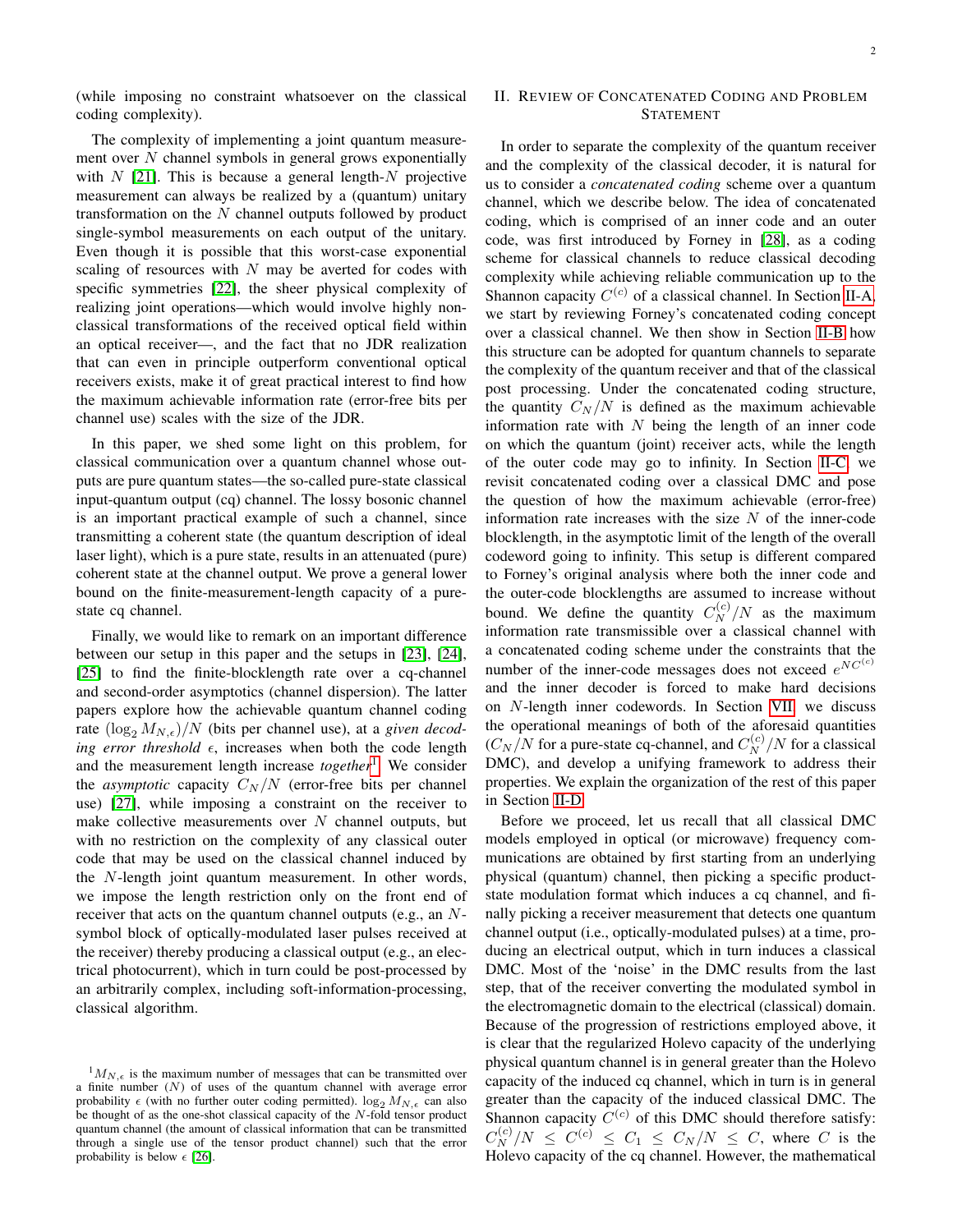(while imposing no constraint whatsoever on the classical coding complexity).

The complexity of implementing a joint quantum measurement over $N$ channel symbols in general grows exponentially with $N$ [21]. This is because a general length-$N$ projective measurement can always be realized by a (quantum) unitary transformation on the $N$ channel outputs followed by product single-symbol measurements on each output of the unitary. Even though it is possible that this worst-case exponential scaling of resources with $N$ may be averted for codes with specific symmetries [22], the sheer physical complexity of realizing joint operations—which would involve highly non-classical transformations of the received optical field within an optical receiver—, and the fact that no JDR realization that can even in principle outperform conventional optical receivers exists, make it of great practical interest to find how the maximum achievable information rate (error-free bits per channel use) scales with the size of the JDR.

In this paper, we shed some light on this problem, for classical communication over a quantum channel whose outputs are pure quantum states—the so-called pure-state classical input-quantum output (cq) channel. The lossy bosonic channel is an important practical example of such a channel, since transmitting a coherent state (the quantum description of ideal laser light), which is a pure state, results in an attenuated (pure) coherent state at the channel output. We prove a general lower bound on the finite-measurement-length capacity of a pure-state cq channel.

Finally, we would like to remark on an important difference between our setup in this paper and the setups in [23], [24], [25] to find the finite-blocklength rate over a cq-channel and second-order asymptotics (channel dispersion). The latter papers explore how the achievable quantum channel coding rate $(\log_2 M_{N,\epsilon})/N$ (bits per channel use), at a *given decoding error threshold* $\epsilon$, increases when both the code length and the measurement length increase *together*[1]. We consider the *asymptotic* capacity $C_N/N$ (error-free bits per channel use) [27], while imposing a constraint on the receiver to make collective measurements over $N$ channel outputs, but with no restriction on the complexity of any classical outer code that may be used on the classical channel induced by the $N$-length joint quantum measurement. In other words, we impose the length restriction only on the front end of receiver that acts on the quantum channel outputs (e.g., an $N$-symbol block of optically-modulated laser pulses received at the receiver) thereby producing a classical output (e.g., an electrical photocurrent), which in turn could be post-processed by an arbitrarily complex, including soft-information-processing, classical algorithm.

[1] $M_{N,\epsilon}$ is the maximum number of messages that can be transmitted over a finite number ($N$) of uses of the quantum channel with average error probability $\epsilon$ (with no further outer coding permitted). $\log_2 M_{N,\epsilon}$ can also be thought of as the one-shot classical capacity of the $N$-fold tensor product quantum channel (the amount of classical information that can be transmitted through a single use of the tensor product channel) such that the error probability is below $\epsilon$ [26].

## II. Review of Concatenated Coding and Problem Statement

In order to separate the complexity of the quantum receiver and the complexity of the classical decoder, it is natural for us to consider a *concatenated coding* scheme over a quantum channel, which we describe below. The idea of concatenated coding, which is comprised of an inner code and an outer code, was first introduced by Forney in [28], as a coding scheme for classical channels to reduce classical decoding complexity while achieving reliable communication up to the Shannon capacity $C^{(c)}$ of a classical channel. In Section II-A, we start by reviewing Forney's concatenated coding concept over a classical channel. We then show in Section II-B how this structure can be adopted for quantum channels to separate the complexity of the quantum receiver and that of the classical post processing. Under the concatenated coding structure, the quantity $C_N/N$ is defined as the maximum achievable information rate with $N$ being the length of an inner code on which the quantum (joint) receiver acts, while the length of the outer code may go to infinity. In Section II-C we revisit concatenated coding over a classical DMC and pose the question of how the maximum achievable (error-free) information rate increases with the size $N$ of the inner-code blocklength, in the asymptotic limit of the length of the overall codeword going to infinity. This setup is different compared to Forney's original analysis where both the inner code and the outer-code blocklengths are assumed to increase without bound. We define the quantity $C_N^{(c)}/N$ as the maximum information rate transmissible over a classical channel with a concatenated coding scheme under the constraints that the number of the inner-code messages does not exceed $e^{NC^{(c)}}$ and the inner decoder is forced to make hard decisions on $N$-length inner codewords. In Section VII, we discuss the operational meanings of both of the aforesaid quantities ($C_N/N$ for a pure-state cq-channel, and $C_N^{(c)}/N$ for a classical DMC), and develop a unifying framework to address their properties. We explain the organization of the rest of this paper in Section II-D.

Before we proceed, let us recall that all classical DMC models employed in optical (or microwave) frequency communications are obtained by first starting from an underlying physical (quantum) channel, then picking a specific product-state modulation format which induces a cq channel, and finally picking a receiver measurement that detects one quantum channel output (i.e., optically-modulated pulses) at a time, producing an electrical output, which in turn induces a classical DMC. Most of the 'noise' in the DMC results from the last step, that of the receiver converting the modulated symbol in the electromagnetic domain to the electrical (classical) domain. Because of the progression of restrictions employed above, it is clear that the regularized Holevo capacity of the underlying physical quantum channel is in general greater than the Holevo capacity of the induced cq channel, which in turn is in general greater than the capacity of the induced classical DMC. The Shannon capacity $C^{(c)}$ of this DMC should therefore satisfy: $C_N^{(c)}/N \leq C^{(c)} \leq C_1 \leq C_N/N \leq C$, where $C$ is the Holevo capacity of the cq channel. However, the mathematical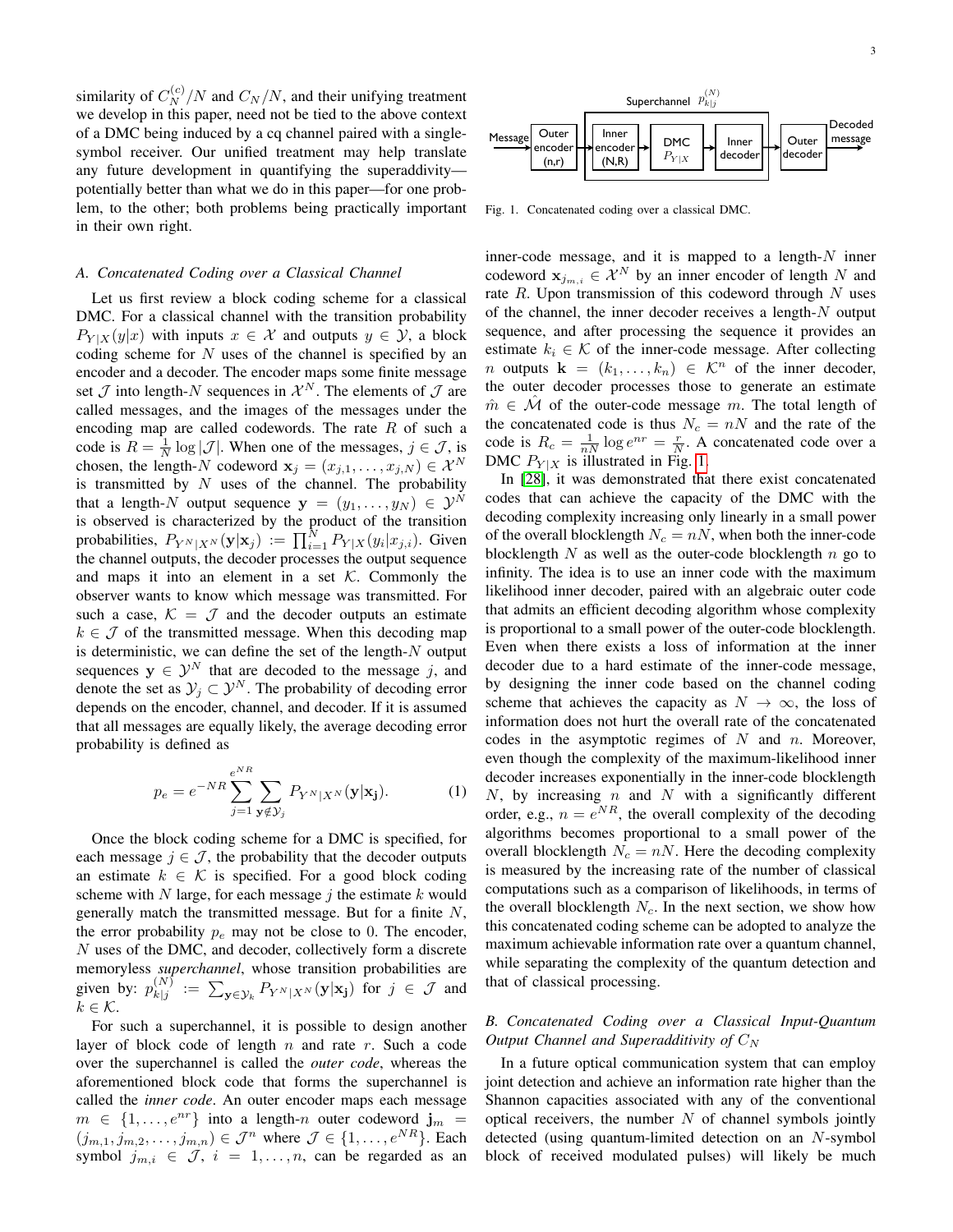similarity of $C_N^{(c)}/N$ and $C_N/N$, and their unifying treatment we develop in this paper, need not be tied to the above context of a DMC being induced by a cq channel paired with a single-symbol receiver. Our unified treatment may help translate any future development in quantifying the superadditivity—potentially better than what we do in this paper—for one problem, to the other; both problems being practically important in their own right.

### A. Concatenated Coding over a Classical Channel

Let us first review a block coding scheme for a classical DMC. For a classical channel with the transition probability $P_{Y|X}(y|x)$ with inputs $x \in \mathcal{X}$ and outputs $y \in \mathcal{Y}$, a block coding scheme for $N$ uses of the channel is specified by an encoder and a decoder. The encoder maps some finite message set $\mathcal{J}$ into length-$N$ sequences in $\mathcal{X}^N$. The elements of $\mathcal{J}$ are called messages, and the images of the messages under the encoding map are called codewords. The rate $R$ of such a code is $R = \frac{1}{N}\log|\mathcal{J}|$. When one of the messages, $j \in \mathcal{J}$, is chosen, the length-$N$ codeword $\mathbf{x}_j = (x_{j,1}, \dots, x_{j,N}) \in \mathcal{X}^N$ is transmitted by $N$ uses of the channel. The probability that a length-$N$ output sequence $\mathbf{y} = (y_1, \dots, y_N) \in \mathcal{Y}^N$ is observed is characterized by the product of the transition probabilities, $P_{Y^N|X^N}(\mathbf{y}|\mathbf{x}_j) := \prod_{i=1}^N P_{Y|X}(y_i|x_{j,i})$. Given the channel outputs, the decoder processes the output sequence and maps it into an element in a set $\mathcal{K}$. Commonly the observer wants to know which message was transmitted. For such a case, $\mathcal{K} = \mathcal{J}$ and the decoder outputs an estimate $k \in \mathcal{J}$ of the transmitted message. When this decoding map is deterministic, we can define the set of the length-$N$ output sequences $\mathbf{y} \in \mathcal{Y}^N$ that are decoded to the message $j$, and denote the set as $\mathcal{Y}_j \subset \mathcal{Y}^N$. The probability of decoding error depends on the encoder, channel, and decoder. If it is assumed that all messages are equally likely, the average decoding error probability is defined as

$$p_e = e^{-NR} \sum_{j=1}^{e^{NR}} \sum_{\mathbf{y} \notin \mathcal{Y}_j} P_{Y^N|X^N}(\mathbf{y}|\mathbf{x}_j). \tag{1}$$

Once the block coding scheme for a DMC is specified, for each message $j \in \mathcal{J}$, the probability that the decoder outputs an estimate $k \in \mathcal{K}$ is specified. For a good block coding scheme with $N$ large, for each message $j$ the estimate $k$ would generally match the transmitted message. But for a finite $N$, the error probability $p_e$ may not be close to 0. The encoder, $N$ uses of the DMC, and decoder, collectively form a discrete memoryless *superchannel*, whose transition probabilities are given by: $p_{k|j}^{(N)} := \sum_{\mathbf{y} \in \mathcal{Y}_k} P_{Y^N|X^N}(\mathbf{y}|\mathbf{x}_j)$ for $j \in \mathcal{J}$ and $k \in \mathcal{K}$.

For such a superchannel, it is possible to design another layer of block code of length $n$ and rate $r$. Such a code over the superchannel is called the *outer code*, whereas the aforementioned block code that forms the superchannel is called the *inner code*. An outer encoder maps each message $m \in \{1, \dots, e^{nr}\}$ into a length-$n$ outer codeword $\mathbf{j}_m = (j_{m,1}, j_{m,2}, \dots, j_{m,n}) \in \mathcal{J}^n$ where $\mathcal{J} \in \{1, \dots, e^{NR}\}$. Each symbol $j_{m,i} \in \mathcal{J}$, $i = 1, \dots, n$, can be regarded as an inner-code message, and it is mapped to a length-$N$ inner codeword $\mathbf{x}_{j_{m,i}} \in \mathcal{X}^N$ by an inner encoder of length $N$ and rate $R$. Upon transmission of this codeword through $N$ uses of the channel, the inner decoder receives a length-$N$ output sequence, and after processing the sequence it provides an estimate $k_i \in \mathcal{K}$ of the inner-code message. After collecting $n$ outputs $\mathbf{k} = (k_1, \dots, k_n) \in \mathcal{K}^n$ of the inner decoder, the outer decoder processes those to generate an estimate $\hat{m} \in \hat{\mathcal{M}}$ of the outer-code message $m$. The total length of the concatenated code is thus $N_c = nN$ and the rate of the code is $R_c = \frac{1}{nN}\log e^{nr} = \frac{r}{N}$. A concatenated code over a DMC $P_{Y|X}$ is illustrated in Fig. 1.

Superchannel $p_{k|j}^{(N)}$: Message → Outer encoder (n,r) → Inner encoder (N,R) → DMC $P_{Y|X}$ → Inner decoder → Outer decoder → Decoded message

Fig. 1. Concatenated coding over a classical DMC.

In [28], it was demonstrated that there exist concatenated codes that can achieve the capacity of the DMC with the decoding complexity increasing only linearly in a small power of the overall blocklength $N_c = nN$, when both the inner-code blocklength $N$ as well as the outer-code blocklength $n$ go to infinity. The idea is to use an inner code with the maximum likelihood inner decoder, paired with an algebraic outer code that admits an efficient decoding algorithm whose complexity is proportional to a small power of the outer-code blocklength. Even when there exists a loss of information at the inner decoder due to a hard estimate of the inner-code message, by designing the inner code based on the channel coding scheme that achieves the capacity as $N \to \infty$, the loss of information does not hurt the overall rate of the concatenated codes in the asymptotic regimes of $N$ and $n$. Moreover, even though the complexity of the maximum-likelihood inner decoder increases exponentially in the inner-code blocklength $N$, by increasing $n$ and $N$ with a significantly different order, e.g., $n = e^{NR}$, the overall complexity of the decoding algorithms becomes proportional to a small power of the overall blocklength $N_c = nN$. Here the decoding complexity is measured by the increasing rate of the number of classical computations such as a comparison of likelihoods, in terms of the overall blocklength $N_c$. In the next section, we show how this concatenated coding scheme can be adopted to analyze the maximum achievable information rate over a quantum channel, while separating the complexity of the quantum detection and that of classical processing.

### B. Concatenated Coding over a Classical Input-Quantum Output Channel and Superadditivity of $C_N$

In a future optical communication system that can employ joint detection and achieve an information rate higher than the Shannon capacities associated with any of the conventional optical receivers, the number $N$ of channel symbols jointly detected (using quantum-limited detection on an $N$-symbol block of received modulated pulses) will likely be much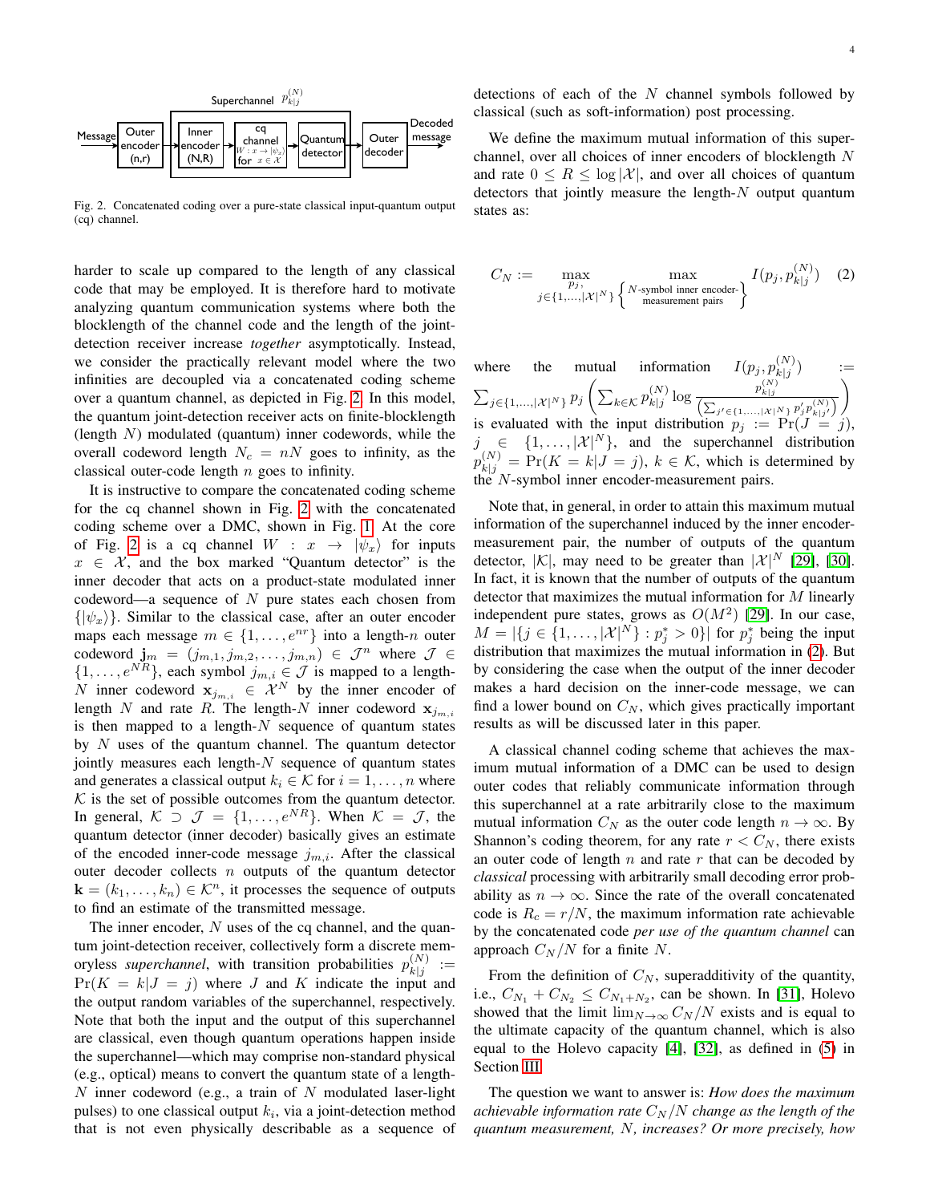Fig. 2. Concatenated coding over a pure-state classical input-quantum output (cq) channel.

harder to scale up compared to the length of any classical code that may be employed. It is therefore hard to motivate analyzing quantum communication systems where both the blocklength of the channel code and the length of the joint-detection receiver increase *together* asymptotically. Instead, we consider the practically relevant model where the two infinities are decoupled via a concatenated coding scheme over a quantum channel, as depicted in Fig. 2. In this model, the quantum joint-detection receiver acts on finite-blocklength (length $N$) modulated (quantum) inner codewords, while the overall codeword length $N_c = nN$ goes to infinity, as the classical outer-code length $n$ goes to infinity.

It is instructive to compare the concatenated coding scheme for the cq channel shown in Fig. 2 with the concatenated coding scheme over a DMC, shown in Fig. 1. At the core of Fig. 2 is a cq channel $W : x \to |\psi_x\rangle$ for inputs $x \in \mathcal{X}$, and the box marked "Quantum detector" is the inner decoder that acts on a product-state modulated inner codeword—a sequence of $N$ pure states each chosen from $\{|\psi_x\rangle\}$. Similar to the classical case, after an outer encoder maps each message $m \in \{1, \ldots, e^{nr}\}$ into a length-$n$ outer codeword $\mathbf{j}_m = (j_{m,1}, j_{m,2}, \ldots, j_{m,n}) \in \mathcal{J}^n$ where $\mathcal{J} \in \{1, \ldots, e^{NR}\}$, each symbol $j_{m,i} \in \mathcal{J}$ is mapped to a length-$N$ inner codeword $\mathbf{x}_{j_{m,i}} \in \mathcal{X}^N$ by the inner encoder of length $N$ and rate $R$. The length-$N$ inner codeword $\mathbf{x}_{j_{m,i}}$ is then mapped to a length-$N$ sequence of quantum states by $N$ uses of the quantum channel. The quantum detector jointly measures each length-$N$ sequence of quantum states and generates a classical output $k_i \in \mathcal{K}$ for $i = 1, \ldots, n$ where $\mathcal{K}$ is the set of possible outcomes from the quantum detector. In general, $\mathcal{K} \supset \mathcal{J} = \{1, \ldots, e^{NR}\}$. When $\mathcal{K} = \mathcal{J}$, the quantum detector (inner decoder) basically gives an estimate of the encoded inner-code message $j_{m,i}$. After the classical outer decoder collects $n$ outputs of the quantum detector $\mathbf{k} = (k_1, \ldots, k_n) \in \mathcal{K}^n$, it processes the sequence of outputs to find an estimate of the transmitted message.

The inner encoder, $N$ uses of the cq channel, and the quantum joint-detection receiver, collectively form a discrete memoryless *superchannel*, with transition probabilities $p^{(N)}_{k|j} := \Pr(K = k|J = j)$ where $J$ and $K$ indicate the input and the output random variables of the superchannel, respectively. Note that both the input and the output of this superchannel are classical, even though quantum operations happen inside the superchannel—which may comprise non-standard physical (e.g., optical) means to convert the quantum state of a length-$N$ inner codeword (e.g., a train of $N$ modulated laser-light pulses) to one classical output $k_i$, via a joint-detection method that is not even physically describable as a sequence of detections of each of the $N$ channel symbols followed by classical (such as soft-information) post processing.

We define the maximum mutual information of this superchannel, over all choices of inner encoders of blocklength $N$ and rate $0 \le R \le \log|\mathcal{X}|$, and over all choices of quantum detectors that jointly measure the length-$N$ output quantum states as:

$$C_N := \max_{\substack{p_j, \\ j \in \{1,\ldots,|\mathcal{X}|^N\}}} \max_{\left\{\substack{N\text{-symbol inner encoder-} \\ \text{measurement pairs}}\right\}} I(p_j, p^{(N)}_{k|j}) \quad (2)$$

where the mutual information $I(p_j, p^{(N)}_{k|j}) := \sum_{j\in\{1,\ldots,|\mathcal{X}|^N\}} p_j \left( \sum_{k\in\mathcal{K}} p^{(N)}_{k|j} \log \frac{p^{(N)}_{k|j}}{\left(\sum_{j'\in\{1,\ldots,|\mathcal{X}|^N\}} p'_j p^{(N)}_{k|j'}\right)} \right)$ is evaluated with the input distribution $p_j := \Pr(J = j)$, $j \in \{1, \ldots, |\mathcal{X}|^N\}$, and the superchannel distribution $p^{(N)}_{k|j} = \Pr(K = k|J = j)$, $k \in \mathcal{K}$, which is determined by the $N$-symbol inner encoder-measurement pairs.

Note that, in general, in order to attain this maximum mutual information of the superchannel induced by the inner encoder-measurement pair, the number of outputs of the quantum detector, $|\mathcal{K}|$, may need to be greater than $|\mathcal{X}|^N$ [29], [30]. In fact, it is known that the number of outputs of the quantum detector that maximizes the mutual information for $M$ linearly independent pure states, grows as $O(M^2)$ [29]. In our case, $M = |\{j \in \{1, \ldots, |\mathcal{X}|^N\} : p^*_j > 0\}|$ for $p^*_j$ being the input distribution that maximizes the mutual information in (2). But by considering the case when the output of the inner decoder makes a hard decision on the inner-code message, we can find a lower bound on $C_N$, which gives practically important results as will be discussed later in this paper.

A classical channel coding scheme that achieves the maximum mutual information of a DMC can be used to design outer codes that reliably communicate information through this superchannel at a rate arbitrarily close to the maximum mutual information $C_N$ as the outer code length $n \to \infty$. By Shannon's coding theorem, for any rate $r < C_N$, there exists an outer code of length $n$ and rate $r$ that can be decoded by *classical* processing with arbitrarily small decoding error probability as $n \to \infty$. Since the rate of the overall concatenated code is $R_c = r/N$, the maximum information rate achievable by the concatenated code *per use of the quantum channel* can approach $C_N/N$ for a finite $N$.

From the definition of $C_N$, superadditivity of the quantity, i.e., $C_{N_1} + C_{N_2} \le C_{N_1+N_2}$, can be shown. In [31], Holevo showed that the limit $\lim_{N\to\infty} C_N/N$ exists and is equal to the ultimate capacity of the quantum channel, which is also equal to the Holevo capacity [4], [32], as defined in (5) in Section III.

The question we want to answer is: *How does the maximum achievable information rate $C_N/N$ change as the length of the quantum measurement, $N$, increases? Or more precisely, how*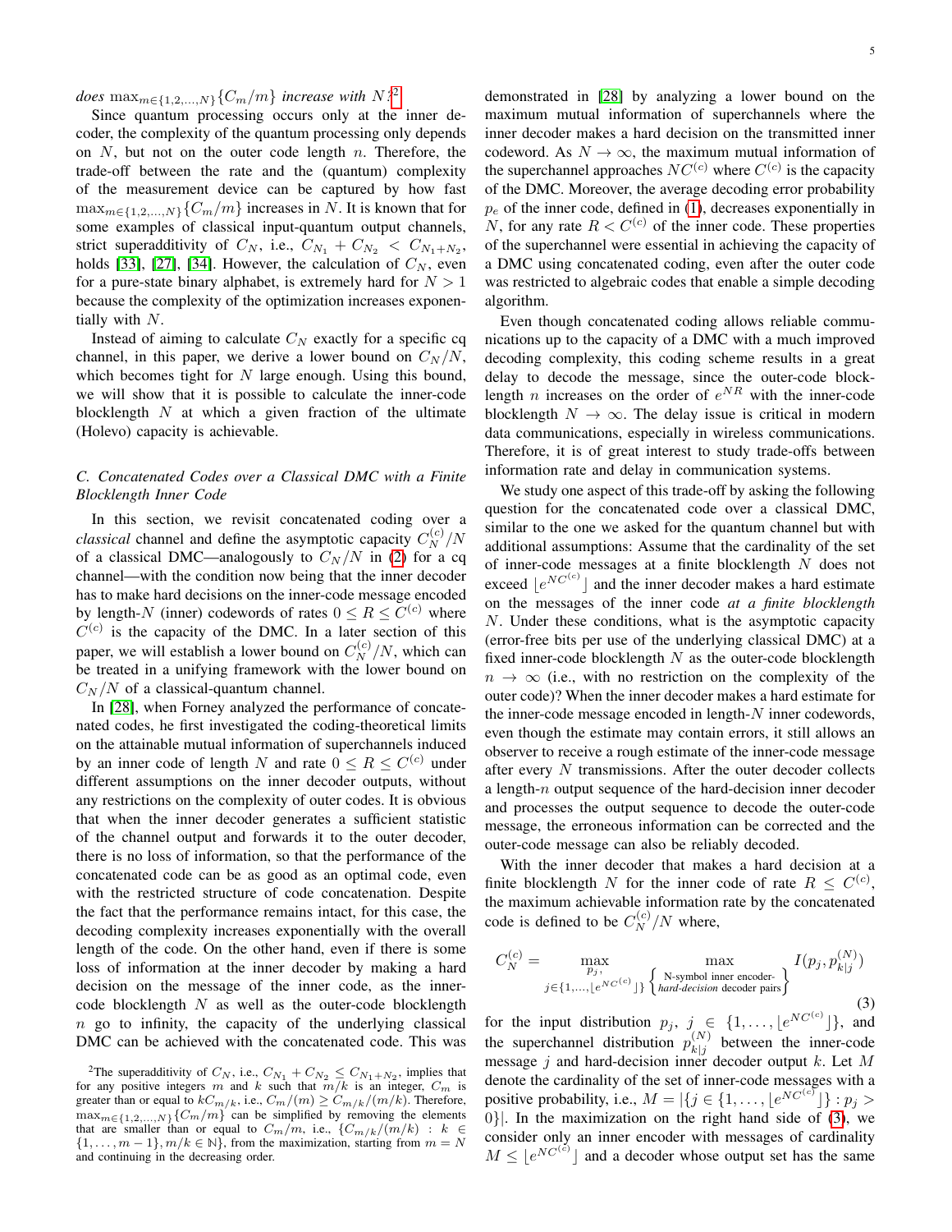*does* $\max_{m\in\{1,2,\ldots,N\}}\{C_m/m\}$ *increase with* $N$?[2]

Since quantum processing occurs only at the inner decoder, the complexity of the quantum processing only depends on $N$, but not on the outer code length $n$. Therefore, the trade-off between the rate and the (quantum) complexity of the measurement device can be captured by how fast $\max_{m\in\{1,2,\ldots,N\}}\{C_m/m\}$ increases in $N$. It is known that for some examples of classical input-quantum output channels, strict superadditivity of $C_N$, i.e., $C_{N_1}+C_{N_2}<C_{N_1+N_2}$, holds [33], [27], [34]. However, the calculation of $C_N$, even for a pure-state binary alphabet, is extremely hard for $N>1$ because the complexity of the optimization increases exponentially with $N$.

Instead of aiming to calculate $C_N$ exactly for a specific cq channel, in this paper, we derive a lower bound on $C_N/N$, which becomes tight for $N$ large enough. Using this bound, we will show that it is possible to calculate the inner-code blocklength $N$ at which a given fraction of the ultimate (Holevo) capacity is achievable.

### C. Concatenated Codes over a Classical DMC with a Finite Blocklength Inner Code

In this section, we revisit concatenated coding over a *classical* channel and define the asymptotic capacity $C_N^{(c)}/N$ of a classical DMC—analogously to $C_N/N$ in (2) for a cq channel—with the condition now being that the inner decoder has to make hard decisions on the inner-code message encoded by length-$N$ (inner) codewords of rates $0\le R\le C^{(c)}$ where $C^{(c)}$ is the capacity of the DMC. In a later section of this paper, we will establish a lower bound on $C_N^{(c)}/N$, which can be treated in a unifying framework with the lower bound on $C_N/N$ of a classical-quantum channel.

In [28], when Forney analyzed the performance of concatenated codes, he first investigated the coding-theoretical limits on the attainable mutual information of superchannels induced by an inner code of length $N$ and rate $0\le R\le C^{(c)}$ under different assumptions on the inner decoder outputs, without any restrictions on the complexity of outer codes. It is obvious that when the inner decoder generates a sufficient statistic of the channel output and forwards it to the outer decoder, there is no loss of information, so that the performance of the concatenated code can be as good as an optimal code, even with the restricted structure of code concatenation. Despite the fact that the performance remains intact, for this case, the decoding complexity increases exponentially with the overall length of the code. On the other hand, even if there is some loss of information at the inner decoder by making a hard decision on the message of the inner code, as the inner-code blocklength $N$ as well as the outer-code blocklength $n$ go to infinity, the capacity of the underlying classical DMC can be achieved with the concatenated code. This was demonstrated in [28] by analyzing a lower bound on the maximum mutual information of superchannels where the inner decoder makes a hard decision on the transmitted inner codeword. As $N\to\infty$, the maximum mutual information of the superchannel approaches $NC^{(c)}$ where $C^{(c)}$ is the capacity of the DMC. Moreover, the average decoding error probability $p_e$ of the inner code, defined in (1), decreases exponentially in $N$, for any rate $R<C^{(c)}$ of the inner code. These properties of the superchannel were essential in achieving the capacity of a DMC using concatenated coding, even after the outer code was restricted to algebraic codes that enable a simple decoding algorithm.

Even though concatenated coding allows reliable communications up to the capacity of a DMC with a much improved decoding complexity, this coding scheme results in a great delay to decode the message, since the outer-code blocklength $n$ increases on the order of $e^{NR}$ with the inner-code blocklength $N\to\infty$. The delay issue is critical in modern data communications, especially in wireless communications. Therefore, it is of great interest to study trade-offs between information rate and delay in communication systems.

We study one aspect of this trade-off by asking the following question for the concatenated code over a classical DMC, similar to the one we asked for the quantum channel but with additional assumptions: Assume that the cardinality of the set of inner-code messages at a finite blocklength $N$ does not exceed $\lfloor e^{NC^{(c)}}\rfloor$ and the inner decoder makes a hard estimate on the messages of the inner code *at a finite blocklength* $N$. Under these conditions, what is the asymptotic capacity (error-free bits per use of the underlying classical DMC) at a fixed inner-code blocklength $N$ as the outer-code blocklength $n\to\infty$ (i.e., with no restriction on the complexity of the outer code)? When the inner decoder makes a hard estimate for the inner-code message encoded in length-$N$ inner codewords, even though the estimate may contain errors, it still allows an observer to receive a rough estimate of the inner-code message after every $N$ transmissions. After the outer decoder collects a length-$n$ output sequence of the hard-decision inner decoder and processes the output sequence to decode the outer-code message, the erroneous information can be corrected and the outer-code message can also be reliably decoded.

With the inner decoder that makes a hard decision at a finite blocklength $N$ for the inner code of rate $R\le C^{(c)}$, the maximum achievable information rate by the concatenated code is defined to be $C_N^{(c)}/N$ where,

$$C_N^{(c)}=\max_{\substack{p_j,\\ j\in\{1,\ldots,\lfloor e^{NC^{(c)}}\rfloor\}}}\ \max_{\left\{\substack{\text{N-symbol inner encoder-}\\ \textit{hard-decision}\text{ decoder pairs}}\right\}} I(p_j,p_{k|j}^{(N)}) \tag{3}$$

for the input distribution $p_j$, $j\in\{1,\ldots,\lfloor e^{NC^{(c)}}\rfloor\}$, and the superchannel distribution $p_{k|j}^{(N)}$ between the inner-code message $j$ and hard-decision inner decoder output $k$. Let $M$ denote the cardinality of the set of inner-code messages with a positive probability, i.e., $M=|\{j\in\{1,\ldots,\lfloor e^{NC^{(c)}}\rfloor\}:p_j>0\}|$. In the maximization on the right hand side of (3), we consider only an inner encoder with messages of cardinality $M\le\lfloor e^{NC^{(c)}}\rfloor$ and a decoder whose output set has the same

[2]The superadditivity of $C_N$, i.e., $C_{N_1}+C_{N_2}\le C_{N_1+N_2}$, implies that for any positive integers $m$ and $k$ such that $m/k$ is an integer, $C_m$ is greater than or equal to $kC_{m/k}$, i.e., $C_m/(m)\ge C_{m/k}/(m/k)$. Therefore, $\max_{m\in\{1,2,\ldots,N\}}\{C_m/m\}$ can be simplified by removing the elements that are smaller than or equal to $C_m/m$, i.e., $\{C_{m/k}/(m/k):k\in\{1,\ldots,m-1\},m/k\in\mathbb{N}\}$, from the maximization, starting from $m=N$ and continuing in the decreasing order.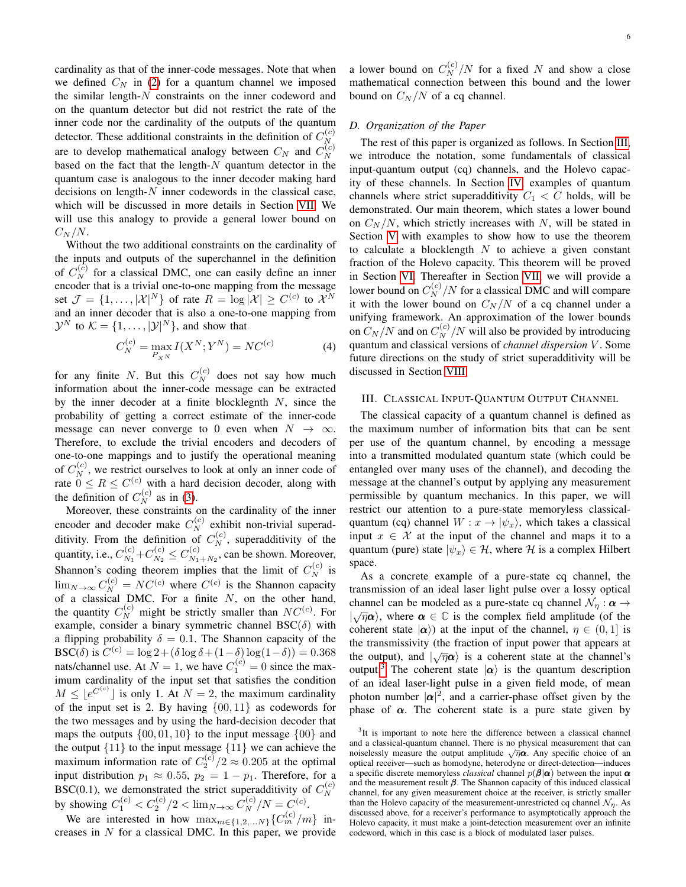cardinality as that of the inner-code messages. Note that when we defined $C_N$ in (2) for a quantum channel we imposed the similar length-$N$ constraints on the inner codeword and on the quantum detector but did not restrict the rate of the inner code nor the cardinality of the outputs of the quantum detector. These additional constraints in the definition of $C_N^{(c)}$ are to develop mathematical analogy between $C_N$ and $C_N^{(c)}$ based on the fact that the length-$N$ quantum detector in the quantum case is analogous to the inner decoder making hard decisions on length-$N$ inner codewords in the classical case, which will be discussed in more details in Section VII. We will use this analogy to provide a general lower bound on $C_N/N$.

Without the two additional constraints on the cardinality of the inputs and outputs of the superchannel in the definition of $C_N^{(c)}$ for a classical DMC, one can easily define an inner encoder that is a trivial one-to-one mapping from the message set $\mathcal{J} = \{1, \dots, |\mathcal{X}|^N\}$ of rate $R = \log|\mathcal{X}| \geq C^{(c)}$ to $\mathcal{X}^N$ and an inner decoder that is also a one-to-one mapping from $\mathcal{Y}^N$ to $\mathcal{K} = \{1, \dots, |\mathcal{Y}|^N\}$, and show that

$$C_N^{(c)} = \max_{P_{X^N}} I(X^N; Y^N) = NC^{(c)} \tag{4}$$

for any finite $N$. But this $C_N^{(c)}$ does not say how much information about the inner-code message can be extracted by the inner decoder at a finite blocklegnth $N$, since the probability of getting a correct estimate of the inner-code message can never converge to 0 even when $N \to \infty$. Therefore, to exclude the trivial encoders and decoders of one-to-one mappings and to justify the operational meaning of $C_N^{(c)}$, we restrict ourselves to look at only an inner code of rate $0 \leq R \leq C^{(c)}$ with a hard decision decoder, along with the definition of $C_N^{(c)}$ as in (3).

Moreover, these constraints on the cardinality of the inner encoder and decoder make $C_N^{(c)}$ exhibit non-trivial superadditivity. From the definition of $C_N^{(c)}$, superadditivity of the quantity, i.e., $C_{N_1}^{(c)} + C_{N_2}^{(c)} \leq C_{N_1+N_2}^{(c)}$, can be shown. Moreover, Shannon's coding theorem implies that the limit of $C_N^{(c)}$ is $\lim_{N\to\infty} C_N^{(c)} = NC^{(c)}$ where $C^{(c)}$ is the Shannon capacity of a classical DMC. For a finite $N$, on the other hand, the quantity $C_N^{(c)}$ might be strictly smaller than $NC^{(c)}$. For example, consider a binary symmetric channel BSC($\delta$) with a flipping probability $\delta = 0.1$. The Shannon capacity of the BSC($\delta$) is $C^{(c)} = \log 2 + (\delta \log \delta + (1-\delta)\log(1-\delta)) = 0.368$ nats/channel use. At $N = 1$, we have $C_1^{(c)} = 0$ since the maximum cardinality of the input set that satisfies the condition $M \leq \lfloor e^{C^{(c)}} \rfloor$ is only 1. At $N = 2$, the maximum cardinality of the input set is 2. By having $\{00, 11\}$ as codewords for the two messages and by using the hard-decision decoder that maps the outputs $\{00, 01, 10\}$ to the input message $\{00\}$ and the output $\{11\}$ to the input message $\{11\}$ we can achieve the maximum information rate of $C_2^{(c)}/2 \approx 0.205$ at the optimal input distribution $p_1 \approx 0.55$, $p_2 = 1 - p_1$. Therefore, for a BSC(0.1), we demonstrated the strict superadditivity of $C_N^{(c)}$ by showing $C_1^{(c)} < C_2^{(c)}/2 < \lim_{N\to\infty} C_N^{(c)}/N = C^{(c)}$.

We are interested in how $\max_{m\in\{1,2,\dots N\}}\{C_m^{(c)}/m\}$ increases in $N$ for a classical DMC. In this paper, we provide a lower bound on $C_N^{(c)}/N$ for a fixed $N$ and show a close mathematical connection between this bound and the lower bound on $C_N/N$ of a cq channel.

### D. Organization of the Paper

The rest of this paper is organized as follows. In Section III, we introduce the notation, some fundamentals of classical input-quantum output (cq) channels, and the Holevo capacity of these channels. In Section IV, examples of quantum channels where strict superadditivity $C_1 < C$ holds, will be demonstrated. Our main theorem, which states a lower bound on $C_N/N$, which strictly increases with $N$, will be stated in Section V with examples to show how to use the theorem to calculate a blocklength $N$ to achieve a given constant fraction of the Holevo capacity. This theorem will be proved in Section VI. Thereafter in Section VII, we will provide a lower bound on $C_N^{(c)}/N$ for a classical DMC and will compare it with the lower bound on $C_N/N$ of a cq channel under a unifying framework. An approximation of the lower bounds on $C_N/N$ and on $C_N^{(c)}/N$ will also be provided by introducing quantum and classical versions of *channel dispersion* $V$. Some future directions on the study of strict superadditivity will be discussed in Section VIII.

## III. Classical Input-Quantum Output Channel

The classical capacity of a quantum channel is defined as the maximum number of information bits that can be sent per use of the quantum channel, by encoding a message into a transmitted modulated quantum state (which could be entangled over many uses of the channel), and decoding the message at the channel's output by applying any measurement permissible by quantum mechanics. In this paper, we will restrict our attention to a pure-state memoryless classical-quantum (cq) channel $W : x \to |\psi_x\rangle$, which takes a classical input $x \in \mathcal{X}$ at the input of the channel and maps it to a quantum (pure) state $|\psi_x\rangle \in \mathcal{H}$, where $\mathcal{H}$ is a complex Hilbert space.

As a concrete example of a pure-state cq channel, the transmission of an ideal laser light pulse over a lossy optical channel can be modeled as a pure-state cq channel $\mathcal{N}_\eta : \boldsymbol{\alpha} \to |\sqrt{\eta}\boldsymbol{\alpha}\rangle$, where $\boldsymbol{\alpha} \in \mathbb{C}$ is the complex field amplitude (of the coherent state $|\boldsymbol{\alpha}\rangle$) at the input of the channel, $\eta \in (0, 1]$ is the transmissivity (the fraction of input power that appears at the output), and $|\sqrt{\eta}\boldsymbol{\alpha}\rangle$ is a coherent state at the channel's output.[3] The coherent state $|\boldsymbol{\alpha}\rangle$ is the quantum description of an ideal laser-light pulse in a given field mode, of mean photon number $|\boldsymbol{\alpha}|^2$, and a carrier-phase offset given by the phase of $\boldsymbol{\alpha}$. The coherent state is a pure state given by

[3] It is important to note here the difference between a classical channel and a classical-quantum channel. There is no physical measurement that can noiselessly measure the output amplitude $\sqrt{\eta}\boldsymbol{\alpha}$. Any specific choice of an optical receiver—such as homodyne, heterodyne or direct-detection—induces a specific discrete memoryless *classical* channel $p(\boldsymbol{\beta}|\boldsymbol{\alpha})$ between the input $\boldsymbol{\alpha}$ and the measurement result $\boldsymbol{\beta}$. The Shannon capacity of this induced classical channel, for any given measurement choice at the receiver, is strictly smaller than the Holevo capacity of the measurement-unrestricted cq channel $\mathcal{N}_\eta$. As discussed above, for a receiver's performance to asymptotically approach the Holevo capacity, it must make a joint-detection measurement over an infinite codeword, which in this case is a block of modulated laser pulses.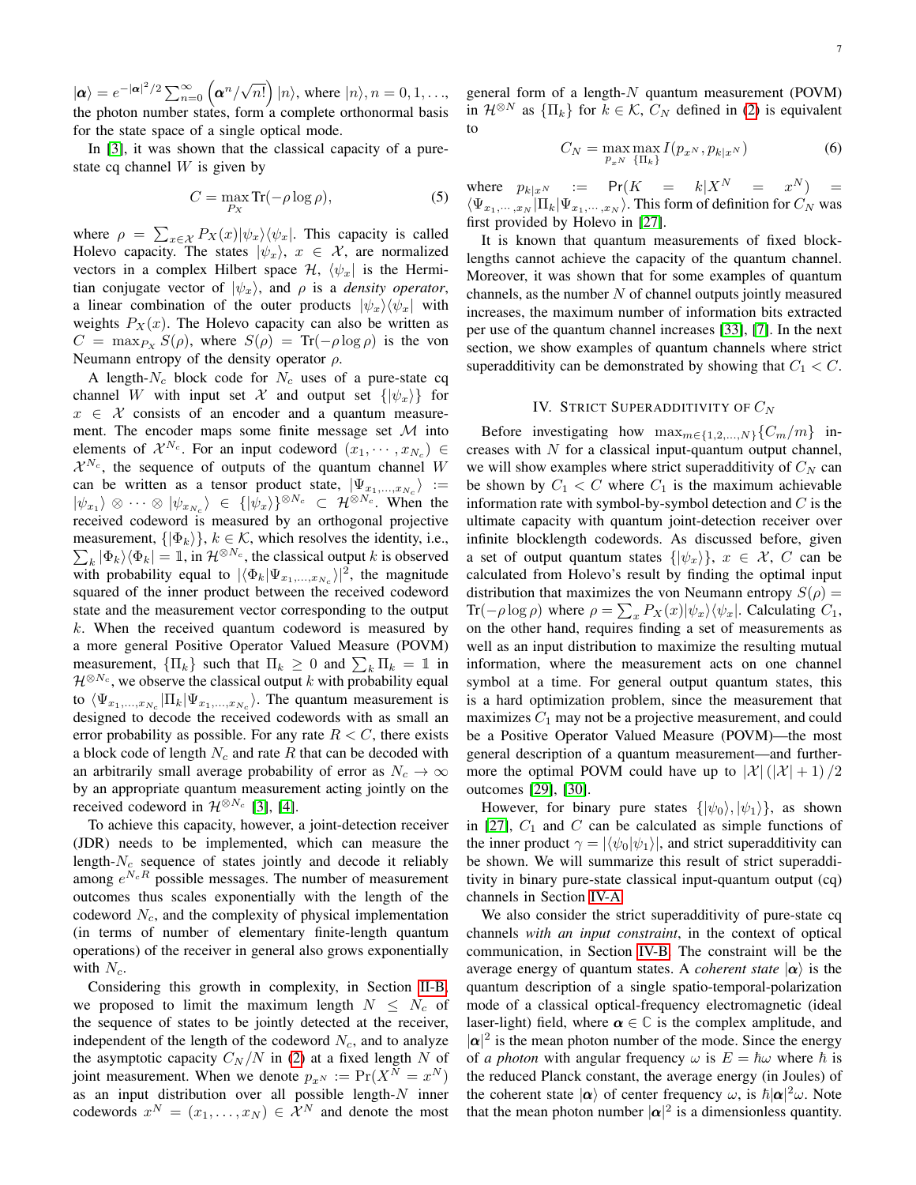$|\boldsymbol{\alpha}\rangle = e^{-|\boldsymbol{\alpha}|^2/2} \sum_{n=0}^{\infty} \left(\boldsymbol{\alpha}^n/\sqrt{n!}\right) |n\rangle$, where $|n\rangle, n = 0, 1, \ldots$, the photon number states, form a complete orthonormal basis for the state space of a single optical mode.

In [3], it was shown that the classical capacity of a pure-state cq channel $W$ is given by

$$C = \max_{P_X} \operatorname{Tr}(-\rho \log \rho), \tag{5}$$

where $\rho = \sum_{x \in \mathcal{X}} P_X(x) |\psi_x\rangle\langle\psi_x|$. This capacity is called Holevo capacity. The states $|\psi_x\rangle$, $x \in \mathcal{X}$, are normalized vectors in a complex Hilbert space $\mathcal{H}$, $\langle\psi_x|$ is the Hermitian conjugate vector of $|\psi_x\rangle$, and $\rho$ is a *density operator*, a linear combination of the outer products $|\psi_x\rangle\langle\psi_x|$ with weights $P_X(x)$. The Holevo capacity can also be written as $C = \max_{P_X} S(\rho)$, where $S(\rho) = \operatorname{Tr}(-\rho \log \rho)$ is the von Neumann entropy of the density operator $\rho$.

A length-$N_c$ block code for $N_c$ uses of a pure-state cq channel $W$ with input set $\mathcal{X}$ and output set $\{|\psi_x\rangle\}$ for $x \in \mathcal{X}$ consists of an encoder and a quantum measurement. The encoder maps some finite message set $\mathcal{M}$ into elements of $\mathcal{X}^{N_c}$. For an input codeword $(x_1, \cdots, x_{N_c}) \in \mathcal{X}^{N_c}$, the sequence of outputs of the quantum channel $W$ can be written as a tensor product state, $|\Psi_{x_1,\ldots,x_{N_c}}\rangle := |\psi_{x_1}\rangle \otimes \cdots \otimes |\psi_{x_{N_c}}\rangle \in \{|\psi_x\rangle\}^{\otimes N_c} \subset \mathcal{H}^{\otimes N_c}$. When the received codeword is measured by an orthogonal projective measurement, $\{|\Phi_k\rangle\}$, $k \in \mathcal{K}$, which resolves the identity, i.e., $\sum_k |\Phi_k\rangle\langle\Phi_k| = \mathbb{1}$, in $\mathcal{H}^{\otimes N_c}$, the classical output $k$ is observed with probability equal to $|\langle\Phi_k|\Psi_{x_1,\ldots,x_{N_c}}\rangle|^2$, the magnitude squared of the inner product between the received codeword state and the measurement vector corresponding to the output $k$. When the received quantum codeword is measured by a more general Positive Operator Valued Measure (POVM) measurement, $\{\Pi_k\}$ such that $\Pi_k \geq 0$ and $\sum_k \Pi_k = \mathbb{1}$ in $\mathcal{H}^{\otimes N_c}$, we observe the classical output $k$ with probability equal to $\langle\Psi_{x_1,\ldots,x_{N_c}}|\Pi_k|\Psi_{x_1,\ldots,x_{N_c}}\rangle$. The quantum measurement is designed to decode the received codewords with as small an error probability as possible. For any rate $R < C$, there exists a block code of length $N_c$ and rate $R$ that can be decoded with an arbitrarily small average probability of error as $N_c \to \infty$ by an appropriate quantum measurement acting jointly on the received codeword in $\mathcal{H}^{\otimes N_c}$ [3], [4].

To achieve this capacity, however, a joint-detection receiver (JDR) needs to be implemented, which can measure the length-$N_c$ sequence of states jointly and decode it reliably among $e^{N_c R}$ possible messages. The number of measurement outcomes thus scales exponentially with the length of the codeword $N_c$, and the complexity of physical implementation (in terms of number of elementary finite-length quantum operations) of the receiver in general also grows exponentially with $N_c$.

Considering this growth in complexity, in Section II-B, we proposed to limit the maximum length $N \leq N_c$ of the sequence of states to be jointly detected at the receiver, independent of the length of the codeword $N_c$, and to analyze the asymptotic capacity $C_N/N$ in (2) at a fixed length $N$ of joint measurement. When we denote $p_{x^N} := \Pr(X^N = x^N)$ as an input distribution over all possible length-$N$ inner codewords $x^N = (x_1, \ldots, x_N) \in \mathcal{X}^N$ and denote the most general form of a length-$N$ quantum measurement (POVM) in $\mathcal{H}^{\otimes N}$ as $\{\Pi_k\}$ for $k \in \mathcal{K}$, $C_N$ defined in (2) is equivalent to

$$C_N = \max_{p_{x^N}} \max_{\{\Pi_k\}} I(p_{x^N}, p_{k|x^N}) \tag{6}$$

where $p_{k|x^N} := \Pr(K = k | X^N = x^N) = \langle\Psi_{x_1,\cdots,x_N}|\Pi_k|\Psi_{x_1,\cdots,x_N}\rangle$. This form of definition for $C_N$ was first provided by Holevo in [27].

It is known that quantum measurements of fixed block-lengths cannot achieve the capacity of the quantum channel. Moreover, it was shown that for some examples of quantum channels, as the number $N$ of channel outputs jointly measured increases, the maximum number of information bits extracted per use of the quantum channel increases [33], [7]. In the next section, we show examples of quantum channels where strict superadditivity can be demonstrated by showing that $C_1 < C$.

## IV. Strict Superadditivity of $C_N$

Before investigating how $\max_{m \in \{1,2,\ldots,N\}} \{C_m/m\}$ increases with $N$ for a classical input-quantum output channel, we will show examples where strict superadditivity of $C_N$ can be shown by $C_1 < C$ where $C_1$ is the maximum achievable information rate with symbol-by-symbol detection and $C$ is the ultimate capacity with quantum joint-detection receiver over infinite blocklength codewords. As discussed before, given a set of output quantum states $\{|\psi_x\rangle\}$, $x \in \mathcal{X}$, $C$ can be calculated from Holevo's result by finding the optimal input distribution that maximizes the von Neumann entropy $S(\rho) = \operatorname{Tr}(-\rho \log \rho)$ where $\rho = \sum_x P_X(x)|\psi_x\rangle\langle\psi_x|$. Calculating $C_1$, on the other hand, requires finding a set of measurements as well as an input distribution to maximize the resulting mutual information, where the measurement acts on one channel symbol at a time. For general output quantum states, this is a hard optimization problem, since the measurement that maximizes $C_1$ may not be a projective measurement, and could be a Positive Operator Valued Measure (POVM)—the most general description of a quantum measurement—and furthermore the optimal POVM could have up to $|\mathcal{X}|\left(|\mathcal{X}|+1\right)/2$ outcomes [29], [30].

However, for binary pure states $\{|\psi_0\rangle, |\psi_1\rangle\}$, as shown in [27], $C_1$ and $C$ can be calculated as simple functions of the inner product $\gamma = |\langle\psi_0|\psi_1\rangle|$, and strict superadditivity can be shown. We will summarize this result of strict superadditivity in binary pure-state classical input-quantum output (cq) channels in Section IV-A.

We also consider the strict superadditivity of pure-state cq channels *with an input constraint*, in the context of optical communication, in Section IV-B. The constraint will be the average energy of quantum states. A *coherent state* $|\boldsymbol{\alpha}\rangle$ is the quantum description of a single spatio-temporal-polarization mode of a classical optical-frequency electromagnetic (ideal laser-light) field, where $\boldsymbol{\alpha} \in \mathbb{C}$ is the complex amplitude, and $|\boldsymbol{\alpha}|^2$ is the mean photon number of the mode. Since the energy of *a photon* with angular frequency $\omega$ is $E = \hbar\omega$ where $\hbar$ is the reduced Planck constant, the average energy (in Joules) of the coherent state $|\boldsymbol{\alpha}\rangle$ of center frequency $\omega$, is $\hbar|\boldsymbol{\alpha}|^2\omega$. Note that the mean photon number $|\boldsymbol{\alpha}|^2$ is a dimensionless quantity.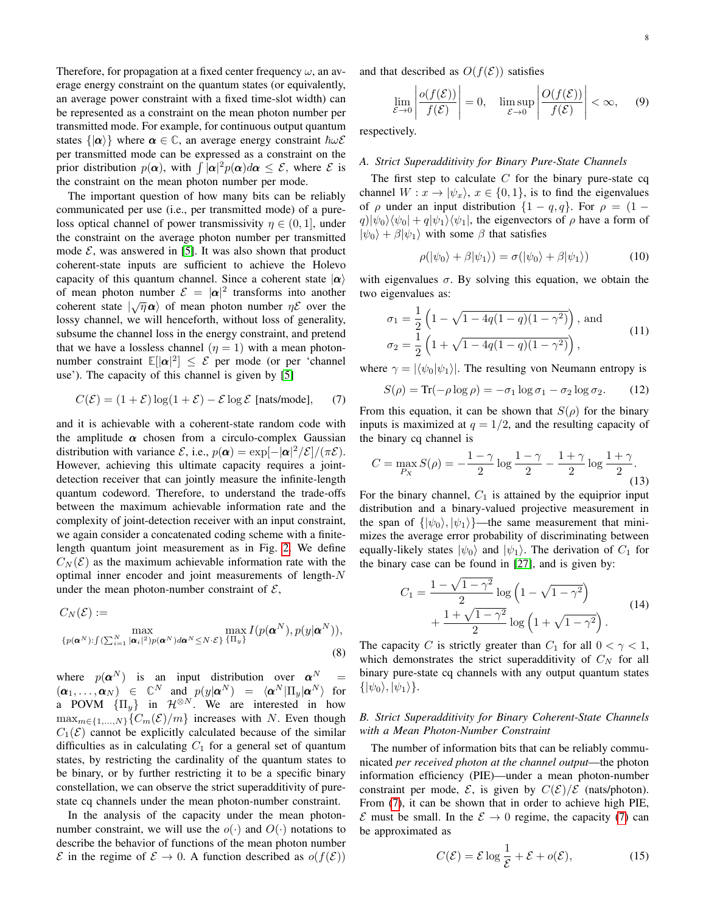Therefore, for propagation at a fixed center frequency $\omega$, an average energy constraint on the quantum states (or equivalently, an average power constraint with a fixed time-slot width) can be represented as a constraint on the mean photon number per transmitted mode. For example, for continuous output quantum states $\{|\boldsymbol{\alpha}\rangle\}$ where $\boldsymbol{\alpha} \in \mathbb{C}$, an average energy constraint $\hbar\omega\mathcal{E}$ per transmitted mode can be expressed as a constraint on the prior distribution $p(\boldsymbol{\alpha})$, with $\int |\boldsymbol{\alpha}|^2 p(\boldsymbol{\alpha}) d\boldsymbol{\alpha} \leq \mathcal{E}$, where $\mathcal{E}$ is the constraint on the mean photon number per mode.

The important question of how many bits can be reliably communicated per use (i.e., per transmitted mode) of a pure-loss optical channel of power transmissivity $\eta \in (0, 1]$, under the constraint on the average photon number per transmitted mode $\mathcal{E}$, was answered in [5]. It was also shown that product coherent-state inputs are sufficient to achieve the Holevo capacity of this quantum channel. Since a coherent state $|\boldsymbol{\alpha}\rangle$ of mean photon number $\mathcal{E} = |\boldsymbol{\alpha}|^2$ transforms into another coherent state $|\sqrt{\eta}\boldsymbol{\alpha}\rangle$ of mean photon number $\eta\mathcal{E}$ over the lossy channel, we will henceforth, without loss of generality, subsume the channel loss in the energy constraint, and pretend that we have a lossless channel ($\eta = 1$) with a mean photon-number constraint $\mathbb{E}[|\boldsymbol{\alpha}|^2] \leq \mathcal{E}$ per mode (or per 'channel use'). The capacity of this channel is given by [5]

$$C(\mathcal{E}) = (1+\mathcal{E})\log(1+\mathcal{E}) - \mathcal{E}\log\mathcal{E} \text{ [nats/mode]}, \tag{7}$$

and it is achievable with a coherent-state random code with the amplitude $\boldsymbol{\alpha}$ chosen from a circulo-complex Gaussian distribution with variance $\mathcal{E}$, i.e., $p(\boldsymbol{\alpha}) = \exp[-|\boldsymbol{\alpha}|^2/\mathcal{E}]/(\pi\mathcal{E})$. However, achieving this ultimate capacity requires a joint-detection receiver that can jointly measure the infinite-length quantum codeword. Therefore, to understand the trade-offs between the maximum achievable information rate and the complexity of joint-detection receiver with an input constraint, we again consider a concatenated coding scheme with a finite-length quantum joint measurement as in Fig. 2. We define $C_N(\mathcal{E})$ as the maximum achievable information rate with the optimal inner encoder and joint measurements of length-$N$ under the mean photon-number constraint of $\mathcal{E}$,

$$C_N(\mathcal{E}) := \max_{\{p(\boldsymbol{\alpha}^N): \int(\sum_{i=1}^N |\boldsymbol{\alpha}_i|^2) p(\boldsymbol{\alpha}^N) d\boldsymbol{\alpha}^N \leq N\cdot\mathcal{E}\}} \max_{\{\Pi_y\}} I(p(\boldsymbol{\alpha}^N), p(y|\boldsymbol{\alpha}^N)), \tag{8}$$

where $p(\boldsymbol{\alpha}^N)$ is an input distribution over $\boldsymbol{\alpha}^N = (\boldsymbol{\alpha}_1, \ldots, \boldsymbol{\alpha}_N) \in \mathbb{C}^N$ and $p(y|\boldsymbol{\alpha}^N) = \langle\boldsymbol{\alpha}^N|\Pi_y|\boldsymbol{\alpha}^N\rangle$ for a POVM $\{\Pi_y\}$ in $\mathcal{H}^{\otimes N}$. We are interested in how $\max_{m\in\{1,\ldots,N\}}\{C_m(\mathcal{E})/m\}$ increases with $N$. Even though $C_1(\mathcal{E})$ cannot be explicitly calculated because of the similar difficulties as in calculating $C_1$ for a general set of quantum states, by restricting the cardinality of the quantum states to be binary, or by further restricting it to be a specific binary constellation, we can observe the strict superadditivity of pure-state cq channels under the mean photon-number constraint.

In the analysis of the capacity under the mean photon-number constraint, we will use the $o(\cdot)$ and $O(\cdot)$ notations to describe the behavior of functions of the mean photon number $\mathcal{E}$ in the regime of $\mathcal{E} \to 0$. A function described as $o(f(\mathcal{E}))$ and that described as $O(f(\mathcal{E}))$ satisfies

$$\lim_{\mathcal{E}\to 0}\left|\frac{o(f(\mathcal{E}))}{f(\mathcal{E})}\right| = 0, \quad \limsup_{\mathcal{E}\to 0}\left|\frac{O(f(\mathcal{E}))}{f(\mathcal{E})}\right| < \infty, \tag{9}$$

respectively.

### *A. Strict Superadditivity for Binary Pure-State Channels*

The first step to calculate $C$ for the binary pure-state cq channel $W: x \to |\psi_x\rangle$, $x \in \{0, 1\}$, is to find the eigenvalues of $\rho$ under an input distribution $\{1-q, q\}$. For $\rho = (1-q)|\psi_0\rangle\langle\psi_0| + q|\psi_1\rangle\langle\psi_1|$, the eigenvectors of $\rho$ have a form of $|\psi_0\rangle + \beta|\psi_1\rangle$ with some $\beta$ that satisfies

$$\rho(|\psi_0\rangle + \beta|\psi_1\rangle) = \sigma(|\psi_0\rangle + \beta|\psi_1\rangle) \tag{10}$$

with eigenvalues $\sigma$. By solving this equation, we obtain the two eigenvalues as:

$$\begin{aligned}\sigma_1 &= \frac{1}{2}\left(1 - \sqrt{1-4q(1-q)(1-\gamma^2)}\right), \text{ and} \\ \sigma_2 &= \frac{1}{2}\left(1 + \sqrt{1-4q(1-q)(1-\gamma^2)}\right),\end{aligned} \tag{11}$$

where $\gamma = |\langle\psi_0|\psi_1\rangle|$. The resulting von Neumann entropy is

$$S(\rho) = \mathrm{Tr}(-\rho\log\rho) = -\sigma_1\log\sigma_1 - \sigma_2\log\sigma_2. \tag{12}$$

From this equation, it can be shown that $S(\rho)$ for the binary inputs is maximized at $q = 1/2$, and the resulting capacity of the binary cq channel is

$$C = \max_{P_X} S(\rho) = -\frac{1-\gamma}{2}\log\frac{1-\gamma}{2} - \frac{1+\gamma}{2}\log\frac{1+\gamma}{2}. \tag{13}$$

For the binary channel, $C_1$ is attained by the equiprior input distribution and a binary-valued projective measurement in the span of $\{|\psi_0\rangle, |\psi_1\rangle\}$—the same measurement that minimizes the average error probability of discriminating between equally-likely states $|\psi_0\rangle$ and $|\psi_1\rangle$. The derivation of $C_1$ for the binary case can be found in [27], and is given by:

$$\begin{aligned}C_1 = &\frac{1-\sqrt{1-\gamma^2}}{2}\log\left(1-\sqrt{1-\gamma^2}\right) \\ &+ \frac{1+\sqrt{1-\gamma^2}}{2}\log\left(1+\sqrt{1-\gamma^2}\right).\end{aligned} \tag{14}$$

The capacity $C$ is strictly greater than $C_1$ for all $0 < \gamma < 1$, which demonstrates the strict superadditivity of $C_N$ for all binary pure-state cq channels with any output quantum states $\{|\psi_0\rangle, |\psi_1\rangle\}$.

### *B. Strict Superadditivity for Binary Coherent-State Channels with a Mean Photon-Number Constraint*

The number of information bits that can be reliably communicated *per received photon at the channel output*—the photon information efficiency (PIE)—under a mean photon-number constraint per mode, $\mathcal{E}$, is given by $C(\mathcal{E})/\mathcal{E}$ (nats/photon). From (7), it can be shown that in order to achieve high PIE, $\mathcal{E}$ must be small. In the $\mathcal{E} \to 0$ regime, the capacity (7) can be approximated as

$$C(\mathcal{E}) = \mathcal{E}\log\frac{1}{\mathcal{E}} + \mathcal{E} + o(\mathcal{E}), \tag{15}$$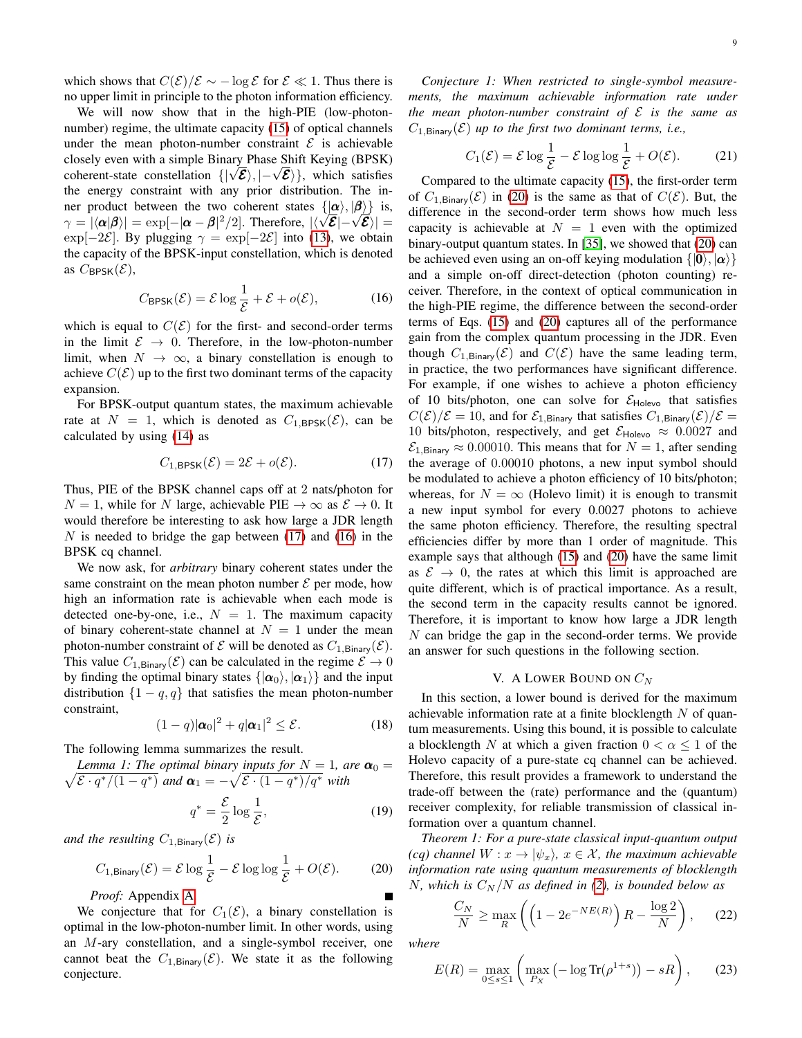which shows that $C(\mathcal{E})/\mathcal{E} \sim -\log \mathcal{E}$ for $\mathcal{E} \ll 1$. Thus there is no upper limit in principle to the photon information efficiency.

We will now show that in the high-PIE (low-photon-number) regime, the ultimate capacity (15) of optical channels under the mean photon-number constraint $\mathcal{E}$ is achievable closely even with a simple Binary Phase Shift Keying (BPSK) coherent-state constellation $\{|\sqrt{\boldsymbol{\mathcal{E}}}\rangle, |-\sqrt{\boldsymbol{\mathcal{E}}}\rangle\}$, which satisfies the energy constraint with any prior distribution. The inner product between the two coherent states $\{|\boldsymbol{\alpha}\rangle, |\boldsymbol{\beta}\rangle\}$ is, $\gamma = |\langle \boldsymbol{\alpha} | \boldsymbol{\beta} \rangle| = \exp[-|\boldsymbol{\alpha} - \boldsymbol{\beta}|^2/2]$. Therefore, $|\langle \sqrt{\boldsymbol{\mathcal{E}}} | -\sqrt{\boldsymbol{\mathcal{E}}} \rangle| = \exp[-2\mathcal{E}]$. By plugging $\gamma = \exp[-2\mathcal{E}]$ into (13), we obtain the capacity of the BPSK-input constellation, which is denoted as $C_{\mathsf{BPSK}}(\mathcal{E})$,

$$C_{\mathsf{BPSK}}(\mathcal{E}) = \mathcal{E} \log \frac{1}{\mathcal{E}} + \mathcal{E} + o(\mathcal{E}), \tag{16}$$

which is equal to $C(\mathcal{E})$ for the first- and second-order terms in the limit $\mathcal{E} \to 0$. Therefore, in the low-photon-number limit, when $N \to \infty$, a binary constellation is enough to achieve $C(\mathcal{E})$ up to the first two dominant terms of the capacity expansion.

For BPSK-output quantum states, the maximum achievable rate at $N = 1$, which is denoted as $C_{1,\mathsf{BPSK}}(\mathcal{E})$, can be calculated by using (14) as

$$C_{1,\mathsf{BPSK}}(\mathcal{E}) = 2\mathcal{E} + o(\mathcal{E}). \tag{17}$$

Thus, PIE of the BPSK channel caps off at 2 nats/photon for $N = 1$, while for $N$ large, achievable PIE $\to \infty$ as $\mathcal{E} \to 0$. It would therefore be interesting to ask how large a JDR length $N$ is needed to bridge the gap between (17) and (16) in the BPSK cq channel.

We now ask, for *arbitrary* binary coherent states under the same constraint on the mean photon number $\mathcal{E}$ per mode, how high an information rate is achievable when each mode is detected one-by-one, i.e., $N = 1$. The maximum capacity of binary coherent-state channel at $N = 1$ under the mean photon-number constraint of $\mathcal{E}$ will be denoted as $C_{1,\mathsf{Binary}}(\mathcal{E})$. This value $C_{1,\mathsf{Binary}}(\mathcal{E})$ can be calculated in the regime $\mathcal{E} \to 0$ by finding the optimal binary states $\{|\boldsymbol{\alpha}_0\rangle, |\boldsymbol{\alpha}_1\rangle\}$ and the input distribution $\{1-q, q\}$ that satisfies the mean photon-number constraint,

$$(1-q)|\boldsymbol{\alpha}_0|^2 + q|\boldsymbol{\alpha}_1|^2 \le \mathcal{E}. \tag{18}$$

The following lemma summarizes the result.

*Lemma 1: The optimal binary inputs for $N = 1$, are $\boldsymbol{\alpha}_0 = \sqrt{\mathcal{E} \cdot q^*/(1-q^*)}$ and $\boldsymbol{\alpha}_1 = -\sqrt{\mathcal{E} \cdot (1-q^*)/q^*}$ with*

$$q^* = \frac{\mathcal{E}}{2} \log \frac{1}{\mathcal{E}}, \tag{19}$$

*and the resulting $C_{1,\mathsf{Binary}}(\mathcal{E})$ is*

$$C_{1,\mathsf{Binary}}(\mathcal{E}) = \mathcal{E} \log \frac{1}{\mathcal{E}} - \mathcal{E} \log \log \frac{1}{\mathcal{E}} + O(\mathcal{E}). \tag{20}$$

*Proof:* Appendix A. ∎

We conjecture that for $C_1(\mathcal{E})$, a binary constellation is optimal in the low-photon-number limit. In other words, using an $M$-ary constellation, and a single-symbol receiver, one cannot beat the $C_{1,\mathsf{Binary}}(\mathcal{E})$. We state it as the following conjecture.

*Conjecture 1: When restricted to single-symbol measurements, the maximum achievable information rate under the mean photon-number constraint of $\mathcal{E}$ is the same as $C_{1,\mathsf{Binary}}(\mathcal{E})$ up to the first two dominant terms, i.e.,*

$$C_1(\mathcal{E}) = \mathcal{E} \log \frac{1}{\mathcal{E}} - \mathcal{E} \log \log \frac{1}{\mathcal{E}} + O(\mathcal{E}). \tag{21}$$

Compared to the ultimate capacity (15), the first-order term of $C_{1,\mathsf{Binary}}(\mathcal{E})$ in (20) is the same as that of $C(\mathcal{E})$. But, the difference in the second-order term shows how much less capacity is achievable at $N = 1$ even with the optimized binary-output quantum states. In [35], we showed that (20) can be achieved even using an on-off keying modulation $\{|\mathbf{0}\rangle, |\boldsymbol{\alpha}\rangle\}$ and a simple on-off direct-detection (photon counting) receiver. Therefore, in the context of optical communication in the high-PIE regime, the difference between the second-order terms of Eqs. (15) and (20) captures all of the performance gain from the complex quantum processing in the JDR. Even though $C_{1,\mathsf{Binary}}(\mathcal{E})$ and $C(\mathcal{E})$ have the same leading term, in practice, the two performances have significant difference. For example, if one wishes to achieve a photon efficiency of 10 bits/photon, one can solve for $\mathcal{E}_{\mathsf{Holevo}}$ that satisfies $C(\mathcal{E})/\mathcal{E} = 10$, and for $\mathcal{E}_{1,\mathsf{Binary}}$ that satisfies $C_{1,\mathsf{Binary}}(\mathcal{E})/\mathcal{E} = 10$ bits/photon, respectively, and get $\mathcal{E}_{\mathsf{Holevo}} \approx 0.0027$ and $\mathcal{E}_{1,\mathsf{Binary}} \approx 0.00010$. This means that for $N = 1$, after sending the average of 0.00010 photons, a new input symbol should be modulated to achieve a photon efficiency of 10 bits/photon; whereas, for $N = \infty$ (Holevo limit) it is enough to transmit a new input symbol for every 0.0027 photons to achieve the same photon efficiency. Therefore, the resulting spectral efficiencies differ by more than 1 order of magnitude. This example says that although (15) and (20) have the same limit as $\mathcal{E} \to 0$, the rates at which this limit is approached are quite different, which is of practical importance. As a result, the second term in the capacity results cannot be ignored. Therefore, it is important to know how large a JDR length $N$ can bridge the gap in the second-order terms. We provide an answer for such questions in the following section.

## V. A Lower Bound on $C_N$

In this section, a lower bound is derived for the maximum achievable information rate at a finite blocklength $N$ of quantum measurements. Using this bound, it is possible to calculate a blocklength $N$ at which a given fraction $0 < \alpha \le 1$ of the Holevo capacity of a pure-state cq channel can be achieved. Therefore, this result provides a framework to understand the trade-off between the (rate) performance and the (quantum) receiver complexity, for reliable transmission of classical information over a quantum channel.

*Theorem 1: For a pure-state classical input-quantum output (cq) channel $W : x \to |\psi_x\rangle$, $x \in \mathcal{X}$, the maximum achievable information rate using quantum measurements of blocklength $N$, which is $C_N/N$ as defined in (2), is bounded below as*

$$\frac{C_N}{N} \ge \max_R \left( \left(1 - 2e^{-NE(R)}\right) R - \frac{\log 2}{N} \right), \tag{22}$$

*where*

$$E(R) = \max_{0 \le s \le 1} \left( \max_{P_X} \left( -\log \mathrm{Tr}(\rho^{1+s}) \right) - sR \right), \tag{23}$$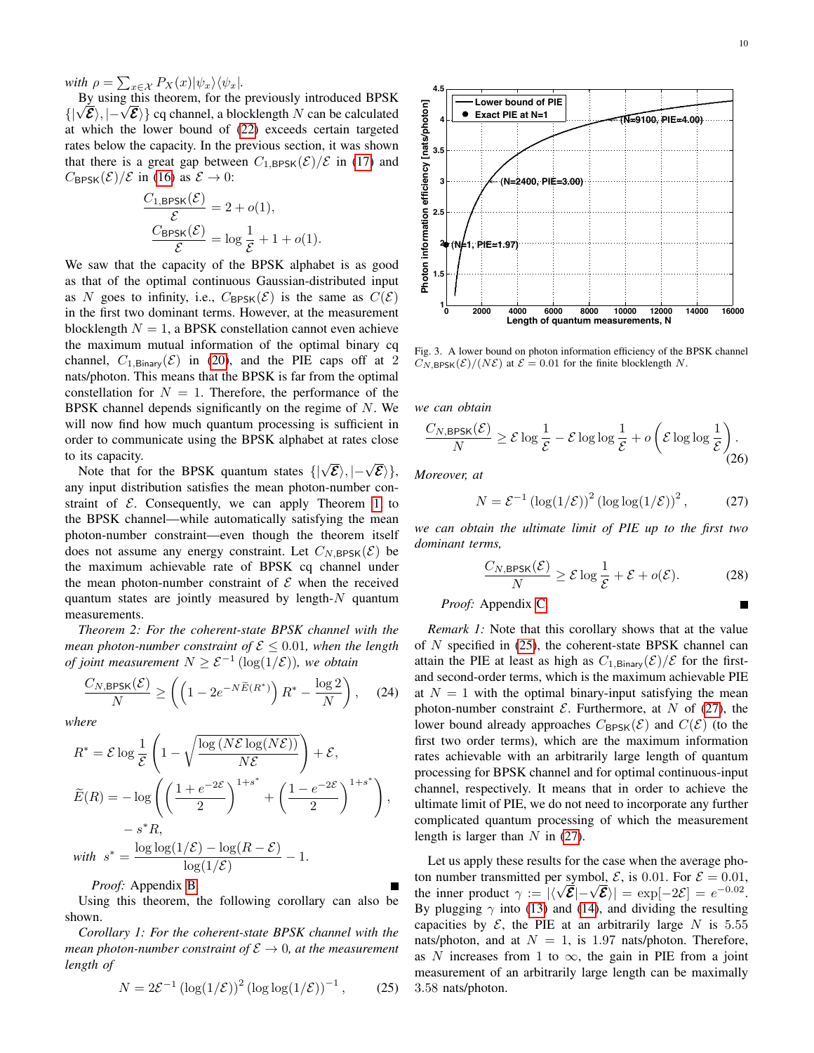with $\rho = \sum_{x\in\mathcal{X}} P_X(x)|\psi_x\rangle\langle\psi_x|$.

By using this theorem, for the previously introduced BPSK $\{|\sqrt{\mathcal{E}}\rangle, |-\sqrt{\mathcal{E}}\rangle\}$ cq channel, a blocklength $N$ can be calculated at which the lower bound of (22) exceeds certain targeted rates below the capacity. In the previous section, it was shown that there is a great gap between $C_{1,\mathsf{BPSK}}(\mathcal{E})/\mathcal{E}$ in (17) and $C_{\mathsf{BPSK}}(\mathcal{E})/\mathcal{E}$ in (16) as $\mathcal{E} \to 0$:

$$\frac{C_{1,\mathsf{BPSK}}(\mathcal{E})}{\mathcal{E}} = 2 + o(1),$$
$$\frac{C_{\mathsf{BPSK}}(\mathcal{E})}{\mathcal{E}} = \log\frac{1}{\mathcal{E}} + 1 + o(1).$$

We saw that the capacity of the BPSK alphabet is as good as that of the optimal continuous Gaussian-distributed input as $N$ goes to infinity, i.e., $C_{\mathsf{BPSK}}(\mathcal{E})$ is the same as $C(\mathcal{E})$ in the first two dominant terms. However, at the measurement blocklength $N = 1$, a BPSK constellation cannot even achieve the maximum mutual information of the optimal binary cq channel, $C_{1,\mathsf{Binary}}(\mathcal{E})$ in (20), and the PIE caps off at 2 nats/photon. This means that the BPSK is far from the optimal constellation for $N = 1$. Therefore, the performance of the BPSK channel depends significantly on the regime of $N$. We will now find how much quantum processing is sufficient in order to communicate using the BPSK alphabet at rates close to its capacity.

Note that for the BPSK quantum states $\{|\sqrt{\mathcal{E}}\rangle, |-\sqrt{\mathcal{E}}\rangle\}$, any input distribution satisfies the mean photon-number constraint of $\mathcal{E}$. Consequently, we can apply Theorem 1 to the BPSK channel—while automatically satisfying the mean photon-number constraint—even though the theorem itself does not assume any energy constraint. Let $C_{N,\mathsf{BPSK}}(\mathcal{E})$ be the maximum achievable rate of BPSK cq channel under the mean photon-number constraint of $\mathcal{E}$ when the received quantum states are jointly measured by length-$N$ quantum measurements.

*Theorem 2: For the coherent-state BPSK channel with the mean photon-number constraint of $\mathcal{E} \le 0.01$, when the length of joint measurement $N \ge \mathcal{E}^{-1}(\log(1/\mathcal{E}))$, we obtain*

$$\frac{C_{N,\mathsf{BPSK}}(\mathcal{E})}{N} \ge \left(\left(1 - 2e^{-N\widetilde{E}(R^*)}\right)R^* - \frac{\log 2}{N}\right), \tag{24}$$

*where*

$$R^* = \mathcal{E}\log\frac{1}{\mathcal{E}}\left(1 - \sqrt{\frac{\log\left(N\mathcal{E}\log(N\mathcal{E})\right)}{N\mathcal{E}}}\right) + \mathcal{E},$$
$$\widetilde{E}(R) = -\log\left(\left(\frac{1+e^{-2\mathcal{E}}}{2}\right)^{1+s^*} + \left(\frac{1-e^{-2\mathcal{E}}}{2}\right)^{1+s^*}\right), \quad - s^*R,$$

*with* $s^* = \dfrac{\log\log(1/\mathcal{E}) - \log(R-\mathcal{E})}{\log(1/\mathcal{E})} - 1.$

*Proof:* Appendix B ∎

Using this theorem, the following corollary can also be shown.

*Corollary 1: For the coherent-state BPSK channel with the mean photon-number constraint of $\mathcal{E} \to 0$, at the measurement length of*

$$N = 2\mathcal{E}^{-1}\left(\log(1/\mathcal{E})\right)^2\left(\log\log(1/\mathcal{E})\right)^{-1}, \tag{25}$$

Fig. 3. A lower bound on photon information efficiency of the BPSK channel $C_{N,\mathsf{BPSK}}(\mathcal{E})/(N\mathcal{E})$ at $\mathcal{E} = 0.01$ for the finite blocklength $N$.

*we can obtain*

$$\frac{C_{N,\mathsf{BPSK}}(\mathcal{E})}{N} \ge \mathcal{E}\log\frac{1}{\mathcal{E}} - \mathcal{E}\log\log\frac{1}{\mathcal{E}} + o\left(\mathcal{E}\log\log\frac{1}{\mathcal{E}}\right). \tag{26}$$

*Moreover, at*

$$N = \mathcal{E}^{-1}\left(\log(1/\mathcal{E})\right)^2\left(\log\log(1/\mathcal{E})\right)^2, \tag{27}$$

*we can obtain the ultimate limit of PIE up to the first two dominant terms,*

$$\frac{C_{N,\mathsf{BPSK}}(\mathcal{E})}{N} \ge \mathcal{E}\log\frac{1}{\mathcal{E}} + \mathcal{E} + o(\mathcal{E}). \tag{28}$$

*Proof:* Appendix C ∎

*Remark 1:* Note that this corollary shows that at the value of $N$ specified in (25), the coherent-state BPSK channel can attain the PIE at least as high as $C_{1,\mathsf{Binary}}(\mathcal{E})/\mathcal{E}$ for the first- and second-order terms, which is the maximum achievable PIE at $N = 1$ with the optimal binary-input satisfying the mean photon-number constraint $\mathcal{E}$. Furthermore, at $N$ of (27), the lower bound already approaches $C_{\mathsf{BPSK}}(\mathcal{E})$ and $C(\mathcal{E})$ (to the first two order terms), which are the maximum information rates achievable with an arbitrarily large length of quantum processing for BPSK channel and for optimal continuous-input channel, respectively. It means that in order to achieve the ultimate limit of PIE, we do not need to incorporate any further complicated quantum processing of which the measurement length is larger than $N$ in (27).

Let us apply these results for the case when the average photon number transmitted per symbol, $\mathcal{E}$, is 0.01. For $\mathcal{E} = 0.01$, the inner product $\gamma := |\langle\sqrt{\mathcal{E}}|-\sqrt{\mathcal{E}}\rangle| = \exp[-2\mathcal{E}] = e^{-0.02}$. By plugging $\gamma$ into (13) and (14), and dividing the resulting capacities by $\mathcal{E}$, the PIE at an arbitrarily large $N$ is 5.55 nats/photon, and at $N = 1$, is 1.97 nats/photon. Therefore, as $N$ increases from 1 to $\infty$, the gain in PIE from a joint measurement of an arbitrarily large length can be maximally 3.58 nats/photon.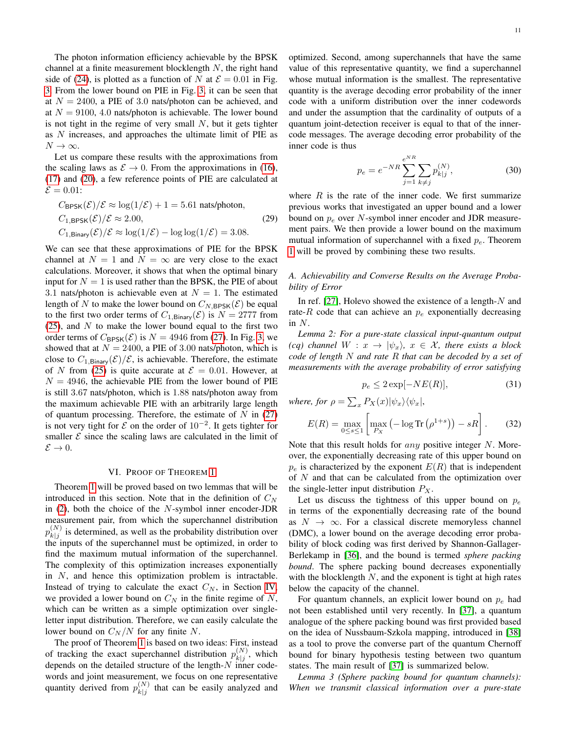The photon information efficiency achievable by the BPSK channel at a finite measurement blocklength $N$, the right hand side of (24), is plotted as a function of $N$ at $\mathcal{E} = 0.01$ in Fig. 3. From the lower bound on PIE in Fig. 3, it can be seen that at $N = 2400$, a PIE of 3.0 nats/photon can be achieved, and at $N = 9100$, 4.0 nats/photon is achievable. The lower bound is not tight in the regime of very small $N$, but it gets tighter as $N$ increases, and approaches the ultimate limit of PIE as $N \to \infty$.

Let us compare these results with the approximations from the scaling laws as $\mathcal{E} \to 0$. From the approximations in (16), (17) and (20), a few reference points of PIE are calculated at $\mathcal{E} = 0.01$:

$$
\begin{aligned}
&C_{\mathsf{BPSK}}(\mathcal{E})/\mathcal{E} \approx \log(1/\mathcal{E}) + 1 = 5.61 \text{ nats/photon},\\
&C_{1,\mathsf{BPSK}}(\mathcal{E})/\mathcal{E} \approx 2.00, \\
&C_{1,\mathsf{Binary}}(\mathcal{E})/\mathcal{E} \approx \log(1/\mathcal{E}) - \log\log(1/\mathcal{E}) = 3.08.
\end{aligned} \tag{29}
$$

We can see that these approximations of PIE for the BPSK channel at $N = 1$ and $N = \infty$ are very close to the exact calculations. Moreover, it shows that when the optimal binary input for $N = 1$ is used rather than the BPSK, the PIE of about 3.1 nats/photon is achievable even at $N = 1$. The estimated length of $N$ to make the lower bound on $C_{N,\mathsf{BPSK}}(\mathcal{E})$ be equal to the first two order terms of $C_{1,\mathsf{Binary}}(\mathcal{E})$ is $N = 2777$ from (25), and $N$ to make the lower bound equal to the first two order terms of $C_{\mathsf{BPSK}}(\mathcal{E})$ is $N = 4946$ from (27). In Fig. 3, we showed that at $N = 2400$, a PIE of 3.00 nats/photon, which is close to $C_{1,\mathsf{Binary}}(\mathcal{E})/\mathcal{E}$, is achievable. Therefore, the estimate of $N$ from (25) is quite accurate at $\mathcal{E} = 0.01$. However, at $N = 4946$, the achievable PIE from the lower bound of PIE is still 3.67 nats/photon, which is 1.88 nats/photon away from the maximum achievable PIE with an arbitrarily large length of quantum processing. Therefore, the estimate of $N$ in (27) is not very tight for $\mathcal{E}$ on the order of $10^{-2}$. It gets tighter for smaller $\mathcal{E}$ since the scaling laws are calculated in the limit of $\mathcal{E} \to 0$.

## VI. Proof of Theorem 1

Theorem 1 will be proved based on two lemmas that will be introduced in this section. Note that in the definition of $C_N$ in (2), both the choice of the $N$-symbol inner encoder-JDR measurement pair, from which the superchannel distribution $p_{k|j}^{(N)}$ is determined, as well as the probability distribution over the inputs of the superchannel must be optimized, in order to find the maximum mutual information of the superchannel. The complexity of this optimization increases exponentially in $N$, and hence this optimization problem is intractable. Instead of trying to calculate the exact $C_N$, in Section IV, we provided a lower bound on $C_N$ in the finite regime of $N$, which can be written as a simple optimization over single-letter input distribution. Therefore, we can easily calculate the lower bound on $C_N/N$ for any finite $N$.

The proof of Theorem 1 is based on two ideas: First, instead of tracking the exact superchannel distribution $p_{k|j}^{(N)}$, which depends on the detailed structure of the length-$N$ inner codewords and joint measurement, we focus on one representative quantity derived from $p_{k|j}^{(N)}$ that can be easily analyzed and optimized. Second, among superchannels that have the same value of this representative quantity, we find a superchannel whose mutual information is the smallest. The representative quantity is the average decoding error probability of the inner code with a uniform distribution over the inner codewords and under the assumption that the cardinality of outputs of a quantum joint-detection receiver is equal to that of the inner-code messages. The average decoding error probability of the inner code is thus

$$
p_e = e^{-NR} \sum_{j=1}^{e^{NR}} \sum_{k \neq j} p_{k|j}^{(N)}, \tag{30}
$$

where $R$ is the rate of the inner code. We first summarize previous works that investigated an upper bound and a lower bound on $p_e$ over $N$-symbol inner encoder and JDR measurement pairs. We then provide a lower bound on the maximum mutual information of superchannel with a fixed $p_e$. Theorem 1 will be proved by combining these two results.

### A. Achievability and Converse Results on the Average Probability of Error

In ref. [27], Holevo showed the existence of a length-$N$ and rate-$R$ code that can achieve an $p_e$ exponentially decreasing in $N$.

*Lemma 2: For a pure-state classical input-quantum output (cq) channel $W : x \to |\psi_x\rangle$, $x \in \mathcal{X}$, there exists a block code of length $N$ and rate $R$ that can be decoded by a set of measurements with the average probability of error satisfying*

$$
p_e \leq 2 \exp[-NE(R)], \tag{31}
$$

*where, for $\rho = \sum_x P_X(x) |\psi_x\rangle\langle\psi_x|$,*

$$
E(R) = \max_{0 \leq s \leq 1} \left[ \max_{P_X} \left( -\log \operatorname{Tr}\left(\rho^{1+s}\right) \right) - sR \right]. \tag{32}
$$

Note that this result holds for *any* positive integer $N$. Moreover, the exponentially decreasing rate of this upper bound on $p_e$ is characterized by the exponent $E(R)$ that is independent of $N$ and that can be calculated from the optimization over the single-letter input distribution $P_X$.

Let us discuss the tightness of this upper bound on $p_e$ in terms of the exponentially decreasing rate of the bound as $N \to \infty$. For a classical discrete memoryless channel (DMC), a lower bound on the average decoding error probability of block coding was first derived by Shannon-Gallager-Berlekamp in [36], and the bound is termed *sphere packing bound*. The sphere packing bound decreases exponentially with the blocklength $N$, and the exponent is tight at high rates below the capacity of the channel.

For quantum channels, an explicit lower bound on $p_e$ had not been established until very recently. In [37], a quantum analogue of the sphere packing bound was first provided based on the idea of Nussbaum-Szkola mapping, introduced in [38] as a tool to prove the converse part of the quantum Chernoff bound for binary hypothesis testing between two quantum states. The main result of [37] is summarized below.

*Lemma 3 (Sphere packing bound for quantum channels): When we transmit classical information over a pure-state*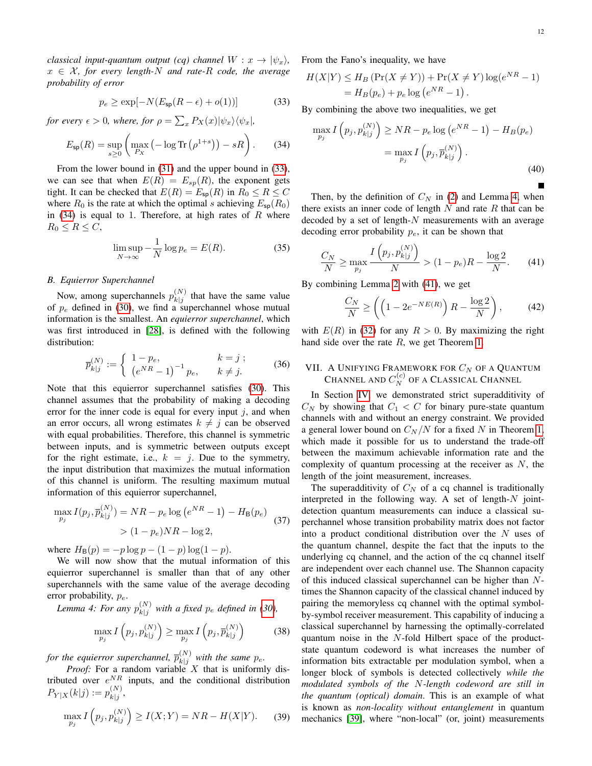*classical input-quantum output (cq) channel $W : x \to |\psi_x\rangle$, $x \in \mathcal{X}$, for every length-$N$ and rate-$R$ code, the average probability of error*

$$p_e \geq \exp[-N(E_{\mathsf{sp}}(R-\epsilon)+o(1))] \tag{33}$$

*for every $\epsilon > 0$, where, for $\rho = \sum_x P_X(x)|\psi_x\rangle\langle\psi_x|$,*

$$E_{\mathsf{sp}}(R) = \sup_{s\geq 0}\left(\max_{P_X}\left(-\log \mathrm{Tr}\left(\rho^{1+s}\right)\right) - sR\right). \tag{34}$$

From the lower bound in (31) and the upper bound in (33), we can see that when $E(R) = E_{sp}(R)$, the exponent gets tight. It can be checked that $E(R) = E_{\mathsf{sp}}(R)$ in $R_0 \leq R \leq C$ where $R_0$ is the rate at which the optimal $s$ achieving $E_{\mathsf{sp}}(R_0)$ in (34) is equal to 1. Therefore, at high rates of $R$ where $R_0 \leq R \leq C$,

$$\limsup_{N\to\infty} -\frac{1}{N}\log p_e = E(R). \tag{35}$$

### B. Equierror Superchannel

Now, among superchannels $p_{k|j}^{(N)}$ that have the same value of $p_e$ defined in (30), we find a superchannel whose mutual information is the smallest. An *equierror superchannel*, which was first introduced in [28], is defined with the following distribution:

$$\overline{p}_{k|j}^{(N)} := \begin{cases} 1-p_e, & k=j\ ; \\ \left(e^{NR}-1\right)^{-1}p_e, & k\neq j. \end{cases} \tag{36}$$

Note that this equierror superchannel satisfies (30). This channel assumes that the probability of making a decoding error for the inner code is equal for every input $j$, and when an error occurs, all wrong estimates $k \neq j$ can be observed with equal probabilities. Therefore, this channel is symmetric between inputs, and is symmetric between outputs except for the right estimate, i.e., $k = j$. Due to the symmetry, the input distribution that maximizes the mutual information of this channel is uniform. The resulting maximum mutual information of this equierror superchannel,

$$\begin{aligned}\max_{p_j} I(p_j, \overline{p}_{k|j}^{(N)}) &= NR - p_e\log\left(e^{NR}-1\right) - H_{\mathsf{B}}(p_e) \\ &> (1-p_e)NR - \log 2,\end{aligned} \tag{37}$$

where $H_{\mathsf{B}}(p) = -p\log p - (1-p)\log(1-p)$.

We will now show that the mutual information of this equierror superchannel is smaller than that of any other superchannels with the same value of the average decoding error probability, $p_e$.

*Lemma 4: For any $p_{k|j}^{(N)}$ with a fixed $p_e$ defined in (30),*

$$\max_{p_j} I\left(p_j, p_{k|j}^{(N)}\right) \geq \max_{p_j} I\left(p_j, \overline{p}_{k|j}^{(N)}\right) \tag{38}$$

*for the equierror superchannel, $\overline{p}_{k|j}^{(N)}$ with the same $p_e$.*

*Proof:* For a random variable $X$ that is uniformly distributed over $e^{NR}$ inputs, and the conditional distribution $P_{Y|X}(k|j) := p_{k|j}^{(N)}$,

$$\max_{p_j} I\left(p_j, p_{k|j}^{(N)}\right) \geq I(X;Y) = NR - H(X|Y). \tag{39}$$

From the Fano's inequality, we have

$$\begin{aligned}H(X|Y) &\leq H_B\left(\Pr(X\neq Y)\right) + \Pr(X\neq Y)\log(e^{NR}-1) \\ &= H_B(p_e) + p_e\log\left(e^{NR}-1\right).\end{aligned}$$

By combining the above two inequalities, we get

$$\begin{aligned}\max_{p_j} I\left(p_j, p_{k|j}^{(N)}\right) &\geq NR - p_e\log\left(e^{NR}-1\right) - H_B(p_e) \\ &= \max_{p_j} I\left(p_j, \overline{p}_{k|j}^{(N)}\right).\end{aligned} \tag{40}$$

■

Then, by the definition of $C_N$ in (2) and Lemma 4, when there exists an inner code of length $N$ and rate $R$ that can be decoded by a set of length-$N$ measurements with an average decoding error probability $p_e$, it can be shown that

$$\frac{C_N}{N} \geq \max_{p_j}\frac{I\left(p_j, p_{k|j}^{(N)}\right)}{N} > (1-p_e)R - \frac{\log 2}{N}. \tag{41}$$

By combining Lemma 2 with (41), we get

$$\frac{C_N}{N} \geq \left(\left(1-2e^{-NE(R)}\right)R - \frac{\log 2}{N}\right), \tag{42}$$

with $E(R)$ in (32) for any $R > 0$. By maximizing the right hand side over the rate $R$, we get Theorem 1.

## VII. A Unifying Framework for $C_N$ of a Quantum Channel and $C_N^{(c)}$ of a Classical Channel

In Section IV, we demonstrated strict superadditivity of $C_N$ by showing that $C_1 < C$ for binary pure-state quantum channels with and without an energy constraint. We provided a general lower bound on $C_N/N$ for a fixed $N$ in Theorem 1, which made it possible for us to understand the trade-off between the maximum achievable information rate and the complexity of quantum processing at the receiver as $N$, the length of the joint measurement, increases.

The superadditivity of $C_N$ of a cq channel is traditionally interpreted in the following way. A set of length-$N$ joint-detection quantum measurements can induce a classical superchannel whose transition probability matrix does not factor into a product conditional distribution over the $N$ uses of the quantum channel, despite the fact that the inputs to the underlying cq channel, and the action of the cq channel itself are independent over each channel use. The Shannon capacity of this induced classical superchannel can be higher than $N$-times the Shannon capacity of the classical channel induced by pairing the memoryless cq channel with the optimal symbol-by-symbol receiver measurement. This capability of inducing a classical superchannel by harnessing the optimally-correlated quantum noise in the $N$-fold Hilbert space of the product-state quantum codeword is what increases the number of information bits extractable per modulation symbol, when a longer block of symbols is detected collectively *while the modulated symbols of the $N$-length codeword are still in the quantum (optical) domain*. This is an example of what is known as *non-locality without entanglement* in quantum mechanics [39], where "non-local" (or, joint) measurements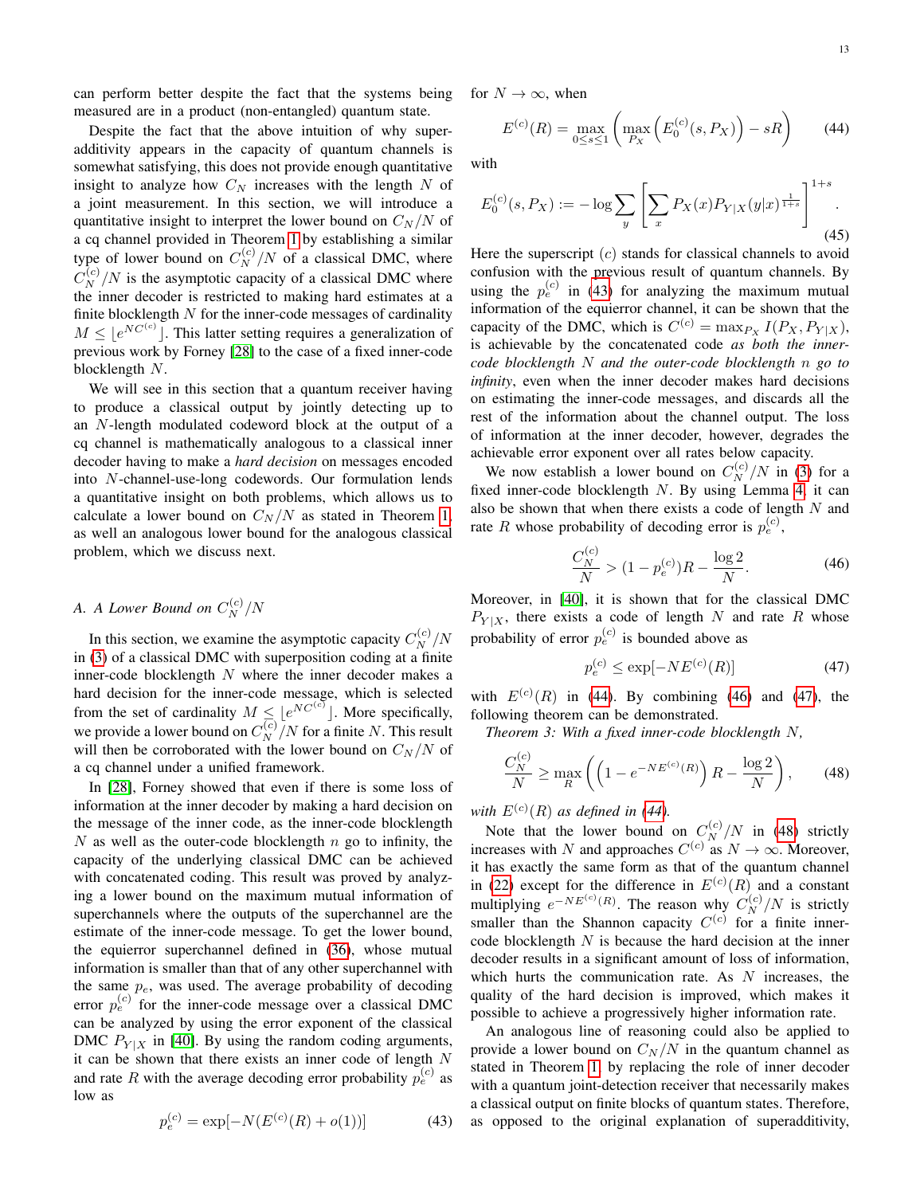can perform better despite the fact that the systems being measured are in a product (non-entangled) quantum state.

Despite the fact that the above intuition of why superadditivity appears in the capacity of quantum channels is somewhat satisfying, this does not provide enough quantitative insight to analyze how $C_N$ increases with the length $N$ of a joint measurement. In this section, we will introduce a quantitative insight to interpret the lower bound on $C_N/N$ of a cq channel provided in Theorem 1 by establishing a similar type of lower bound on $C_N^{(c)}/N$ of a classical DMC, where $C_N^{(c)}/N$ is the asymptotic capacity of a classical DMC where the inner decoder is restricted to making hard estimates at a finite blocklength $N$ for the inner-code messages of cardinality $M \leq \lfloor e^{NC^{(c)}} \rfloor$. This latter setting requires a generalization of previous work by Forney [28] to the case of a fixed inner-code blocklength $N$.

We will see in this section that a quantum receiver having to produce a classical output by jointly detecting up to an $N$-length modulated codeword block at the output of a cq channel is mathematically analogous to a classical inner decoder having to make a *hard decision* on messages encoded into $N$-channel-use-long codewords. Our formulation lends a quantitative insight on both problems, which allows us to calculate a lower bound on $C_N/N$ as stated in Theorem 1, as well an analogous lower bound for the classical problem, which we discuss next.

### A. A Lower Bound on $C_N^{(c)}/N$

In this section, we examine the asymptotic capacity $C_N^{(c)}/N$ in (3) of a classical DMC with superposition coding at a finite inner-code blocklength $N$ where the inner decoder makes a hard decision for the inner-code message, which is selected from the set of cardinality $M \leq \lfloor e^{NC^{(c)}} \rfloor$. More specifically, we provide a lower bound on $C_N^{(c)}/N$ for a finite $N$. This result will then be corroborated with the lower bound on $C_N/N$ of a cq channel under a unified framework.

In [28], Forney showed that even if there is some loss of information at the inner decoder by making a hard decision on the message of the inner code, as the inner-code blocklength $N$ as well as the outer-code blocklength $n$ go to infinity, the capacity of the underlying classical DMC can be achieved with concatenated coding. This result was proved by analyzing a lower bound on the maximum mutual information of superchannels where the outputs of the superchannel are the estimate of the inner-code message. To get the lower bound, the equierror superchannel defined in (36), whose mutual information is smaller than that of any other superchannel with the same $p_e$, was used. The average probability of decoding error $p_e^{(c)}$ for the inner-code message over a classical DMC can be analyzed by using the error exponent of the classical DMC $P_{Y|X}$ in [40]. By using the random coding arguments, it can be shown that there exists an inner code of length $N$ and rate $R$ with the average decoding error probability $p_e^{(c)}$ as low as

$$p_e^{(c)} = \exp[-N(E^{(c)}(R) + o(1))] \tag{43}$$

for $N \to \infty$, when

$$E^{(c)}(R) = \max_{0 \leq s \leq 1} \left( \max_{P_X} \left( E_0^{(c)}(s, P_X) \right) - sR \right) \tag{44}$$

with

$$E_0^{(c)}(s, P_X) := -\log \sum_y \left[ \sum_x P_X(x) P_{Y|X}(y|x)^{\frac{1}{1+s}} \right]^{1+s}. \tag{45}$$

Here the superscript $(c)$ stands for classical channels to avoid confusion with the previous result of quantum channels. By using the $p_e^{(c)}$ in (43) for analyzing the maximum mutual information of the equierror channel, it can be shown that the capacity of the DMC, which is $C^{(c)} = \max_{P_X} I(P_X, P_{Y|X})$, is achievable by the concatenated code *as both the inner-code blocklength $N$ and the outer-code blocklength $n$ go to infinity*, even when the inner decoder makes hard decisions on estimating the inner-code messages, and discards all the rest of the information about the channel output. The loss of information at the inner decoder, however, degrades the achievable error exponent over all rates below capacity.

We now establish a lower bound on $C_N^{(c)}/N$ in (3) for a fixed inner-code blocklength $N$. By using Lemma 4, it can also be shown that when there exists a code of length $N$ and rate $R$ whose probability of decoding error is $p_e^{(c)}$,

$$\frac{C_N^{(c)}}{N} > (1 - p_e^{(c)})R - \frac{\log 2}{N}. \tag{46}$$

Moreover, in [40], it is shown that for the classical DMC $P_{Y|X}$, there exists a code of length $N$ and rate $R$ whose probability of error $p_e^{(c)}$ is bounded above as

$$p_e^{(c)} \leq \exp[-NE^{(c)}(R)] \tag{47}$$

with $E^{(c)}(R)$ in (44). By combining (46) and (47), the following theorem can be demonstrated.

*Theorem 3: With a fixed inner-code blocklength $N$,*

$$\frac{C_N^{(c)}}{N} \geq \max_R \left( \left(1 - e^{-NE^{(c)}(R)}\right) R - \frac{\log 2}{N} \right), \tag{48}$$

*with $E^{(c)}(R)$ as defined in (44).*

Note that the lower bound on $C_N^{(c)}/N$ in (48) strictly increases with $N$ and approaches $C^{(c)}$ as $N \to \infty$. Moreover, it has exactly the same form as that of the quantum channel in (22) except for the difference in $E^{(c)}(R)$ and a constant multiplying $e^{-NE^{(c)}(R)}$. The reason why $C_N^{(c)}/N$ is strictly smaller than the Shannon capacity $C^{(c)}$ for a finite inner-code blocklength $N$ is because the hard decision at the inner decoder results in a significant amount of loss of information, which hurts the communication rate. As $N$ increases, the quality of the hard decision is improved, which makes it possible to achieve a progressively higher information rate.

An analogous line of reasoning could also be applied to provide a lower bound on $C_N/N$ in the quantum channel as stated in Theorem 1, by replacing the role of inner decoder with a quantum joint-detection receiver that necessarily makes a classical output on finite blocks of quantum states. Therefore, as opposed to the original explanation of superadditivity,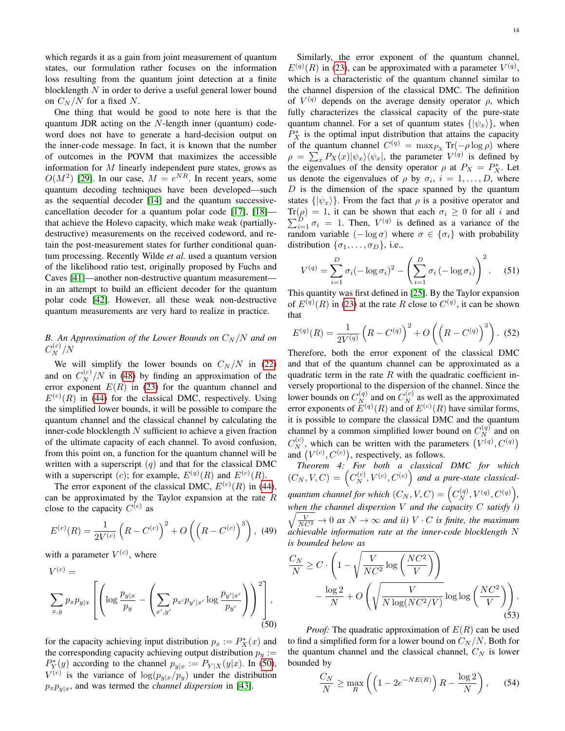which regards it as a gain from joint measurement of quantum states, our formulation rather focuses on the information loss resulting from the quantum joint detection at a finite blocklength $N$ in order to derive a useful general lower bound on $C_N/N$ for a fixed $N$.

One thing that would be good to note here is that the quantum JDR acting on the $N$-length inner (quantum) codeword does not have to generate a hard-decision output on the inner-code message. In fact, it is known that the number of outcomes in the POVM that maximizes the accessible information for $M$ linearly independent pure states, grows as $O(M^2)$ [29]. In our case, $M = e^{NR}$. In recent years, some quantum decoding techniques have been developed—such as the sequential decoder [14] and the quantum successive-cancellation decoder for a quantum polar code [17], [18]—that achieve the Holevo capacity, which make weak (partially-destructive) measurements on the received codeword, and retain the post-measurement states for further conditional quantum processing. Recently Wilde *et al.* used a quantum version of the likelihood ratio test, originally proposed by Fuchs and Caves [41]—another non-destructive quantum measurement—in an attempt to build an efficient decoder for the quantum polar code [42]. However, all these weak non-destructive quantum measurements are very hard to realize in practice.

### B. An Approximation of the Lower Bounds on $C_N/N$ and on $C_N^{(c)}/N$

We will simplify the lower bounds on $C_N/N$ in (22) and on $C_N^{(c)}/N$ in (48) by finding an approximation of the error exponent $E(R)$ in (23) for the quantum channel and $E^{(c)}(R)$ in (44) for the classical DMC, respectively. Using the simplified lower bounds, it will be possible to compare the quantum channel and the classical channel by calculating the inner-code blocklength $N$ sufficient to achieve a given fraction of the ultimate capacity of each channel. To avoid confusion, from this point on, a function for the quantum channel will be written with a superscript $(q)$ and that for the classical DMC with a superscript $(c)$; for example, $E^{(q)}(R)$ and $E^{(c)}(R)$.

The error exponent of the classical DMC, $E^{(c)}(R)$ in (44), can be approximated by the Taylor expansion at the rate $R$ close to the capacity $C^{(c)}$ as

$$E^{(c)}(R) = \frac{1}{2V^{(c)}}\left(R - C^{(c)}\right)^2 + O\left(\left(R - C^{(c)}\right)^3\right), \quad (49)$$

with a parameter $V^{(c)}$, where

$$V^{(c)} = \sum_{x,y} p_x p_{y|x}\left[\left(\log\frac{p_{y|x}}{p_y} - \left(\sum_{x',y'} p_{x'}p_{y'|x'}\log\frac{p_{y'|x'}}{p_{y'}}\right)\right)^2\right], \quad (50)$$

for the capacity achieving input distribution $p_x := P_X^*(x)$ and the corresponding capacity achieving output distribution $p_y := P_Y^*(y)$ according to the channel $p_{y|x} := P_{Y|X}(y|x)$. In (50), $V^{(c)}$ is the variance of $\log(p_{y|x}/p_y)$ under the distribution $p_x p_{y|x}$, and was termed the *channel dispersion* in [43].

Similarly, the error exponent of the quantum channel, $E^{(q)}(R)$ in (23), can be approximated with a parameter $V^{(q)}$, which is a characteristic of the quantum channel similar to the channel dispersion of the classical DMC. The definition of $V^{(q)}$ depends on the average density operator $\rho$, which fully characterizes the classical capacity of the pure-state quantum channel. For a set of quantum states $\{|\psi_x\rangle\}$, when $P_X^*$ is the optimal input distribution that attains the capacity of the quantum channel $C^{(q)} = \max_{P_X} \mathrm{Tr}(-\rho\log\rho)$ where $\rho = \sum_x P_X(x)|\psi_x\rangle\langle\psi_x|$, the parameter $V^{(q)}$ is defined by the eigenvalues of the density operator $\rho$ at $P_X = P_X^*$. Let us denote the eigenvalues of $\rho$ by $\sigma_i$, $i = 1,\ldots,D$, where $D$ is the dimension of the space spanned by the quantum states $\{|\psi_x\rangle\}$. From the fact that $\rho$ is a positive operator and $\mathrm{Tr}(\rho) = 1$, it can be shown that each $\sigma_i \geq 0$ for all $i$ and $\sum_{i=1}^D \sigma_i = 1$. Then, $V^{(q)}$ is defined as a variance of the random variable $(-\log\sigma)$ where $\sigma \in \{\sigma_i\}$ with probability distribution $\{\sigma_1,\ldots,\sigma_D\}$, i.e.,

$$V^{(q)} = \sum_{i=1}^D \sigma_i(-\log\sigma_i)^2 - \left(\sum_{i=1}^D \sigma_i\left(-\log\sigma_i\right)\right)^2. \quad (51)$$

This quantity was first defined in [25]. By the Taylor expansion of $E^{(q)}(R)$ in (23) at the rate $R$ close to $C^{(q)}$, it can be shown that

$$E^{(q)}(R) = \frac{1}{2V^{(q)}}\left(R - C^{(q)}\right)^2 + O\left(\left(R - C^{(q)}\right)^3\right). \quad (52)$$

Therefore, both the error exponent of the classical DMC and that of the quantum channel can be approximated as a quadratic term in the rate $R$ with the quadratic coefficient inversely proportional to the dispersion of the channel. Since the lower bounds on $C_N^{(q)}$ and on $C_N^{(c)}$ as well as the approximated error exponents of $E^{(q)}(R)$ and of $E^{(c)}(R)$ have similar forms, it is possible to compare the classical DMC and the quantum channel by a common simplified lower bound on $C_N^{(q)}$ and on $C_N^{(c)}$, which can be written with the parameters $\left(V^{(q)}, C^{(q)}\right)$ and $\left(V^{(c)}, C^{(c)}\right)$, respectively, as follows.

*Theorem 4: For both a classical DMC for which $(C_N, V, C) = \left(C_N^{(c)}, V^{(c)}, C^{(c)}\right)$ and a pure-state classical-quantum channel for which $(C_N, V, C) = \left(C_N^{(q)}, V^{(q)}, C^{(q)}\right)$, when the channel dispersion $V$ and the capacity $C$ satisfy i) $\sqrt{\frac{V}{NC^2}} \to 0$ as $N \to \infty$ and ii) $V \cdot C$ is finite, the maximum achievable information rate at the inner-code blocklength $N$ is bounded below as*

$$\frac{C_N}{N} \geq C \cdot \left(1 - \sqrt{\frac{V}{NC^2}\log\left(\frac{NC^2}{V}\right)}\right) - \frac{\log 2}{N} + O\left(\sqrt{\frac{V}{N\log(NC^2/V)}}\log\log\left(\frac{NC^2}{V}\right)\right). \quad (53)$$

*Proof:* The quadratic approximation of $E(R)$ can be used to find a simplified form for a lower bound on $C_N/N$. Both for the quantum channel and the classical channel, $C_N$ is lower bounded by

$$\frac{C_N}{N} \geq \max_R \left(\left(1 - 2e^{-NE(R)}\right)R - \frac{\log 2}{N}\right), \quad (54)$$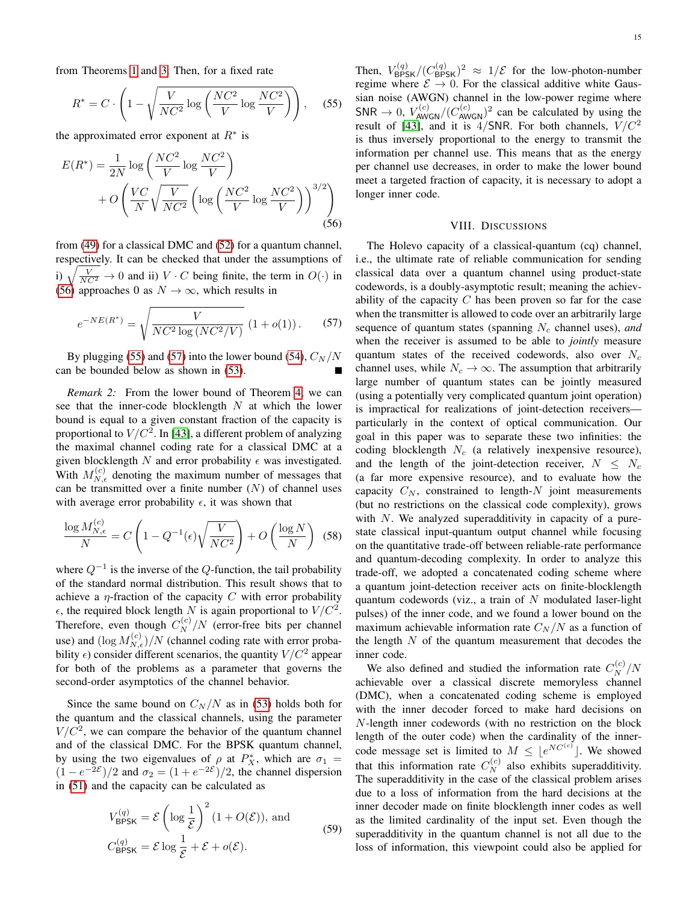from Theorems 1 and 3. Then, for a fixed rate

$$R^* = C \cdot \left(1 - \sqrt{\frac{V}{NC^2} \log\left(\frac{NC^2}{V} \log \frac{NC^2}{V}\right)}\right), \quad (55)$$

the approximated error exponent at $R^*$ is

$$E(R^*) = \frac{1}{2N} \log\left(\frac{NC^2}{V} \log \frac{NC^2}{V}\right) + O\left(\frac{VC}{N}\sqrt{\frac{V}{NC^2}}\left(\log\left(\frac{NC^2}{V} \log \frac{NC^2}{V}\right)\right)^{3/2}\right) \quad (56)$$

from (49) for a classical DMC and (52) for a quantum channel, respectively. It can be checked that under the assumptions of i) $\sqrt{\frac{V}{NC^2}} \to 0$ and ii) $V \cdot C$ being finite, the term in $O(\cdot)$ in (56) approaches 0 as $N \to \infty$, which results in

$$e^{-NE(R^*)} = \sqrt{\frac{V}{NC^2 \log\left(NC^2/V\right)}} \, (1 + o(1)). \quad (57)$$

By plugging (55) and (57) into the lower bound (54), $C_N/N$ can be bounded below as shown in (53). ∎

*Remark 2:* From the lower bound of Theorem 4, we can see that the inner-code blocklength $N$ at which the lower bound is equal to a given constant fraction of the capacity is proportional to $V/C^2$. In [43], a different problem of analyzing the maximal channel coding rate for a classical DMC at a given blocklength $N$ and error probability $\epsilon$ was investigated. With $M_{N,\epsilon}^{(c)}$ denoting the maximum number of messages that can be transmitted over a finite number ($N$) of channel uses with average error probability $\epsilon$, it was shown that

$$\frac{\log M_{N,\epsilon}^{(c)}}{N} = C\left(1 - Q^{-1}(\epsilon)\sqrt{\frac{V}{NC^2}}\right) + O\left(\frac{\log N}{N}\right) \quad (58)$$

where $Q^{-1}$ is the inverse of the $Q$-function, the tail probability of the standard normal distribution. This result shows that to achieve a $\eta$-fraction of the capacity $C$ with error probability $\epsilon$, the required block length $N$ is again proportional to $V/C^2$. Therefore, even though $C_N^{(c)}/N$ (error-free bits per channel use) and $(\log M_{N,\epsilon}^{(c)})/N$ (channel coding rate with error probability $\epsilon$) consider different scenarios, the quantity $V/C^2$ appear for both of the problems as a parameter that governs the second-order asymptotics of the channel behavior.

Since the same bound on $C_N/N$ as in (53) holds both for the quantum and the classical channels, using the parameter $V/C^2$, we can compare the behavior of the quantum channel and of the classical DMC. For the BPSK quantum channel, by using the two eigenvalues of $\rho$ at $P_X^*$, which are $\sigma_1 = (1-e^{-2\mathcal{E}})/2$ and $\sigma_2 = (1+e^{-2\mathcal{E}})/2$, the channel dispersion in (51) and the capacity can be calculated as

$$V_{\mathsf{BPSK}}^{(q)} = \mathcal{E}\left(\log\frac{1}{\mathcal{E}}\right)^2 (1 + O(\mathcal{E})), \text{ and}$$
$$C_{\mathsf{BPSK}}^{(q)} = \mathcal{E}\log\frac{1}{\mathcal{E}} + \mathcal{E} + o(\mathcal{E}). \quad (59)$$

Then, $V_{\mathsf{BPSK}}^{(q)}/(C_{\mathsf{BPSK}}^{(q)})^2 \approx 1/\mathcal{E}$ for the low-photon-number regime where $\mathcal{E} \to 0$. For the classical additive white Gaussian noise (AWGN) channel in the low-power regime where $\mathsf{SNR} \to 0$, $V_{\mathsf{AWGN}}^{(c)}/(C_{\mathsf{AWGN}}^{(c)})^2$ can be calculated by using the result of [43], and it is $4/\mathsf{SNR}$. For both channels, $V/C^2$ is thus inversely proportional to the energy to transmit the information per channel use. This means that as the energy per channel use decreases, in order to make the lower bound meet a targeted fraction of capacity, it is necessary to adopt a longer inner code.

## VIII. Discussions

The Holevo capacity of a classical-quantum (cq) channel, i.e., the ultimate rate of reliable communication for sending classical data over a quantum channel using product-state codewords, is a doubly-asymptotic result; meaning the achievability of the capacity $C$ has been proven so far for the case when the transmitter is allowed to code over an arbitrarily large sequence of quantum states (spanning $N_c$ channel uses), *and* when the receiver is assumed to be able to *jointly* measure quantum states of the received codewords, also over $N_c$ channel uses, while $N_c \to \infty$. The assumption that arbitrarily large number of quantum states can be jointly measured (using a potentially very complicated quantum joint operation) is impractical for realizations of joint-detection receivers—particularly in the context of optical communication. Our goal in this paper was to separate these two infinities: the coding blocklength $N_c$ (a relatively inexpensive resource), and the length of the joint-detection receiver, $N \leq N_c$ (a far more expensive resource), and to evaluate how the capacity $C_N$, constrained to length-$N$ joint measurements (but no restrictions on the classical code complexity), grows with $N$. We analyzed superadditivity in capacity of a pure-state classical input-quantum output channel while focusing on the quantitative trade-off between reliable-rate performance and quantum-decoding complexity. In order to analyze this trade-off, we adopted a concatenated coding scheme where a quantum joint-detection receiver acts on finite-blocklength quantum codewords (viz., a train of $N$ modulated laser-light pulses) of the inner code, and we found a lower bound on the maximum achievable information rate $C_N/N$ as a function of the length $N$ of the quantum measurement that decodes the inner code.

We also defined and studied the information rate $C_N^{(c)}/N$ achievable over a classical discrete memoryless channel (DMC), when a concatenated coding scheme is employed with the inner decoder forced to make hard decisions on $N$-length inner codewords (with no restriction on the block length of the outer code) when the cardinality of the inner-code message set is limited to $M \leq \lfloor e^{NC^{(c)}} \rfloor$. We showed that this information rate $C_N^{(c)}$ also exhibits superadditivity. The superadditivity in the case of the classical problem arises due to a loss of information from the hard decisions at the inner decoder made on finite blocklength inner codes as well as the limited cardinality of the input set. Even though the superadditivity in the quantum channel is not all due to the loss of information, this viewpoint could also be applied for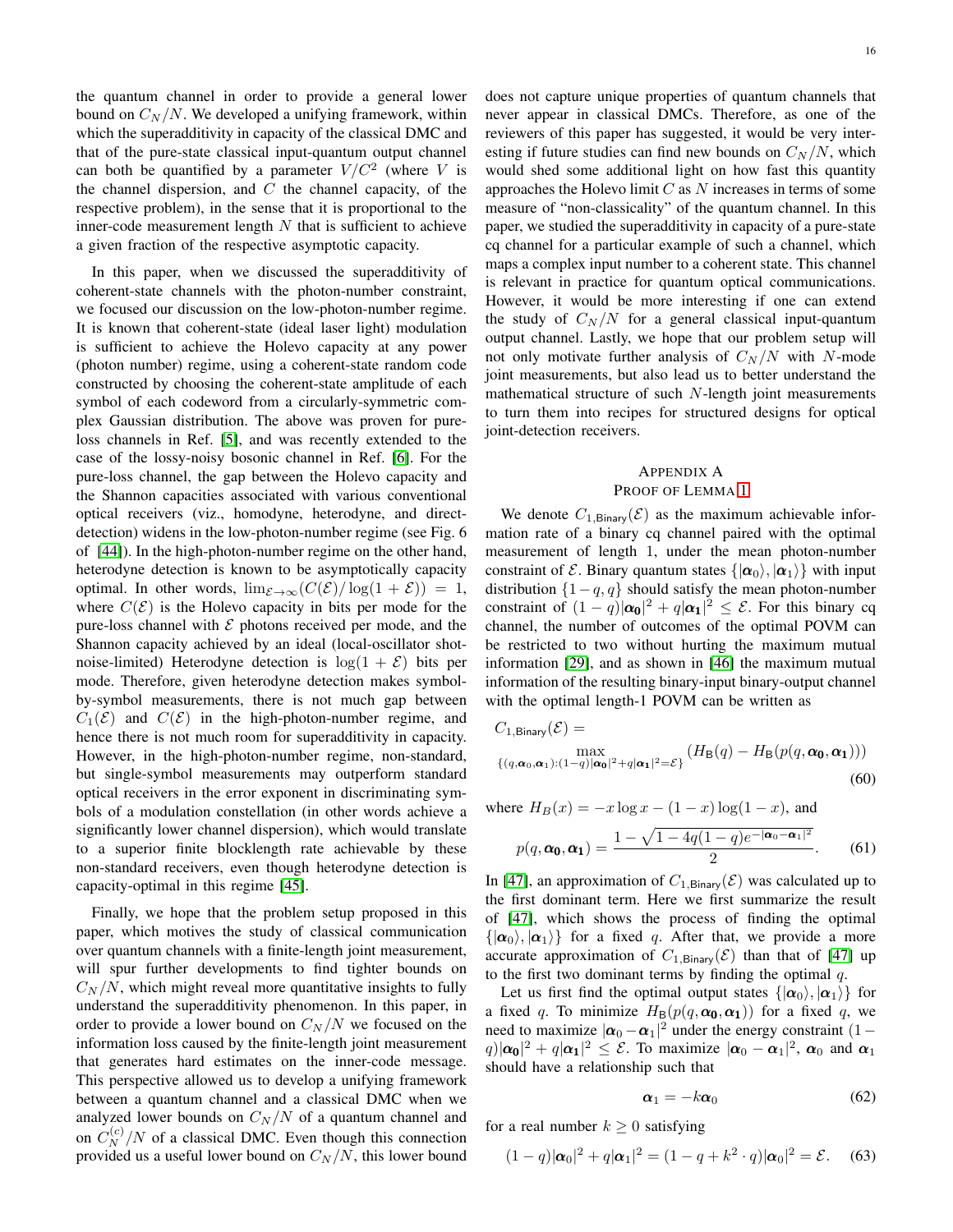the quantum channel in order to provide a general lower bound on $C_N/N$. We developed a unifying framework, within which the superadditivity in capacity of the classical DMC and that of the pure-state classical input-quantum output channel can both be quantified by a parameter $V/C^2$ (where $V$ is the channel dispersion, and $C$ the channel capacity, of the respective problem), in the sense that it is proportional to the inner-code measurement length $N$ that is sufficient to achieve a given fraction of the respective asymptotic capacity.

In this paper, when we discussed the superadditivity of coherent-state channels with the photon-number constraint, we focused our discussion on the low-photon-number regime. It is known that coherent-state (ideal laser light) modulation is sufficient to achieve the Holevo capacity at any power (photon number) regime, using a coherent-state random code constructed by choosing the coherent-state amplitude of each symbol of each codeword from a circularly-symmetric complex Gaussian distribution. The above was proven for pure-loss channels in Ref. [5], and was recently extended to the case of the lossy-noisy bosonic channel in Ref. [6]. For the pure-loss channel, the gap between the Holevo capacity and the Shannon capacities associated with various conventional optical receivers (viz., homodyne, heterodyne, and direct-detection) widens in the low-photon-number regime (see Fig. 6 of [44]). In the high-photon-number regime on the other hand, heterodyne detection is known to be asymptotically capacity optimal. In other words, $\lim_{\mathcal{E}\to\infty}(C(\mathcal{E})/\log(1+\mathcal{E})) = 1$, where $C(\mathcal{E})$ is the Holevo capacity in bits per mode for the pure-loss channel with $\mathcal{E}$ photons received per mode, and the Shannon capacity achieved by an ideal (local-oscillator shot-noise-limited) Heterodyne detection is $\log(1+\mathcal{E})$ bits per mode. Therefore, given heterodyne detection makes symbol-by-symbol measurements, there is not much gap between $C_1(\mathcal{E})$ and $C(\mathcal{E})$ in the high-photon-number regime, and hence there is not much room for superadditivity in capacity. However, in the high-photon-number regime, non-standard, but single-symbol measurements may outperform standard optical receivers in the error exponent in discriminating symbols of a modulation constellation (in other words achieve a significantly lower channel dispersion), which would translate to a superior finite blocklength rate achievable by these non-standard receivers, even though heterodyne detection is capacity-optimal in this regime [45].

Finally, we hope that the problem setup proposed in this paper, which motives the study of classical communication over quantum channels with a finite-length joint measurement, will spur further developments to find tighter bounds on $C_N/N$, which might reveal more quantitative insights to fully understand the superadditivity phenomenon. In this paper, in order to provide a lower bound on $C_N/N$ we focused on the information loss caused by the finite-length joint measurement that generates hard estimates on the inner-code message. This perspective allowed us to develop a unifying framework between a quantum channel and a classical DMC when we analyzed lower bounds on $C_N/N$ of a quantum channel and on $C_N^{(c)}/N$ of a classical DMC. Even though this connection provided us a useful lower bound on $C_N/N$, this lower bound does not capture unique properties of quantum channels that never appear in classical DMCs. Therefore, as one of the reviewers of this paper has suggested, it would be very interesting if future studies can find new bounds on $C_N/N$, which would shed some additional light on how fast this quantity approaches the Holevo limit $C$ as $N$ increases in terms of some measure of "non-classicality" of the quantum channel. In this paper, we studied the superadditivity in capacity of a pure-state cq channel for a particular example of such a channel, which maps a complex input number to a coherent state. This channel is relevant in practice for quantum optical communications. However, it would be more interesting if one can extend the study of $C_N/N$ for a general classical input-quantum output channel. Lastly, we hope that our problem setup will not only motivate further analysis of $C_N/N$ with $N$-mode joint measurements, but also lead us to better understand the mathematical structure of such $N$-length joint measurements to turn them into recipes for structured designs for optical joint-detection receivers.

## Appendix A
## Proof of Lemma 1

We denote $C_{1,\mathsf{Binary}}(\mathcal{E})$ as the maximum achievable information rate of a binary cq channel paired with the optimal measurement of length 1, under the mean photon-number constraint of $\mathcal{E}$. Binary quantum states $\{|\boldsymbol{\alpha}_0\rangle, |\boldsymbol{\alpha}_1\rangle\}$ with input distribution $\{1-q, q\}$ should satisfy the mean photon-number constraint of $(1-q)|\boldsymbol{\alpha_0}|^2 + q|\boldsymbol{\alpha_1}|^2 \leq \mathcal{E}$. For this binary cq channel, the number of outcomes of the optimal POVM can be restricted to two without hurting the maximum mutual information [29], and as shown in [46] the maximum mutual information of the resulting binary-input binary-output channel with the optimal length-1 POVM can be written as

$$C_{1,\mathsf{Binary}}(\mathcal{E}) = \max_{\{(q,\boldsymbol{\alpha}_0,\boldsymbol{\alpha}_1):(1-q)|\boldsymbol{\alpha_0}|^2+q|\boldsymbol{\alpha_1}|^2=\mathcal{E}\}} \left(H_{\mathsf{B}}(q) - H_{\mathsf{B}}(p(q,\boldsymbol{\alpha_0},\boldsymbol{\alpha_1}))\right) \tag{60}$$

where $H_B(x) = -x\log x - (1-x)\log(1-x)$, and

$$p(q,\boldsymbol{\alpha_0},\boldsymbol{\alpha_1}) = \frac{1-\sqrt{1-4q(1-q)e^{-|\boldsymbol{\alpha_0}-\boldsymbol{\alpha_1}|^2}}}{2}. \tag{61}$$

In [47], an approximation of $C_{1,\mathsf{Binary}}(\mathcal{E})$ was calculated up to the first dominant term. Here we first summarize the result of [47], which shows the process of finding the optimal $\{|\boldsymbol{\alpha}_0\rangle, |\boldsymbol{\alpha}_1\rangle\}$ for a fixed $q$. After that, we provide a more accurate approximation of $C_{1,\mathsf{Binary}}(\mathcal{E})$ than that of [47] up to the first two dominant terms by finding the optimal $q$.

Let us first find the optimal output states $\{|\boldsymbol{\alpha}_0\rangle, |\boldsymbol{\alpha}_1\rangle\}$ for a fixed $q$. To minimize $H_{\mathsf{B}}(p(q,\boldsymbol{\alpha_0},\boldsymbol{\alpha_1}))$ for a fixed $q$, we need to maximize $|\boldsymbol{\alpha}_0 - \boldsymbol{\alpha}_1|^2$ under the energy constraint $(1-q)|\boldsymbol{\alpha_0}|^2 + q|\boldsymbol{\alpha_1}|^2 \leq \mathcal{E}$. To maximize $|\boldsymbol{\alpha}_0 - \boldsymbol{\alpha}_1|^2$, $\boldsymbol{\alpha}_0$ and $\boldsymbol{\alpha}_1$ should have a relationship such that

$$\boldsymbol{\alpha}_1 = -k\boldsymbol{\alpha}_0 \tag{62}$$

for a real number $k \geq 0$ satisfying

$$(1-q)|\boldsymbol{\alpha}_0|^2 + q|\boldsymbol{\alpha}_1|^2 = (1-q+k^2\cdot q)|\boldsymbol{\alpha}_0|^2 = \mathcal{E}. \tag{63}$$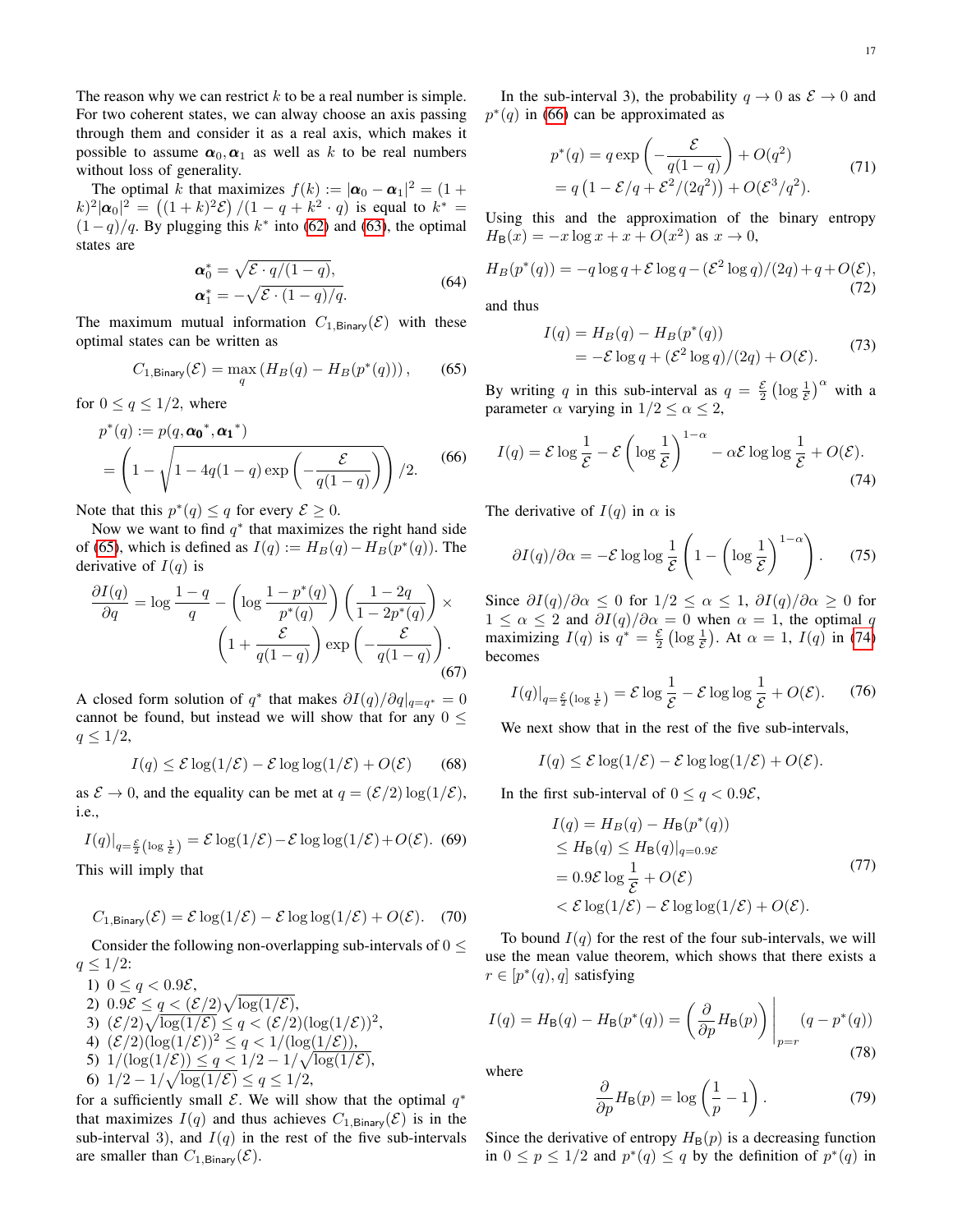The reason why we can restrict $k$ to be a real number is simple. For two coherent states, we can alway choose an axis passing through them and consider it as a real axis, which makes it possible to assume $\boldsymbol{\alpha}_0, \boldsymbol{\alpha}_1$ as well as $k$ to be real numbers without loss of generality.

The optimal $k$ that maximizes $f(k) := |\boldsymbol{\alpha}_0 - \boldsymbol{\alpha}_1|^2 = (1+k)^2|\boldsymbol{\alpha}_0|^2 = \left((1+k)^2\mathcal{E}\right)/(1-q+k^2 \cdot q)$ is equal to $k^* = (1-q)/q$. By plugging this $k^*$ into (62) and (63), the optimal states are

$$
\begin{aligned}
\boldsymbol{\alpha}_0^* &= \sqrt{\mathcal{E} \cdot q/(1-q)}, \\
\boldsymbol{\alpha}_1^* &= -\sqrt{\mathcal{E} \cdot (1-q)/q}.
\end{aligned} \tag{64}
$$

The maximum mutual information $C_{1,\mathsf{Binary}}(\mathcal{E})$ with these optimal states can be written as

$$
C_{1,\mathsf{Binary}}(\mathcal{E}) = \max_q \left(H_B(q) - H_B(p^*(q))\right), \tag{65}
$$

for $0 \leq q \leq 1/2$, where

$$
\begin{aligned}
&p^*(q) := p(q, \boldsymbol{\alpha_0}^*, \boldsymbol{\alpha_1}^*) \\
&= \left(1 - \sqrt{1 - 4q(1-q)\exp\left(-\frac{\mathcal{E}}{q(1-q)}\right)}\right)/2.
\end{aligned} \tag{66}
$$

Note that this $p^*(q) \leq q$ for every $\mathcal{E} \geq 0$.

Now we want to find $q^*$ that maximizes the right hand side of (65), which is defined as $I(q) := H_B(q) - H_B(p^*(q))$. The derivative of $I(q)$ is

$$
\begin{aligned}
\frac{\partial I(q)}{\partial q} = \log\frac{1-q}{q} - \left(\log\frac{1-p^*(q)}{p^*(q)}\right)\left(\frac{1-2q}{1-2p^*(q)}\right) \times \\
\left(1 + \frac{\mathcal{E}}{q(1-q)}\right)\exp\left(-\frac{\mathcal{E}}{q(1-q)}\right).
\end{aligned} \tag{67}
$$

A closed form solution of $q^*$ that makes $\partial I(q)/\partial q|_{q=q^*} = 0$ cannot be found, but instead we will show that for any $0 \leq q \leq 1/2$,

$$
I(q) \leq \mathcal{E}\log(1/\mathcal{E}) - \mathcal{E}\log\log(1/\mathcal{E}) + O(\mathcal{E}) \tag{68}
$$

as $\mathcal{E} \to 0$, and the equality can be met at $q = (\mathcal{E}/2)\log(1/\mathcal{E})$, i.e.,

$$
I(q)|_{q=\frac{\mathcal{E}}{2}\left(\log\frac{1}{\mathcal{E}}\right)} = \mathcal{E}\log(1/\mathcal{E}) - \mathcal{E}\log\log(1/\mathcal{E}) + O(\mathcal{E}). \tag{69}
$$

This will imply that

$$
C_{1,\mathsf{Binary}}(\mathcal{E}) = \mathcal{E}\log(1/\mathcal{E}) - \mathcal{E}\log\log(1/\mathcal{E}) + O(\mathcal{E}). \tag{70}
$$

Consider the following non-overlapping sub-intervals of $0 \leq q \leq 1/2$:

1) $0 \leq q < 0.9\mathcal{E}$,
2) $0.9\mathcal{E} \leq q < (\mathcal{E}/2)\sqrt{\log(1/\mathcal{E})}$,
3) $(\mathcal{E}/2)\sqrt{\log(1/\mathcal{E})} \leq q < (\mathcal{E}/2)(\log(1/\mathcal{E}))^2$,
4) $(\mathcal{E}/2)(\log(1/\mathcal{E}))^2 \leq q < 1/(\log(1/\mathcal{E}))$,
5) $1/(\log(1/\mathcal{E})) \leq q < 1/2 - 1/\sqrt{\log(1/\mathcal{E})}$,
6) $1/2 - 1/\sqrt{\log(1/\mathcal{E})} \leq q \leq 1/2$,

for a sufficiently small $\mathcal{E}$. We will show that the optimal $q^*$ that maximizes $I(q)$ and thus achieves $C_{1,\mathsf{Binary}}(\mathcal{E})$ is in the sub-interval 3), and $I(q)$ in the rest of the five sub-intervals are smaller than $C_{1,\mathsf{Binary}}(\mathcal{E})$.

In the sub-interval 3), the probability $q \to 0$ as $\mathcal{E} \to 0$ and $p^*(q)$ in (66) can be approximated as

$$
\begin{aligned}
p^*(q) &= q\exp\left(-\frac{\mathcal{E}}{q(1-q)}\right) + O(q^2) \\
&= q\left(1 - \mathcal{E}/q + \mathcal{E}^2/(2q^2)\right) + O(\mathcal{E}^3/q^2).
\end{aligned} \tag{71}
$$

Using this and the approximation of the binary entropy $H_B(x) = -x\log x + x + O(x^2)$ as $x \to 0$,

$$
H_B(p^*(q)) = -q\log q + \mathcal{E}\log q - (\mathcal{E}^2\log q)/(2q) + q + O(\mathcal{E}), \tag{72}
$$

and thus

$$
\begin{aligned}
I(q) &= H_B(q) - H_B(p^*(q)) \\
&= -\mathcal{E}\log q + (\mathcal{E}^2\log q)/(2q) + O(\mathcal{E}).
\end{aligned} \tag{73}
$$

By writing $q$ in this sub-interval as $q = \frac{\mathcal{E}}{2}\left(\log\frac{1}{\mathcal{E}}\right)^\alpha$ with a parameter $\alpha$ varying in $1/2 \leq \alpha \leq 2$,

$$
I(q) = \mathcal{E}\log\frac{1}{\mathcal{E}} - \mathcal{E}\left(\log\frac{1}{\mathcal{E}}\right)^{1-\alpha} - \alpha\mathcal{E}\log\log\frac{1}{\mathcal{E}} + O(\mathcal{E}). \tag{74}
$$

The derivative of $I(q)$ in $\alpha$ is

$$
\partial I(q)/\partial\alpha = -\mathcal{E}\log\log\frac{1}{\mathcal{E}}\left(1 - \left(\log\frac{1}{\mathcal{E}}\right)^{1-\alpha}\right). \tag{75}
$$

Since $\partial I(q)/\partial\alpha \leq 0$ for $1/2 \leq \alpha \leq 1$, $\partial I(q)/\partial\alpha \geq 0$ for $1 \leq \alpha \leq 2$ and $\partial I(q)/\partial\alpha = 0$ when $\alpha = 1$, the optimal $q$ maximizing $I(q)$ is $q^* = \frac{\mathcal{E}}{2}\left(\log\frac{1}{\mathcal{E}}\right)$. At $\alpha = 1$, $I(q)$ in (74) becomes

$$
I(q)|_{q=\frac{\mathcal{E}}{2}\left(\log\frac{1}{\mathcal{E}}\right)} = \mathcal{E}\log\frac{1}{\mathcal{E}} - \mathcal{E}\log\log\frac{1}{\mathcal{E}} + O(\mathcal{E}). \tag{76}
$$

We next show that in the rest of the five sub-intervals,

$$
I(q) \leq \mathcal{E}\log(1/\mathcal{E}) - \mathcal{E}\log\log(1/\mathcal{E}) + O(\mathcal{E}).
$$

In the first sub-interval of $0 \leq q < 0.9\mathcal{E}$,

$$
\begin{aligned}
I(q) &= H_\mathsf{B}(q) - H_\mathsf{B}(p^*(q)) \\
&\leq H_\mathsf{B}(q) \leq H_\mathsf{B}(q)|_{q=0.9\mathcal{E}} \\
&= 0.9\mathcal{E}\log\frac{1}{\mathcal{E}} + O(\mathcal{E}) \\
&< \mathcal{E}\log(1/\mathcal{E}) - \mathcal{E}\log\log(1/\mathcal{E}) + O(\mathcal{E}).
\end{aligned} \tag{77}
$$

To bound $I(q)$ for the rest of the four sub-intervals, we will use the mean value theorem, which shows that there exists a $r \in [p^*(q), q]$ satisfying

$$
I(q) = H_\mathsf{B}(q) - H_\mathsf{B}(p^*(q)) = \left(\frac{\partial}{\partial p}H_\mathsf{B}(p)\right)\Bigg|_{p=r}(q - p^*(q)) \tag{78}
$$

where

$$
\frac{\partial}{\partial p}H_\mathsf{B}(p) = \log\left(\frac{1}{p} - 1\right). \tag{79}
$$

Since the derivative of entropy $H_\mathsf{B}(p)$ is a decreasing function in $0 \leq p \leq 1/2$ and $p^*(q) \leq q$ by the definition of $p^*(q)$ in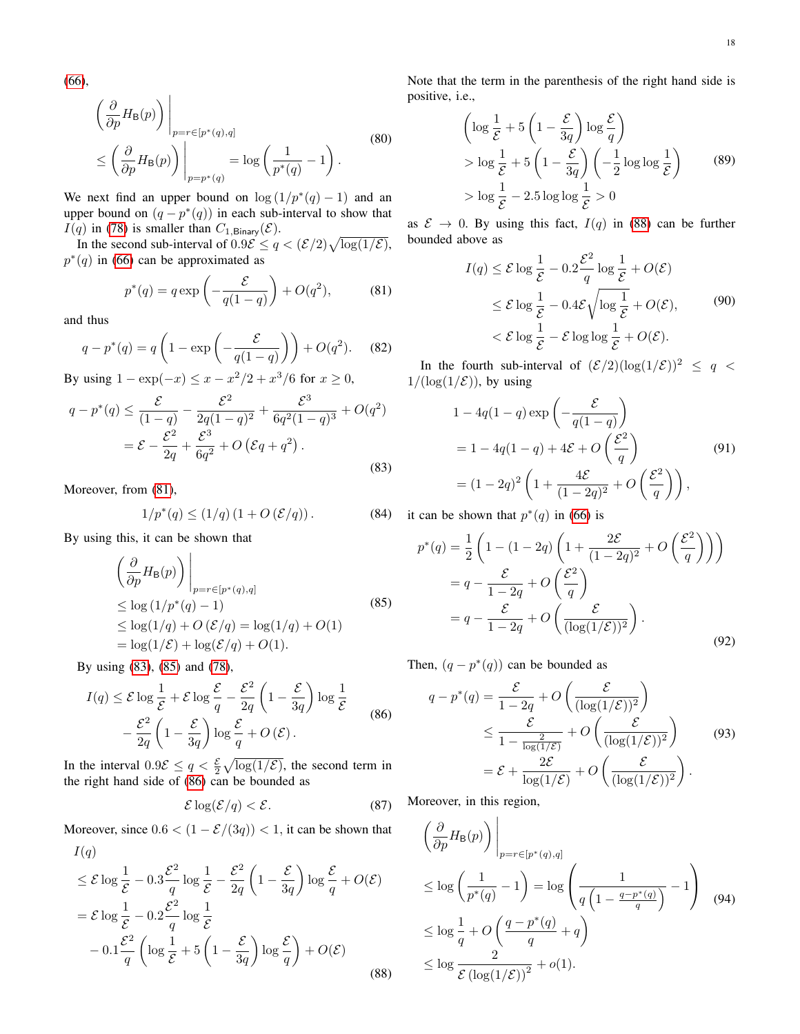(66),

$$
\begin{aligned}
&\left(\frac{\partial}{\partial p} H_{\mathsf{B}}(p)\right)\bigg|_{p=r\in[p^*(q),q]} \\
&\le \left(\frac{\partial}{\partial p} H_{\mathsf{B}}(p)\right)\bigg|_{p=p^*(q)} = \log\left(\frac{1}{p^*(q)}-1\right).
\end{aligned} \tag{80}
$$

We next find an upper bound on $\log(1/p^*(q)-1)$ and an upper bound on $(q-p^*(q))$ in each sub-interval to show that $I(q)$ in (78) is smaller than $C_{1,\mathsf{Binary}}(\mathcal{E})$.

In the second sub-interval of $0.9\mathcal{E} \le q < (\mathcal{E}/2)\sqrt{\log(1/\mathcal{E})}$, $p^*(q)$ in (66) can be approximated as

$$
p^*(q) = q\exp\left(-\frac{\mathcal{E}}{q(1-q)}\right) + O(q^2), \tag{81}
$$

and thus

$$
q - p^*(q) = q\left(1-\exp\left(-\frac{\mathcal{E}}{q(1-q)}\right)\right) + O(q^2). \tag{82}
$$

By using $1-\exp(-x) \le x - x^2/2 + x^3/6$ for $x \ge 0$,

$$
\begin{aligned}
q - p^*(q) &\le \frac{\mathcal{E}}{(1-q)} - \frac{\mathcal{E}^2}{2q(1-q)^2} + \frac{\mathcal{E}^3}{6q^2(1-q)^3} + O(q^2) \\
&= \mathcal{E} - \frac{\mathcal{E}^2}{2q} + \frac{\mathcal{E}^3}{6q^2} + O\left(\mathcal{E}q + q^2\right).
\end{aligned} \tag{83}
$$

Moreover, from (81),

$$
1/p^*(q) \le (1/q)\left(1 + O\left(\mathcal{E}/q\right)\right). \tag{84}
$$

By using this, it can be shown that

$$
\begin{aligned}
&\left(\frac{\partial}{\partial p} H_{\mathsf{B}}(p)\right)\bigg|_{p=r\in[p^*(q),q]} \\
&\le \log\left(1/p^*(q)-1\right) \\
&\le \log(1/q) + O\left(\mathcal{E}/q\right) = \log(1/q) + O(1) \\
&= \log(1/\mathcal{E}) + \log(\mathcal{E}/q) + O(1).
\end{aligned} \tag{85}
$$

By using (83), (85) and (78),

$$
\begin{aligned}
I(q) \le\ & \mathcal{E}\log\frac{1}{\mathcal{E}} + \mathcal{E}\log\frac{\mathcal{E}}{q} - \frac{\mathcal{E}^2}{2q}\left(1-\frac{\mathcal{E}}{3q}\right)\log\frac{1}{\mathcal{E}} \\
&- \frac{\mathcal{E}^2}{2q}\left(1-\frac{\mathcal{E}}{3q}\right)\log\frac{\mathcal{E}}{q} + O\left(\mathcal{E}\right).
\end{aligned} \tag{86}
$$

In the interval $0.9\mathcal{E} \le q < \frac{\mathcal{E}}{2}\sqrt{\log(1/\mathcal{E})}$, the second term in the right hand side of (86) can be bounded as

$$
\mathcal{E}\log(\mathcal{E}/q) < \mathcal{E}. \tag{87}
$$

Moreover, since $0.6 < (1-\mathcal{E}/(3q)) < 1$, it can be shown that

$$
\begin{aligned}
&I(q) \\
&\le \mathcal{E}\log\frac{1}{\mathcal{E}} - 0.3\frac{\mathcal{E}^2}{q}\log\frac{1}{\mathcal{E}} - \frac{\mathcal{E}^2}{2q}\left(1-\frac{\mathcal{E}}{3q}\right)\log\frac{\mathcal{E}}{q} + O(\mathcal{E}) \\
&= \mathcal{E}\log\frac{1}{\mathcal{E}} - 0.2\frac{\mathcal{E}^2}{q}\log\frac{1}{\mathcal{E}} \\
&\quad - 0.1\frac{\mathcal{E}^2}{q}\left(\log\frac{1}{\mathcal{E}} + 5\left(1-\frac{\mathcal{E}}{3q}\right)\log\frac{\mathcal{E}}{q}\right) + O(\mathcal{E})
\end{aligned} \tag{88}
$$

Note that the term in the parenthesis of the right hand side is positive, i.e.,

$$
\begin{aligned}
&\left(\log\frac{1}{\mathcal{E}} + 5\left(1-\frac{\mathcal{E}}{3q}\right)\log\frac{\mathcal{E}}{q}\right) \\
&> \log\frac{1}{\mathcal{E}} + 5\left(1-\frac{\mathcal{E}}{3q}\right)\left(-\frac{1}{2}\log\log\frac{1}{\mathcal{E}}\right) \\
&> \log\frac{1}{\mathcal{E}} - 2.5\log\log\frac{1}{\mathcal{E}} > 0
\end{aligned} \tag{89}
$$

as $\mathcal{E} \to 0$. By using this fact, $I(q)$ in (88) can be further bounded above as

$$
\begin{aligned}
I(q) &\le \mathcal{E}\log\frac{1}{\mathcal{E}} - 0.2\frac{\mathcal{E}^2}{q}\log\frac{1}{\mathcal{E}} + O(\mathcal{E}) \\
&\le \mathcal{E}\log\frac{1}{\mathcal{E}} - 0.4\mathcal{E}\sqrt{\log\frac{1}{\mathcal{E}}} + O(\mathcal{E}), \\
&< \mathcal{E}\log\frac{1}{\mathcal{E}} - \mathcal{E}\log\log\frac{1}{\mathcal{E}} + O(\mathcal{E}).
\end{aligned} \tag{90}
$$

In the fourth sub-interval of $(\mathcal{E}/2)(\log(1/\mathcal{E}))^2 \le q < 1/(\log(1/\mathcal{E}))$, by using

$$
\begin{aligned}
&1 - 4q(1-q)\exp\left(-\frac{\mathcal{E}}{q(1-q)}\right) \\
&= 1 - 4q(1-q) + 4\mathcal{E} + O\left(\frac{\mathcal{E}^2}{q}\right) \\
&= (1-2q)^2\left(1 + \frac{4\mathcal{E}}{(1-2q)^2} + O\left(\frac{\mathcal{E}^2}{q}\right)\right),
\end{aligned} \tag{91}
$$

it can be shown that $p^*(q)$ in (66) is

$$
\begin{aligned}
p^*(q) &= \frac{1}{2}\left(1-(1-2q)\left(1+\frac{2\mathcal{E}}{(1-2q)^2} + O\left(\frac{\mathcal{E}^2}{q}\right)\right)\right) \\
&= q - \frac{\mathcal{E}}{1-2q} + O\left(\frac{\mathcal{E}^2}{q}\right) \\
&= q - \frac{\mathcal{E}}{1-2q} + O\left(\frac{\mathcal{E}}{(\log(1/\mathcal{E}))^2}\right).
\end{aligned} \tag{92}
$$

Then, $(q-p^*(q))$ can be bounded as

$$
\begin{aligned}
q - p^*(q) &= \frac{\mathcal{E}}{1-2q} + O\left(\frac{\mathcal{E}}{(\log(1/\mathcal{E}))^2}\right) \\
&\le \frac{\mathcal{E}}{1-\frac{2}{\log(1/\mathcal{E})}} + O\left(\frac{\mathcal{E}}{(\log(1/\mathcal{E}))^2}\right) \\
&= \mathcal{E} + \frac{2\mathcal{E}}{\log(1/\mathcal{E})} + O\left(\frac{\mathcal{E}}{(\log(1/\mathcal{E}))^2}\right).
\end{aligned} \tag{93}
$$

Moreover, in this region,

$$
\begin{aligned}
&\left(\frac{\partial}{\partial p} H_{\mathsf{B}}(p)\right)\bigg|_{p=r\in[p^*(q),q]} \\
&\le \log\left(\frac{1}{p^*(q)}-1\right) = \log\left(\frac{1}{q\left(1-\frac{q-p^*(q)}{q}\right)}-1\right) \\
&\le \log\frac{1}{q} + O\left(\frac{q-p^*(q)}{q} + q\right) \\
&\le \log\frac{2}{\mathcal{E}\left(\log(1/\mathcal{E})\right)^2} + o(1).
\end{aligned} \tag{94}
$$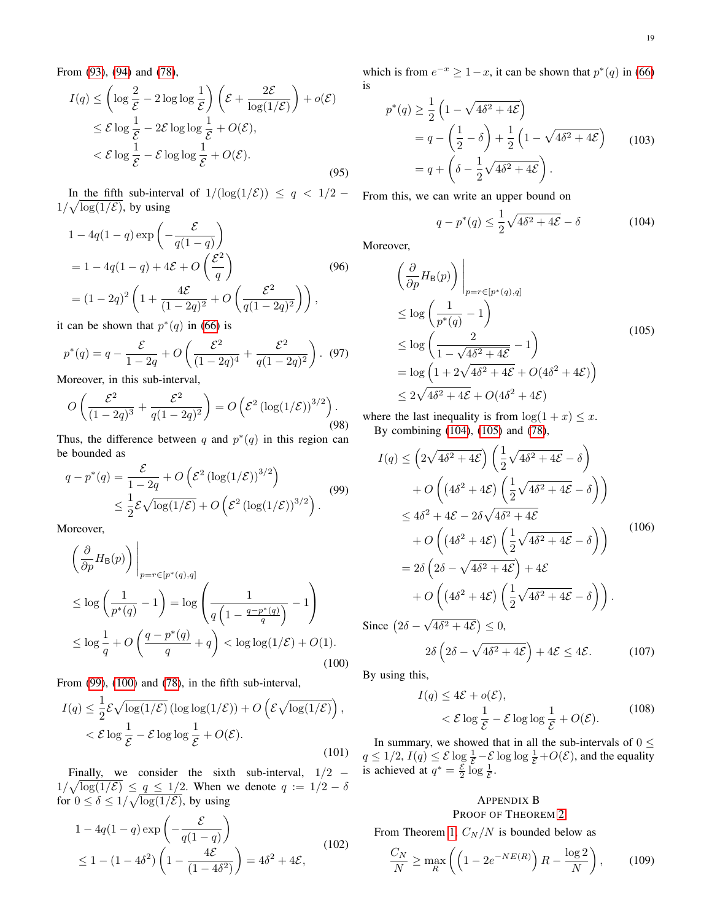From (93), (94) and (78),

$$
\begin{aligned}
I(q) &\le \left(\log\frac{2}{\mathcal{E}} - 2\log\log\frac{1}{\mathcal{E}}\right)\left(\mathcal{E} + \frac{2\mathcal{E}}{\log(1/\mathcal{E})}\right) + o(\mathcal{E}) \\
&\le \mathcal{E}\log\frac{1}{\mathcal{E}} - 2\mathcal{E}\log\log\frac{1}{\mathcal{E}} + O(\mathcal{E}), \\
&< \mathcal{E}\log\frac{1}{\mathcal{E}} - \mathcal{E}\log\log\frac{1}{\mathcal{E}} + O(\mathcal{E}).
\end{aligned} \tag{95}
$$

In the fifth sub-interval of $1/(\log(1/\mathcal{E})) \le q < 1/2 - 1/\sqrt{\log(1/\mathcal{E})}$, by using

$$
\begin{aligned}
&1 - 4q(1-q)\exp\left(-\frac{\mathcal{E}}{q(1-q)}\right) \\
&= 1 - 4q(1-q) + 4\mathcal{E} + O\left(\frac{\mathcal{E}^2}{q}\right) \\
&= (1-2q)^2\left(1 + \frac{4\mathcal{E}}{(1-2q)^2} + O\left(\frac{\mathcal{E}^2}{q(1-2q)^2}\right)\right),
\end{aligned} \tag{96}
$$

it can be shown that $p^*(q)$ in (66) is

$$
p^*(q) = q - \frac{\mathcal{E}}{1-2q} + O\left(\frac{\mathcal{E}^2}{(1-2q)^4} + \frac{\mathcal{E}^2}{q(1-2q)^2}\right). \tag{97}
$$

Moreover, in this sub-interval,

$$
O\left(\frac{\mathcal{E}^2}{(1-2q)^3} + \frac{\mathcal{E}^2}{q(1-2q)^2}\right) = O\left(\mathcal{E}^2\left(\log(1/\mathcal{E})\right)^{3/2}\right). \tag{98}
$$

Thus, the difference between $q$ and $p^*(q)$ in this region can be bounded as

$$
\begin{aligned}
q - p^*(q) &= \frac{\mathcal{E}}{1-2q} + O\left(\mathcal{E}^2\left(\log(1/\mathcal{E})\right)^{3/2}\right) \\
&\le \frac{1}{2}\mathcal{E}\sqrt{\log(1/\mathcal{E})} + O\left(\mathcal{E}^2\left(\log(1/\mathcal{E})\right)^{3/2}\right).
\end{aligned} \tag{99}
$$

Moreover,

$$
\begin{aligned}
&\left(\frac{\partial}{\partial p}H_{\mathsf{B}}(p)\right)\Bigg|_{p=r\in[p^*(q),q]} \\
&\le \log\left(\frac{1}{p^*(q)} - 1\right) = \log\left(\frac{1}{q\left(1 - \frac{q-p^*(q)}{q}\right)} - 1\right) \\
&\le \log\frac{1}{q} + O\left(\frac{q-p^*(q)}{q} + q\right) < \log\log(1/\mathcal{E}) + O(1).
\end{aligned} \tag{100}
$$

From (99), (100) and (78), in the fifth sub-interval,

$$
\begin{aligned}
I(q) &\le \frac{1}{2}\mathcal{E}\sqrt{\log(1/\mathcal{E})}\left(\log\log(1/\mathcal{E})\right) + O\left(\mathcal{E}\sqrt{\log(1/\mathcal{E})}\right), \\
&< \mathcal{E}\log\frac{1}{\mathcal{E}} - \mathcal{E}\log\log\frac{1}{\mathcal{E}} + O(\mathcal{E}).
\end{aligned} \tag{101}
$$

Finally, we consider the sixth sub-interval, $1/2 - 1/\sqrt{\log(1/\mathcal{E})} \le q \le 1/2$. When we denote $q := 1/2 - \delta$ for $0 \le \delta \le 1/\sqrt{\log(1/\mathcal{E})}$, by using

$$
\begin{aligned}
&1 - 4q(1-q)\exp\left(-\frac{\mathcal{E}}{q(1-q)}\right) \\
&\le 1 - (1-4\delta^2)\left(1 - \frac{4\mathcal{E}}{(1-4\delta^2)}\right) = 4\delta^2 + 4\mathcal{E},
\end{aligned} \tag{102}
$$

which is from $e^{-x} \ge 1 - x$, it can be shown that $p^*(q)$ in (66) is

$$
\begin{aligned}
p^*(q) &\ge \frac{1}{2}\left(1 - \sqrt{4\delta^2 + 4\mathcal{E}}\right) \\
&= q - \left(\frac{1}{2} - \delta\right) + \frac{1}{2}\left(1 - \sqrt{4\delta^2 + 4\mathcal{E}}\right) \\
&= q + \left(\delta - \frac{1}{2}\sqrt{4\delta^2 + 4\mathcal{E}}\right).
\end{aligned} \tag{103}
$$

From this, we can write an upper bound on

$$
q - p^*(q) \le \frac{1}{2}\sqrt{4\delta^2 + 4\mathcal{E}} - \delta \tag{104}
$$

Moreover,

$$
\begin{aligned}
&\left(\frac{\partial}{\partial p}H_{\mathsf{B}}(p)\right)\Bigg|_{p=r\in[p^*(q),q]} \\
&\le \log\left(\frac{1}{p^*(q)} - 1\right) \\
&\le \log\left(\frac{2}{1 - \sqrt{4\delta^2 + 4\mathcal{E}}} - 1\right) \\
&= \log\left(1 + 2\sqrt{4\delta^2 + 4\mathcal{E}} + O(4\delta^2 + 4\mathcal{E})\right) \\
&\le 2\sqrt{4\delta^2 + 4\mathcal{E}} + O(4\delta^2 + 4\mathcal{E})
\end{aligned} \tag{105}
$$

where the last inequality is from $\log(1+x) \le x$.

By combining (104), (105) and (78),

$$
\begin{aligned}
I(q) &\le \left(2\sqrt{4\delta^2 + 4\mathcal{E}}\right)\left(\frac{1}{2}\sqrt{4\delta^2 + 4\mathcal{E}} - \delta\right) \\
&\quad + O\left(\left(4\delta^2 + 4\mathcal{E}\right)\left(\frac{1}{2}\sqrt{4\delta^2 + 4\mathcal{E}} - \delta\right)\right) \\
&\le 4\delta^2 + 4\mathcal{E} - 2\delta\sqrt{4\delta^2 + 4\mathcal{E}} \\
&\quad + O\left(\left(4\delta^2 + 4\mathcal{E}\right)\left(\frac{1}{2}\sqrt{4\delta^2 + 4\mathcal{E}} - \delta\right)\right) \\
&= 2\delta\left(2\delta - \sqrt{4\delta^2 + 4\mathcal{E}}\right) + 4\mathcal{E} \\
&\quad + O\left(\left(4\delta^2 + 4\mathcal{E}\right)\left(\frac{1}{2}\sqrt{4\delta^2 + 4\mathcal{E}} - \delta\right)\right).
\end{aligned} \tag{106}
$$

Since $\left(2\delta - \sqrt{4\delta^2 + 4\mathcal{E}}\right) \le 0$,

$$
2\delta\left(2\delta - \sqrt{4\delta^2 + 4\mathcal{E}}\right) + 4\mathcal{E} \le 4\mathcal{E}. \tag{107}
$$

By using this,

$$
\begin{aligned}
I(q) &\le 4\mathcal{E} + o(\mathcal{E}), \\
&< \mathcal{E}\log\frac{1}{\mathcal{E}} - \mathcal{E}\log\log\frac{1}{\mathcal{E}} + O(\mathcal{E}).
\end{aligned} \tag{108}
$$

In summary, we showed that in all the sub-intervals of $0 \le q \le 1/2$, $I(q) \le \mathcal{E}\log\frac{1}{\mathcal{E}} - \mathcal{E}\log\log\frac{1}{\mathcal{E}} + O(\mathcal{E})$, and the equality is achieved at $q^* = \frac{\mathcal{E}}{2}\log\frac{1}{\mathcal{E}}$.

## Appendix B
## Proof of Theorem 2

From Theorem 1, $C_N/N$ is bounded below as

$$
\frac{C_N}{N} \ge \max_R\left(\left(1 - 2e^{-NE(R)}\right)R - \frac{\log 2}{N}\right), \tag{109}
$$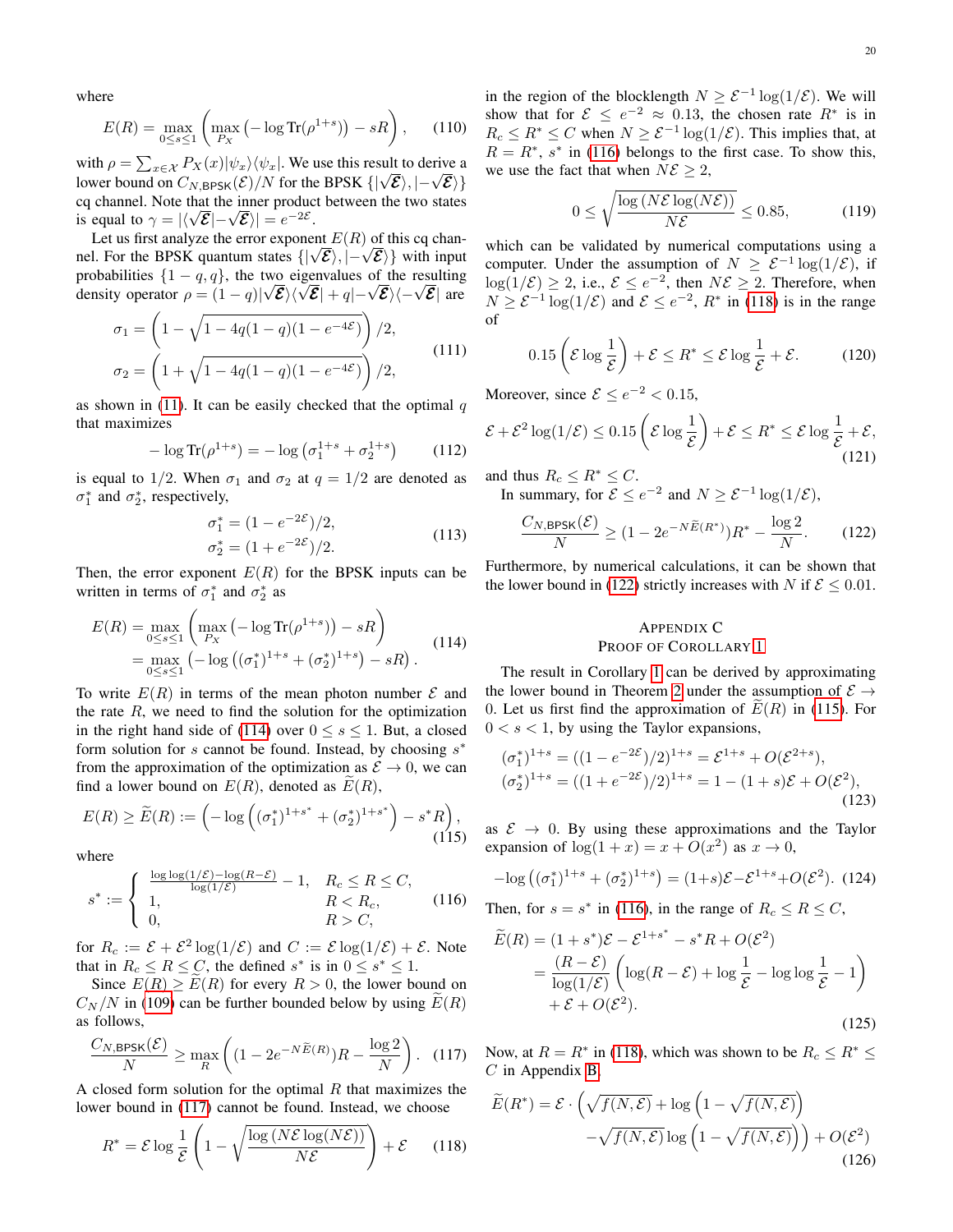where

$$E(R) = \max_{0\le s\le 1}\left(\max_{P_X}\left(-\log \mathrm{Tr}(\rho^{1+s})\right) - sR\right), \tag{110}$$

with $\rho = \sum_{x\in\mathcal{X}} P_X(x)|\psi_x\rangle\langle\psi_x|$. We use this result to derive a lower bound on $C_{N,\mathsf{BPSK}}(\mathcal{E})/N$ for the BPSK $\{|\sqrt{\mathcal{E}}\rangle, |-\sqrt{\mathcal{E}}\rangle\}$ cq channel. Note that the inner product between the two states is equal to $\gamma = |\langle\sqrt{\mathcal{E}}|-\sqrt{\mathcal{E}}\rangle| = e^{-2\mathcal{E}}$.

Let us first analyze the error exponent $E(R)$ of this cq channel. For the BPSK quantum states $\{|\sqrt{\mathcal{E}}\rangle, |-\sqrt{\mathcal{E}}\rangle\}$ with input probabilities $\{1-q, q\}$, the two eigenvalues of the resulting density operator $\rho = (1-q)|\sqrt{\mathcal{E}}\rangle\langle\sqrt{\mathcal{E}}| + q|-\sqrt{\mathcal{E}}\rangle\langle-\sqrt{\mathcal{E}}|$ are

$$\begin{aligned}
\sigma_1 &= \left(1 - \sqrt{1-4q(1-q)(1-e^{-4\mathcal{E}})}\right)/2,\\
\sigma_2 &= \left(1 + \sqrt{1-4q(1-q)(1-e^{-4\mathcal{E}})}\right)/2,
\end{aligned} \tag{111}$$

as shown in (11). It can be easily checked that the optimal $q$ that maximizes

$$-\log \mathrm{Tr}(\rho^{1+s}) = -\log\left(\sigma_1^{1+s} + \sigma_2^{1+s}\right) \tag{112}$$

is equal to $1/2$. When $\sigma_1$ and $\sigma_2$ at $q = 1/2$ are denoted as $\sigma_1^*$ and $\sigma_2^*$, respectively,

$$\begin{aligned}
\sigma_1^* &= (1-e^{-2\mathcal{E}})/2,\\
\sigma_2^* &= (1+e^{-2\mathcal{E}})/2.
\end{aligned} \tag{113}$$

Then, the error exponent $E(R)$ for the BPSK inputs can be written in terms of $\sigma_1^*$ and $\sigma_2^*$ as

$$\begin{aligned}
E(R) &= \max_{0\le s\le 1}\left(\max_{P_X}\left(-\log \mathrm{Tr}(\rho^{1+s})\right) - sR\right)\\
&= \max_{0\le s\le 1}\left(-\log\left((\sigma_1^*)^{1+s} + (\sigma_2^*)^{1+s}\right) - sR\right).
\end{aligned} \tag{114}$$

To write $E(R)$ in terms of the mean photon number $\mathcal{E}$ and the rate $R$, we need to find the solution for the optimization in the right hand side of (114) over $0 \le s \le 1$. But, a closed form solution for $s$ cannot be found. Instead, by choosing $s^*$ from the approximation of the optimization as $\mathcal{E} \to 0$, we can find a lower bound on $E(R)$, denoted as $\widetilde{E}(R)$,

$$E(R) \ge \widetilde{E}(R) := \left(-\log\left((\sigma_1^*)^{1+s^*} + (\sigma_2^*)^{1+s^*}\right) - s^*R\right), \tag{115}$$

where

$$s^* := \begin{cases} \frac{\log\log(1/\mathcal{E}) - \log(R-\mathcal{E})}{\log(1/\mathcal{E})} - 1, & R_c \le R \le C,\\ 1, & R < R_c,\\ 0, & R > C,\end{cases} \tag{116}$$

for $R_c := \mathcal{E} + \mathcal{E}^2\log(1/\mathcal{E})$ and $C := \mathcal{E}\log(1/\mathcal{E}) + \mathcal{E}$. Note that in $R_c \le R \le C$, the defined $s^*$ is in $0 \le s^* \le 1$.

Since $E(R) \ge \widetilde{E}(R)$ for every $R > 0$, the lower bound on $C_N/N$ in (109) can be further bounded below by using $\widetilde{E}(R)$ as follows,

$$\frac{C_{N,\mathsf{BPSK}}(\mathcal{E})}{N} \ge \max_R\left((1-2e^{-N\widetilde{E}(R)})R - \frac{\log 2}{N}\right). \tag{117}$$

A closed form solution for the optimal $R$ that maximizes the lower bound in (117) cannot be found. Instead, we choose

$$R^* = \mathcal{E}\log\frac{1}{\mathcal{E}}\left(1 - \sqrt{\frac{\log\left(N\mathcal{E}\log(N\mathcal{E})\right)}{N\mathcal{E}}}\right) + \mathcal{E} \tag{118}$$

in the region of the blocklength $N \ge \mathcal{E}^{-1}\log(1/\mathcal{E})$. We will show that for $\mathcal{E} \le e^{-2} \approx 0.13$, the chosen rate $R^*$ is in $R_c \le R^* \le C$ when $N \ge \mathcal{E}^{-1}\log(1/\mathcal{E})$. This implies that, at $R = R^*$, $s^*$ in (116) belongs to the first case. To show this, we use the fact that when $N\mathcal{E} \ge 2$,

$$0 \le \sqrt{\frac{\log\left(N\mathcal{E}\log(N\mathcal{E})\right)}{N\mathcal{E}}} \le 0.85, \tag{119}$$

which can be validated by numerical computations using a computer. Under the assumption of $N \ge \mathcal{E}^{-1}\log(1/\mathcal{E})$, if $\log(1/\mathcal{E}) \ge 2$, i.e., $\mathcal{E} \le e^{-2}$, then $N\mathcal{E} \ge 2$. Therefore, when $N \ge \mathcal{E}^{-1}\log(1/\mathcal{E})$ and $\mathcal{E} \le e^{-2}$, $R^*$ in (118) is in the range of

$$0.15\left(\mathcal{E}\log\frac{1}{\mathcal{E}}\right) + \mathcal{E} \le R^* \le \mathcal{E}\log\frac{1}{\mathcal{E}} + \mathcal{E}. \tag{120}$$

Moreover, since $\mathcal{E} \le e^{-2} < 0.15$,

$$\mathcal{E} + \mathcal{E}^2\log(1/\mathcal{E}) \le 0.15\left(\mathcal{E}\log\frac{1}{\mathcal{E}}\right) + \mathcal{E} \le R^* \le \mathcal{E}\log\frac{1}{\mathcal{E}} + \mathcal{E}, \tag{121}$$

and thus $R_c \le R^* \le C$.

In summary, for $\mathcal{E} \le e^{-2}$ and $N \ge \mathcal{E}^{-1}\log(1/\mathcal{E})$,

$$\frac{C_{N,\mathsf{BPSK}}(\mathcal{E})}{N} \ge (1-2e^{-N\widetilde{E}(R^*)})R^* - \frac{\log 2}{N}. \tag{122}$$

Furthermore, by numerical calculations, it can be shown that the lower bound in (122) strictly increases with $N$ if $\mathcal{E} \le 0.01$.

## Appendix C
## Proof of Corollary 1

The result in Corollary 1 can be derived by approximating the lower bound in Theorem 2 under the assumption of $\mathcal{E} \to 0$. Let us first find the approximation of $\widetilde{E}(R)$ in (115). For $0 < s < 1$, by using the Taylor expansions,

$$\begin{aligned}
(\sigma_1^*)^{1+s} &= ((1-e^{-2\mathcal{E}})/2)^{1+s} = \mathcal{E}^{1+s} + O(\mathcal{E}^{2+s}),\\
(\sigma_2^*)^{1+s} &= ((1+e^{-2\mathcal{E}})/2)^{1+s} = 1-(1+s)\mathcal{E} + O(\mathcal{E}^2),
\end{aligned} \tag{123}$$

as $\mathcal{E} \to 0$. By using these approximations and the Taylor expansion of $\log(1+x) = x + O(x^2)$ as $x \to 0$,

$$-\log\left((\sigma_1^*)^{1+s} + (\sigma_2^*)^{1+s}\right) = (1+s)\mathcal{E} - \mathcal{E}^{1+s} + O(\mathcal{E}^2). \tag{124}$$

Then, for $s = s^*$ in (116), in the range of $R_c \le R \le C$,

$$\begin{aligned}
\widetilde{E}(R) &= (1+s^*)\mathcal{E} - \mathcal{E}^{1+s^*} - s^*R + O(\mathcal{E}^2)\\
&= \frac{(R-\mathcal{E})}{\log(1/\mathcal{E})}\left(\log(R-\mathcal{E}) + \log\frac{1}{\mathcal{E}} - \log\log\frac{1}{\mathcal{E}} - 1\right)\\
&\quad + \mathcal{E} + O(\mathcal{E}^2).
\end{aligned} \tag{125}$$

Now, at $R = R^*$ in (118), which was shown to be $R_c \le R^* \le C$ in Appendix B,

$$\begin{aligned}
\widetilde{E}(R^*) = \mathcal{E}\cdot\Big(&\sqrt{f(N,\mathcal{E})} + \log\left(1-\sqrt{f(N,\mathcal{E})}\right)\\
&-\sqrt{f(N,\mathcal{E})}\log\left(1-\sqrt{f(N,\mathcal{E})}\right)\Big) + O(\mathcal{E}^2)
\end{aligned} \tag{126}$$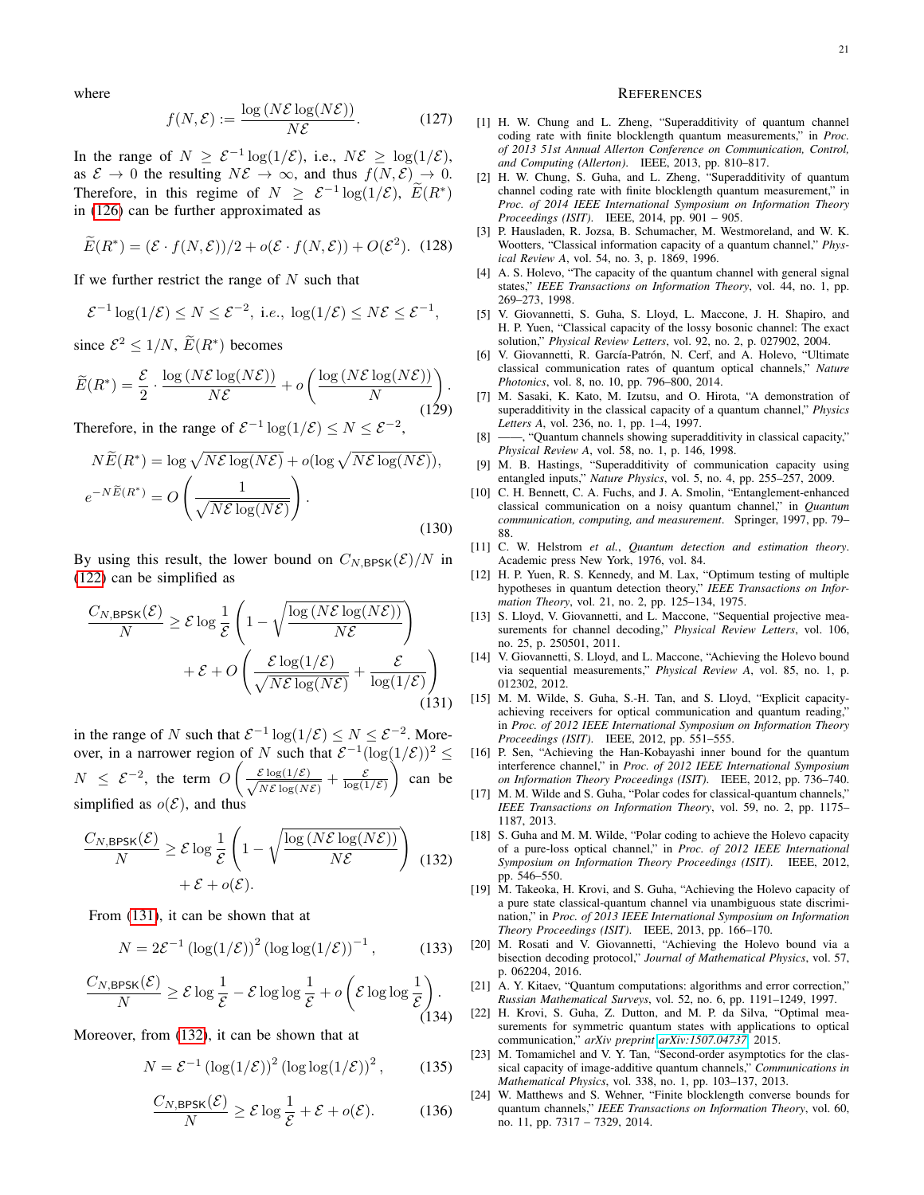where

$$f(N,\mathcal{E}) := \frac{\log(N\mathcal{E}\log(N\mathcal{E}))}{N\mathcal{E}}. \tag{127}$$

In the range of $N \geq \mathcal{E}^{-1}\log(1/\mathcal{E})$, i.e., $N\mathcal{E} \geq \log(1/\mathcal{E})$, as $\mathcal{E} \to 0$ the resulting $N\mathcal{E} \to \infty$, and thus $f(N,\mathcal{E}) \to 0$. Therefore, in this regime of $N \geq \mathcal{E}^{-1}\log(1/\mathcal{E})$, $\widetilde{E}(R^*)$ in (126) can be further approximated as

$$\widetilde{E}(R^*) = (\mathcal{E}\cdot f(N,\mathcal{E}))/2 + o(\mathcal{E}\cdot f(N,\mathcal{E})) + O(\mathcal{E}^2). \tag{128}$$

If we further restrict the range of $N$ such that

$$\mathcal{E}^{-1}\log(1/\mathcal{E}) \leq N \leq \mathcal{E}^{-2}, \text{ i.e., } \log(1/\mathcal{E}) \leq N\mathcal{E} \leq \mathcal{E}^{-1},$$

since $\mathcal{E}^2 \leq 1/N$, $\widetilde{E}(R^*)$ becomes

$$\widetilde{E}(R^*) = \frac{\mathcal{E}}{2}\cdot\frac{\log(N\mathcal{E}\log(N\mathcal{E}))}{N\mathcal{E}} + o\left(\frac{\log(N\mathcal{E}\log(N\mathcal{E}))}{N}\right). \tag{129}$$

Therefore, in the range of $\mathcal{E}^{-1}\log(1/\mathcal{E}) \leq N \leq \mathcal{E}^{-2}$,

$$\begin{aligned} N\widetilde{E}(R^*) &= \log\sqrt{N\mathcal{E}\log(N\mathcal{E})} + o(\log\sqrt{N\mathcal{E}\log(N\mathcal{E})}),\\ e^{-N\widetilde{E}(R^*)} &= O\left(\frac{1}{\sqrt{N\mathcal{E}\log(N\mathcal{E})}}\right). \end{aligned} \tag{130}$$

By using this result, the lower bound on $C_{N,\mathsf{BPSK}}(\mathcal{E})/N$ in (122) can be simplified as

$$\begin{aligned} \frac{C_{N,\mathsf{BPSK}}(\mathcal{E})}{N} \geq\ & \mathcal{E}\log\frac{1}{\mathcal{E}}\left(1-\sqrt{\frac{\log(N\mathcal{E}\log(N\mathcal{E}))}{N\mathcal{E}}}\right)\\ &+\mathcal{E} + O\left(\frac{\mathcal{E}\log(1/\mathcal{E})}{\sqrt{N\mathcal{E}\log(N\mathcal{E})}} + \frac{\mathcal{E}}{\log(1/\mathcal{E})}\right) \end{aligned} \tag{131}$$

in the range of $N$ such that $\mathcal{E}^{-1}\log(1/\mathcal{E}) \leq N \leq \mathcal{E}^{-2}$. Moreover, in a narrower region of $N$ such that $\mathcal{E}^{-1}(\log(1/\mathcal{E}))^2 \leq N \leq \mathcal{E}^{-2}$, the term $O\left(\frac{\mathcal{E}\log(1/\mathcal{E})}{\sqrt{N\mathcal{E}\log(N\mathcal{E})}} + \frac{\mathcal{E}}{\log(1/\mathcal{E})}\right)$ can be simplified as $o(\mathcal{E})$, and thus

$$\begin{aligned} \frac{C_{N,\mathsf{BPSK}}(\mathcal{E})}{N} \geq\ & \mathcal{E}\log\frac{1}{\mathcal{E}}\left(1-\sqrt{\frac{\log(N\mathcal{E}\log(N\mathcal{E}))}{N\mathcal{E}}}\right)\\ &+\mathcal{E} + o(\mathcal{E}). \end{aligned} \tag{132}$$

From (131), it can be shown that at

$$N = 2\mathcal{E}^{-1}(\log(1/\mathcal{E}))^2(\log\log(1/\mathcal{E}))^{-1}, \tag{133}$$

$$\frac{C_{N,\mathsf{BPSK}}(\mathcal{E})}{N} \geq \mathcal{E}\log\frac{1}{\mathcal{E}} - \mathcal{E}\log\log\frac{1}{\mathcal{E}} + o\left(\mathcal{E}\log\log\frac{1}{\mathcal{E}}\right). \tag{134}$$

Moreover, from (132), it can be shown that at

$$N = \mathcal{E}^{-1}(\log(1/\mathcal{E}))^2(\log\log(1/\mathcal{E}))^2, \tag{135}$$

$$\frac{C_{N,\mathsf{BPSK}}(\mathcal{E})}{N} \geq \mathcal{E}\log\frac{1}{\mathcal{E}} + \mathcal{E} + o(\mathcal{E}). \tag{136}$$

## REFERENCES

[1] H. W. Chung and L. Zheng, "Superadditivity of quantum channel coding rate with finite blocklength quantum measurements," in *Proc. of 2013 51st Annual Allerton Conference on Communication, Control, and Computing (Allerton)*. IEEE, 2013, pp. 810–817.

[2] H. W. Chung, S. Guha, and L. Zheng, "Superadditivity of quantum channel coding rate with finite blocklength quantum measurement," in *Proc. of 2014 IEEE International Symposium on Information Theory Proceedings (ISIT)*. IEEE, 2014, pp. 901 – 905.

[3] P. Hausladen, R. Jozsa, B. Schumacher, M. Westmoreland, and W. K. Wootters, "Classical information capacity of a quantum channel," *Physical Review A*, vol. 54, no. 3, p. 1869, 1996.

[4] A. S. Holevo, "The capacity of the quantum channel with general signal states," *IEEE Transactions on Information Theory*, vol. 44, no. 1, pp. 269–273, 1998.

[5] V. Giovannetti, S. Guha, S. Lloyd, L. Maccone, J. H. Shapiro, and H. P. Yuen, "Classical capacity of the lossy bosonic channel: The exact solution," *Physical Review Letters*, vol. 92, no. 2, p. 027902, 2004.

[6] V. Giovannetti, R. García-Patrón, N. Cerf, and A. Holevo, "Ultimate classical communication rates of quantum optical channels," *Nature Photonics*, vol. 8, no. 10, pp. 796–800, 2014.

[7] M. Sasaki, K. Kato, M. Izutsu, and O. Hirota, "A demonstration of superadditivity in the classical capacity of a quantum channel," *Physics Letters A*, vol. 236, no. 1, pp. 1–4, 1997.

[8] ——, "Quantum channels showing superadditivity in classical capacity," *Physical Review A*, vol. 58, no. 1, p. 146, 1998.

[9] M. B. Hastings, "Superadditivity of communication capacity using entangled inputs," *Nature Physics*, vol. 5, no. 4, pp. 255–257, 2009.

[10] C. H. Bennett, C. A. Fuchs, and J. A. Smolin, "Entanglement-enhanced classical communication on a noisy quantum channel," in *Quantum communication, computing, and measurement*. Springer, 1997, pp. 79–88.

[11] C. W. Helstrom *et al.*, *Quantum detection and estimation theory*. Academic press New York, 1976, vol. 84.

[12] H. P. Yuen, R. S. Kennedy, and M. Lax, "Optimum testing of multiple hypotheses in quantum detection theory," *IEEE Transactions on Information Theory*, vol. 21, no. 2, pp. 125–134, 1975.

[13] S. Lloyd, V. Giovannetti, and L. Maccone, "Sequential projective measurements for channel decoding," *Physical Review Letters*, vol. 106, no. 25, p. 250501, 2011.

[14] V. Giovannetti, S. Lloyd, and L. Maccone, "Achieving the Holevo bound via sequential measurements," *Physical Review A*, vol. 85, no. 1, p. 012302, 2012.

[15] M. M. Wilde, S. Guha, S.-H. Tan, and S. Lloyd, "Explicit capacity-achieving receivers for optical communication and quantum reading," in *Proc. of 2012 IEEE International Symposium on Information Theory Proceedings (ISIT)*. IEEE, 2012, pp. 551–555.

[16] P. Sen, "Achieving the Han-Kobayashi inner bound for the quantum interference channel," in *Proc. of 2012 IEEE International Symposium on Information Theory Proceedings (ISIT)*. IEEE, 2012, pp. 736–740.

[17] M. M. Wilde and S. Guha, "Polar codes for classical-quantum channels," *IEEE Transactions on Information Theory*, vol. 59, no. 2, pp. 1175–1187, 2013.

[18] S. Guha and M. M. Wilde, "Polar coding to achieve the Holevo capacity of a pure-loss optical channel," in *Proc. of 2012 IEEE International Symposium on Information Theory Proceedings (ISIT)*. IEEE, 2012, pp. 546–550.

[19] M. Takeoka, H. Krovi, and S. Guha, "Achieving the Holevo capacity of a pure state classical-quantum channel via unambiguous state discrimination," in *Proc. of 2013 IEEE International Symposium on Information Theory Proceedings (ISIT)*. IEEE, 2013, pp. 166–170.

[20] M. Rosati and V. Giovannetti, "Achieving the Holevo bound via a bisection decoding protocol," *Journal of Mathematical Physics*, vol. 57, p. 062204, 2016.

[21] A. Y. Kitaev, "Quantum computations: algorithms and error correction," *Russian Mathematical Surveys*, vol. 52, no. 6, pp. 1191–1249, 1997.

[22] H. Krovi, S. Guha, Z. Dutton, and M. P. da Silva, "Optimal measurements for symmetric quantum states with applications to optical communication," *arXiv preprint arXiv:1507.04737*, 2015.

[23] M. Tomamichel and V. Y. Tan, "Second-order asymptotics for the classical capacity of image-additive quantum channels," *Communications in Mathematical Physics*, vol. 338, no. 1, pp. 103–137, 2013.

[24] W. Matthews and S. Wehner, "Finite blocklength converse bounds for quantum channels," *IEEE Transactions on Information Theory*, vol. 60, no. 11, pp. 7317 – 7329, 2014.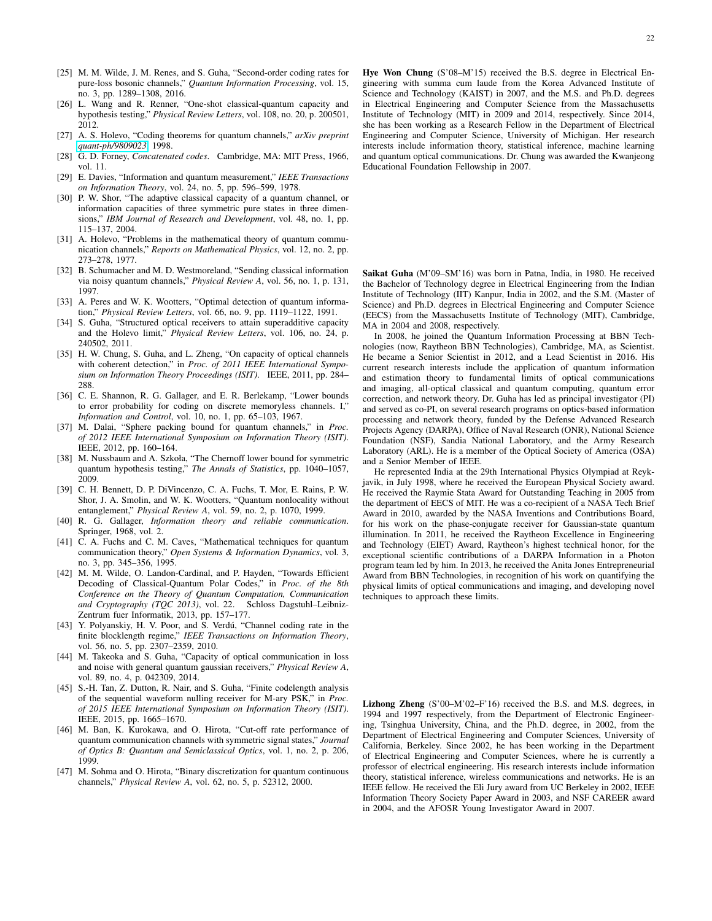[25] M. M. Wilde, J. M. Renes, and S. Guha, "Second-order coding rates for pure-loss bosonic channels," *Quantum Information Processing*, vol. 15, no. 3, pp. 1289–1308, 2016.

[26] L. Wang and R. Renner, "One-shot classical-quantum capacity and hypothesis testing," *Physical Review Letters*, vol. 108, no. 20, p. 200501, 2012.

[27] A. S. Holevo, "Coding theorems for quantum channels," *arXiv preprint quant-ph/9809023*, 1998.

[28] G. D. Forney, *Concatenated codes*. Cambridge, MA: MIT Press, 1966, vol. 11.

[29] E. Davies, "Information and quantum measurement," *IEEE Transactions on Information Theory*, vol. 24, no. 5, pp. 596–599, 1978.

[30] P. W. Shor, "The adaptive classical capacity of a quantum channel, or information capacities of three symmetric pure states in three dimensions," *IBM Journal of Research and Development*, vol. 48, no. 1, pp. 115–137, 2004.

[31] A. Holevo, "Problems in the mathematical theory of quantum communication channels," *Reports on Mathematical Physics*, vol. 12, no. 2, pp. 273–278, 1977.

[32] B. Schumacher and M. D. Westmoreland, "Sending classical information via noisy quantum channels," *Physical Review A*, vol. 56, no. 1, p. 131, 1997.

[33] A. Peres and W. K. Wootters, "Optimal detection of quantum information," *Physical Review Letters*, vol. 66, no. 9, pp. 1119–1122, 1991.

[34] S. Guha, "Structured optical receivers to attain superadditive capacity and the Holevo limit," *Physical Review Letters*, vol. 106, no. 24, p. 240502, 2011.

[35] H. W. Chung, S. Guha, and L. Zheng, "On capacity of optical channels with coherent detection," in *Proc. of 2011 IEEE International Symposium on Information Theory Proceedings (ISIT)*. IEEE, 2011, pp. 284–288.

[36] C. E. Shannon, R. G. Gallager, and E. R. Berlekamp, "Lower bounds to error probability for coding on discrete memoryless channels. I," *Information and Control*, vol. 10, no. 1, pp. 65–103, 1967.

[37] M. Dalai, "Sphere packing bound for quantum channels," in *Proc. of 2012 IEEE International Symposium on Information Theory (ISIT)*. IEEE, 2012, pp. 160–164.

[38] M. Nussbaum and A. Szkoła, "The Chernoff lower bound for symmetric quantum hypothesis testing," *The Annals of Statistics*, pp. 1040–1057, 2009.

[39] C. H. Bennett, D. P. DiVincenzo, C. A. Fuchs, T. Mor, E. Rains, P. W. Shor, J. A. Smolin, and W. K. Wootters, "Quantum nonlocality without entanglement," *Physical Review A*, vol. 59, no. 2, p. 1070, 1999.

[40] R. G. Gallager, *Information theory and reliable communication*. Springer, 1968, vol. 2.

[41] C. A. Fuchs and C. M. Caves, "Mathematical techniques for quantum communication theory," *Open Systems & Information Dynamics*, vol. 3, no. 3, pp. 345–356, 1995.

[42] M. M. Wilde, O. Landon-Cardinal, and P. Hayden, "Towards Efficient Decoding of Classical-Quantum Polar Codes," in *Proc. of the 8th Conference on the Theory of Quantum Computation, Communication and Cryptography (TQC 2013)*, vol. 22. Schloss Dagstuhl–Leibniz-Zentrum fuer Informatik, 2013, pp. 157–177.

[43] Y. Polyanskiy, H. V. Poor, and S. Verdú, "Channel coding rate in the finite blocklength regime," *IEEE Transactions on Information Theory*, vol. 56, no. 5, pp. 2307–2359, 2010.

[44] M. Takeoka and S. Guha, "Capacity of optical communication in loss and noise with general quantum gaussian receivers," *Physical Review A*, vol. 89, no. 4, p. 042309, 2014.

[45] S.-H. Tan, Z. Dutton, R. Nair, and S. Guha, "Finite codelength analysis of the sequential waveform nulling receiver for M-ary PSK," in *Proc. of 2015 IEEE International Symposium on Information Theory (ISIT)*. IEEE, 2015, pp. 1665–1670.

[46] M. Ban, K. Kurokawa, and O. Hirota, "Cut-off rate performance of quantum communication channels with symmetric signal states," *Journal of Optics B: Quantum and Semiclassical Optics*, vol. 1, no. 2, p. 206, 1999.

[47] M. Sohma and O. Hirota, "Binary discretization for quantum continuous channels," *Physical Review A*, vol. 62, no. 5, p. 52312, 2000.

**Hye Won Chung** (S'08–M'15) received the B.S. degree in Electrical Engineering with summa cum laude from the Korea Advanced Institute of Science and Technology (KAIST) in 2007, and the M.S. and Ph.D. degrees in Electrical Engineering and Computer Science from the Massachusetts Institute of Technology (MIT) in 2009 and 2014, respectively. Since 2014, she has been working as a Research Fellow in the Department of Electrical Engineering and Computer Science, University of Michigan. Her research interests include information theory, statistical inference, machine learning and quantum optical communications. Dr. Chung was awarded the Kwanjeong Educational Foundation Fellowship in 2007.

**Saikat Guha** (M'09–SM'16) was born in Patna, India, in 1980. He received the Bachelor of Technology degree in Electrical Engineering from the Indian Institute of Technology (IIT) Kanpur, India in 2002, and the S.M. (Master of Science) and Ph.D. degrees in Electrical Engineering and Computer Science (EECS) from the Massachusetts Institute of Technology (MIT), Cambridge, MA in 2004 and 2008, respectively.

In 2008, he joined the Quantum Information Processing at BBN Technologies (now, Raytheon BBN Technologies), Cambridge, MA, as Scientist. He became a Senior Scientist in 2012, and a Lead Scientist in 2016. His current research interests include the application of quantum information and estimation theory to fundamental limits of optical communications and imaging, all-optical classical and quantum computing, quantum error correction, and network theory. Dr. Guha has led as principal investigator (PI) and served as co-PI, on several research programs on optics-based information processing and network theory, funded by the Defense Advanced Research Projects Agency (DARPA), Office of Naval Research (ONR), National Science Foundation (NSF), Sandia National Laboratory, and the Army Research Laboratory (ARL). He is a member of the Optical Society of America (OSA) and a Senior Member of IEEE.

He represented India at the 29th International Physics Olympiad at Reykjavik, in July 1998, where he received the European Physical Society award. He received the Raymie Stata Award for Outstanding Teaching in 2005 from the department of EECS of MIT. He was a co-recipient of a NASA Tech Brief Award in 2010, awarded by the NASA Inventions and Contributions Board, for his work on the phase-conjugate receiver for Gaussian-state quantum illumination. In 2011, he received the Raytheon Excellence in Engineering and Technology (EIET) Award, Raytheon's highest technical honor, for the exceptional scientific contributions of a DARPA Information in a Photon program team led by him. In 2013, he received the Anita Jones Entrepreneurial Award from BBN Technologies, in recognition of his work on quantifying the physical limits of optical communications and imaging, and developing novel techniques to approach these limits.

**Lizhong Zheng** (S'00–M'02–F'16) received the B.S. and M.S. degrees, in 1994 and 1997 respectively, from the Department of Electronic Engineering, Tsinghua University, China, and the Ph.D. degree, in 2002, from the Department of Electrical Engineering and Computer Sciences, University of California, Berkeley. Since 2002, he has been working in the Department of Electrical Engineering and Computer Sciences, where he is currently a professor of electrical engineering. His research interests include information theory, statistical inference, wireless communications and networks. He is an IEEE fellow. He received the Eli Jury award from UC Berkeley in 2002, IEEE Information Theory Society Paper Award in 2003, and NSF CAREER award in 2004, and the AFOSR Young Investigator Award in 2007.